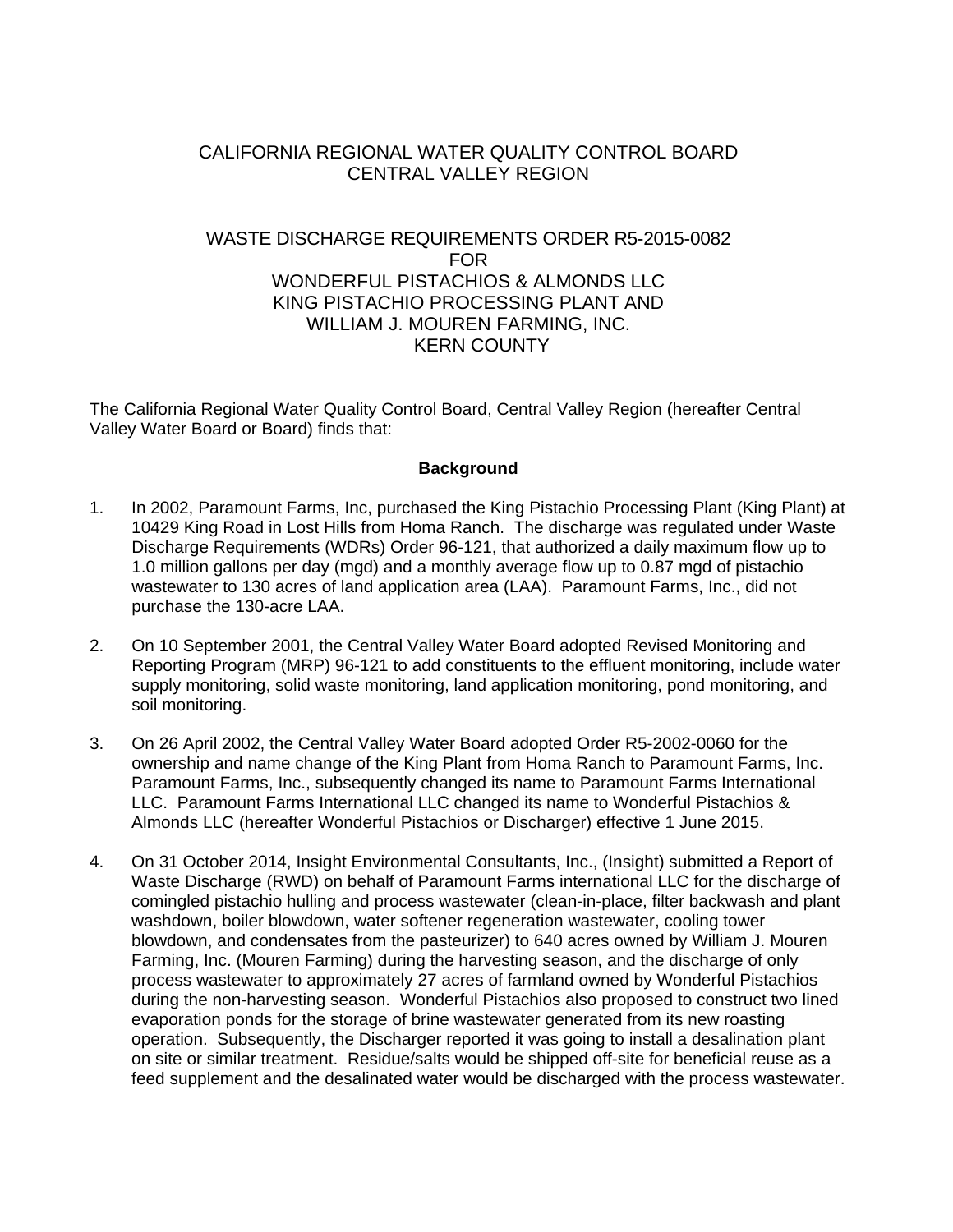CALIFORNIA REGIONAL WATER QUALITY CONTROL BOARD
CENTRAL VALLEY REGION

WASTE DISCHARGE REQUIREMENTS ORDER R5-2015-0082
FOR
WONDERFUL PISTACHIOS & ALMONDS LLC
KING PISTACHIO PROCESSING PLANT AND
WILLIAM J. MOUREN FARMING, INC.
KERN COUNTY

The California Regional Water Quality Control Board, Central Valley Region (hereafter Central Valley Water Board or Board) finds that:

**Background**

1. In 2002, Paramount Farms, Inc, purchased the King Pistachio Processing Plant (King Plant) at 10429 King Road in Lost Hills from Homa Ranch. The discharge was regulated under Waste Discharge Requirements (WDRs) Order 96-121, that authorized a daily maximum flow up to 1.0 million gallons per day (mgd) and a monthly average flow up to 0.87 mgd of pistachio wastewater to 130 acres of land application area (LAA). Paramount Farms, Inc., did not purchase the 130-acre LAA.

2. On 10 September 2001, the Central Valley Water Board adopted Revised Monitoring and Reporting Program (MRP) 96-121 to add constituents to the effluent monitoring, include water supply monitoring, solid waste monitoring, land application monitoring, pond monitoring, and soil monitoring.

3. On 26 April 2002, the Central Valley Water Board adopted Order R5-2002-0060 for the ownership and name change of the King Plant from Homa Ranch to Paramount Farms, Inc. Paramount Farms, Inc., subsequently changed its name to Paramount Farms International LLC. Paramount Farms International LLC changed its name to Wonderful Pistachios & Almonds LLC (hereafter Wonderful Pistachios or Discharger) effective 1 June 2015.

4. On 31 October 2014, Insight Environmental Consultants, Inc., (Insight) submitted a Report of Waste Discharge (RWD) on behalf of Paramount Farms international LLC for the discharge of comingled pistachio hulling and process wastewater (clean-in-place, filter backwash and plant washdown, boiler blowdown, water softener regeneration wastewater, cooling tower blowdown, and condensates from the pasteurizer) to 640 acres owned by William J. Mouren Farming, Inc. (Mouren Farming) during the harvesting season, and the discharge of only process wastewater to approximately 27 acres of farmland owned by Wonderful Pistachios during the non-harvesting season. Wonderful Pistachios also proposed to construct two lined evaporation ponds for the storage of brine wastewater generated from its new roasting operation. Subsequently, the Discharger reported it was going to install a desalination plant on site or similar treatment. Residue/salts would be shipped off-site for beneficial reuse as a feed supplement and the desalinated water would be discharged with the process wastewater.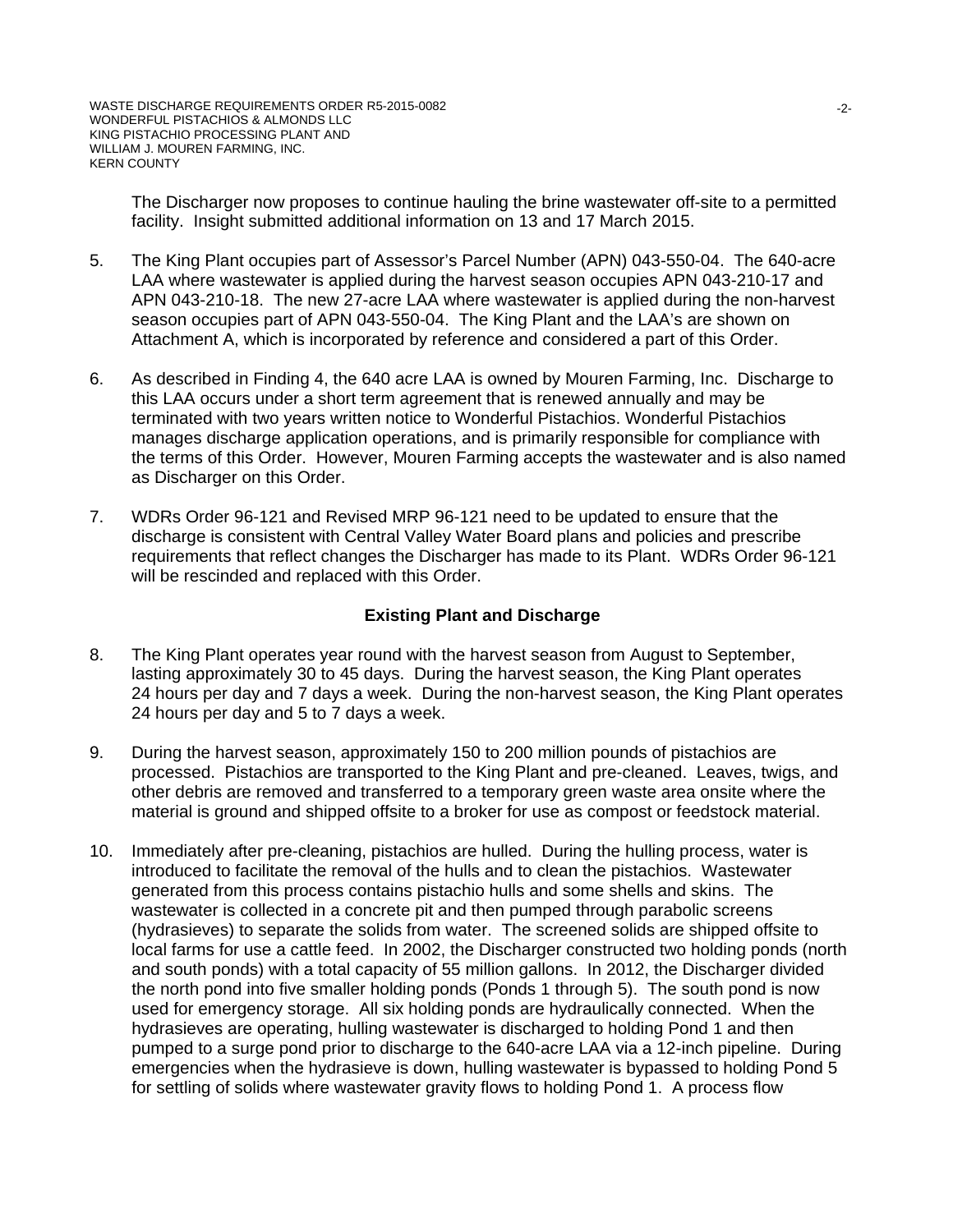The Discharger now proposes to continue hauling the brine wastewater off-site to a permitted facility. Insight submitted additional information on 13 and 17 March 2015.

5. The King Plant occupies part of Assessor's Parcel Number (APN) 043-550-04. The 640-acre LAA where wastewater is applied during the harvest season occupies APN 043-210-17 and APN 043-210-18. The new 27-acre LAA where wastewater is applied during the non-harvest season occupies part of APN 043-550-04. The King Plant and the LAA's are shown on Attachment A, which is incorporated by reference and considered a part of this Order.

6. As described in Finding 4, the 640 acre LAA is owned by Mouren Farming, Inc. Discharge to this LAA occurs under a short term agreement that is renewed annually and may be terminated with two years written notice to Wonderful Pistachios. Wonderful Pistachios manages discharge application operations, and is primarily responsible for compliance with the terms of this Order. However, Mouren Farming accepts the wastewater and is also named as Discharger on this Order.

7. WDRs Order 96-121 and Revised MRP 96-121 need to be updated to ensure that the discharge is consistent with Central Valley Water Board plans and policies and prescribe requirements that reflect changes the Discharger has made to its Plant. WDRs Order 96-121 will be rescinded and replaced with this Order.

## Existing Plant and Discharge

8. The King Plant operates year round with the harvest season from August to September, lasting approximately 30 to 45 days. During the harvest season, the King Plant operates 24 hours per day and 7 days a week. During the non-harvest season, the King Plant operates 24 hours per day and 5 to 7 days a week.

9. During the harvest season, approximately 150 to 200 million pounds of pistachios are processed. Pistachios are transported to the King Plant and pre-cleaned. Leaves, twigs, and other debris are removed and transferred to a temporary green waste area onsite where the material is ground and shipped offsite to a broker for use as compost or feedstock material.

10. Immediately after pre-cleaning, pistachios are hulled. During the hulling process, water is introduced to facilitate the removal of the hulls and to clean the pistachios. Wastewater generated from this process contains pistachio hulls and some shells and skins. The wastewater is collected in a concrete pit and then pumped through parabolic screens (hydrasieves) to separate the solids from water. The screened solids are shipped offsite to local farms for use a cattle feed. In 2002, the Discharger constructed two holding ponds (north and south ponds) with a total capacity of 55 million gallons. In 2012, the Discharger divided the north pond into five smaller holding ponds (Ponds 1 through 5). The south pond is now used for emergency storage. All six holding ponds are hydraulically connected. When the hydrasieves are operating, hulling wastewater is discharged to holding Pond 1 and then pumped to a surge pond prior to discharge to the 640-acre LAA via a 12-inch pipeline. During emergencies when the hydrasieve is down, hulling wastewater is bypassed to holding Pond 5 for settling of solids where wastewater gravity flows to holding Pond 1. A process flow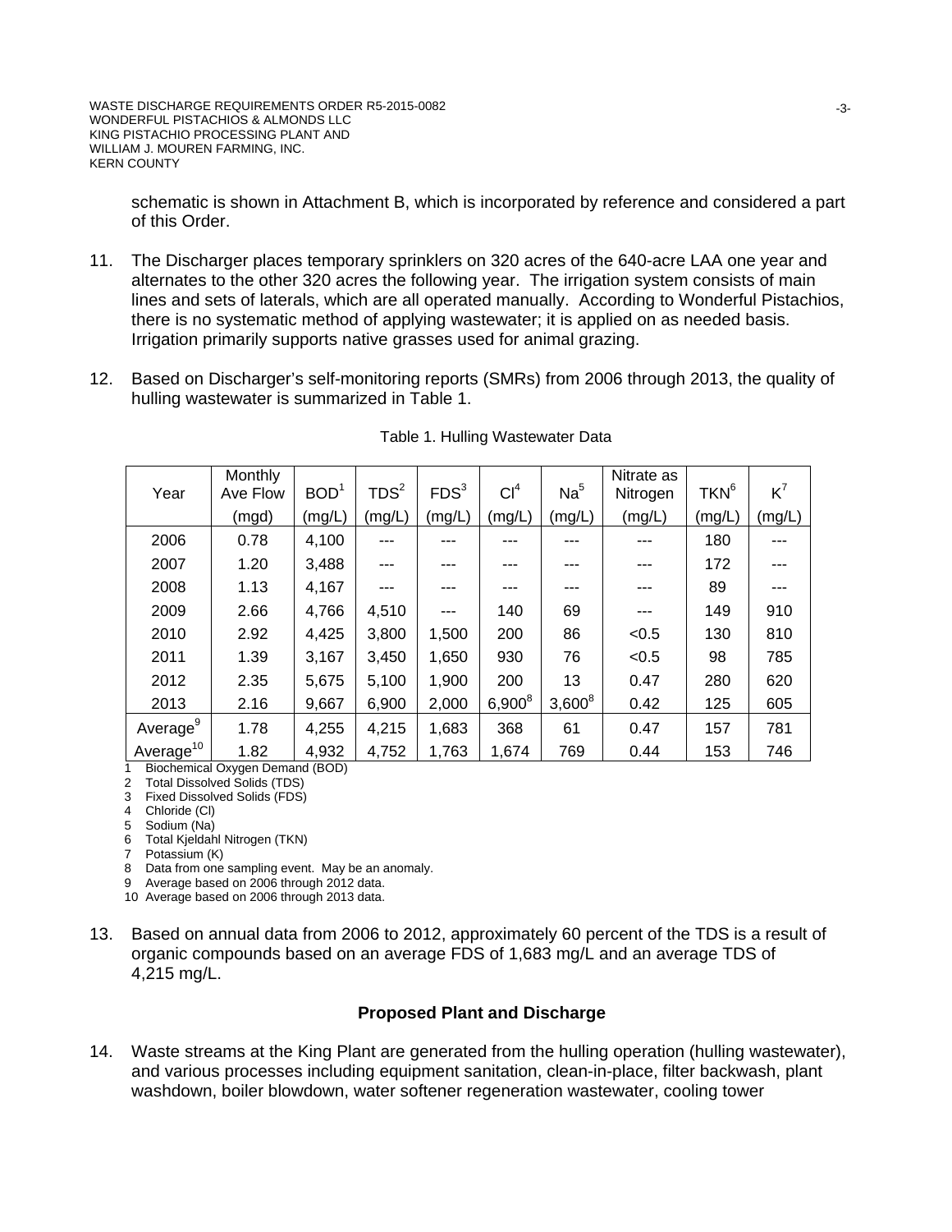schematic is shown in Attachment B, which is incorporated by reference and considered a part of this Order.

11. The Discharger places temporary sprinklers on 320 acres of the 640-acre LAA one year and alternates to the other 320 acres the following year. The irrigation system consists of main lines and sets of laterals, which are all operated manually. According to Wonderful Pistachios, there is no systematic method of applying wastewater; it is applied on as needed basis. Irrigation primarily supports native grasses used for animal grazing.

12. Based on Discharger's self-monitoring reports (SMRs) from 2006 through 2013, the quality of hulling wastewater is summarized in Table 1.

Table 1. Hulling Wastewater Data

| Year | Monthly Ave Flow | BOD[1] | TDS[2] | FDS[3] | Cl[4] | Na[5] | Nitrate as Nitrogen | TKN[6] | K[7] |
|---|---|---|---|---|---|---|---|---|---|
| | (mgd) | (mg/L) | (mg/L) | (mg/L) | (mg/L) | (mg/L) | (mg/L) | (mg/L) | (mg/L) |
| 2006 | 0.78 | 4,100 | --- | --- | --- | --- | --- | 180 | --- |
| 2007 | 1.20 | 3,488 | --- | --- | --- | --- | --- | 172 | --- |
| 2008 | 1.13 | 4,167 | --- | --- | --- | --- | --- | 89 | --- |
| 2009 | 2.66 | 4,766 | 4,510 | --- | 140 | 69 | --- | 149 | 910 |
| 2010 | 2.92 | 4,425 | 3,800 | 1,500 | 200 | 86 | <0.5 | 130 | 810 |
| 2011 | 1.39 | 3,167 | 3,450 | 1,650 | 930 | 76 | <0.5 | 98 | 785 |
| 2012 | 2.35 | 5,675 | 5,100 | 1,900 | 200 | 13 | 0.47 | 280 | 620 |
| 2013 | 2.16 | 9,667 | 6,900 | 2,000 | 6,900[8] | 3,600[8] | 0.42 | 125 | 605 |
| Average[9] | 1.78 | 4,255 | 4,215 | 1,683 | 368 | 61 | 0.47 | 157 | 781 |
| Average[10] | 1.82 | 4,932 | 4,752 | 1,763 | 1,674 | 769 | 0.44 | 153 | 746 |

1 Biochemical Oxygen Demand (BOD)
2 Total Dissolved Solids (TDS)
3 Fixed Dissolved Solids (FDS)
4 Chloride (Cl)
5 Sodium (Na)
6 Total Kjeldahl Nitrogen (TKN)
7 Potassium (K)
8 Data from one sampling event. May be an anomaly.
9 Average based on 2006 through 2012 data.
10 Average based on 2006 through 2013 data.

13. Based on annual data from 2006 to 2012, approximately 60 percent of the TDS is a result of organic compounds based on an average FDS of 1,683 mg/L and an average TDS of 4,215 mg/L.

## Proposed Plant and Discharge

14. Waste streams at the King Plant are generated from the hulling operation (hulling wastewater), and various processes including equipment sanitation, clean-in-place, filter backwash, plant washdown, boiler blowdown, water softener regeneration wastewater, cooling tower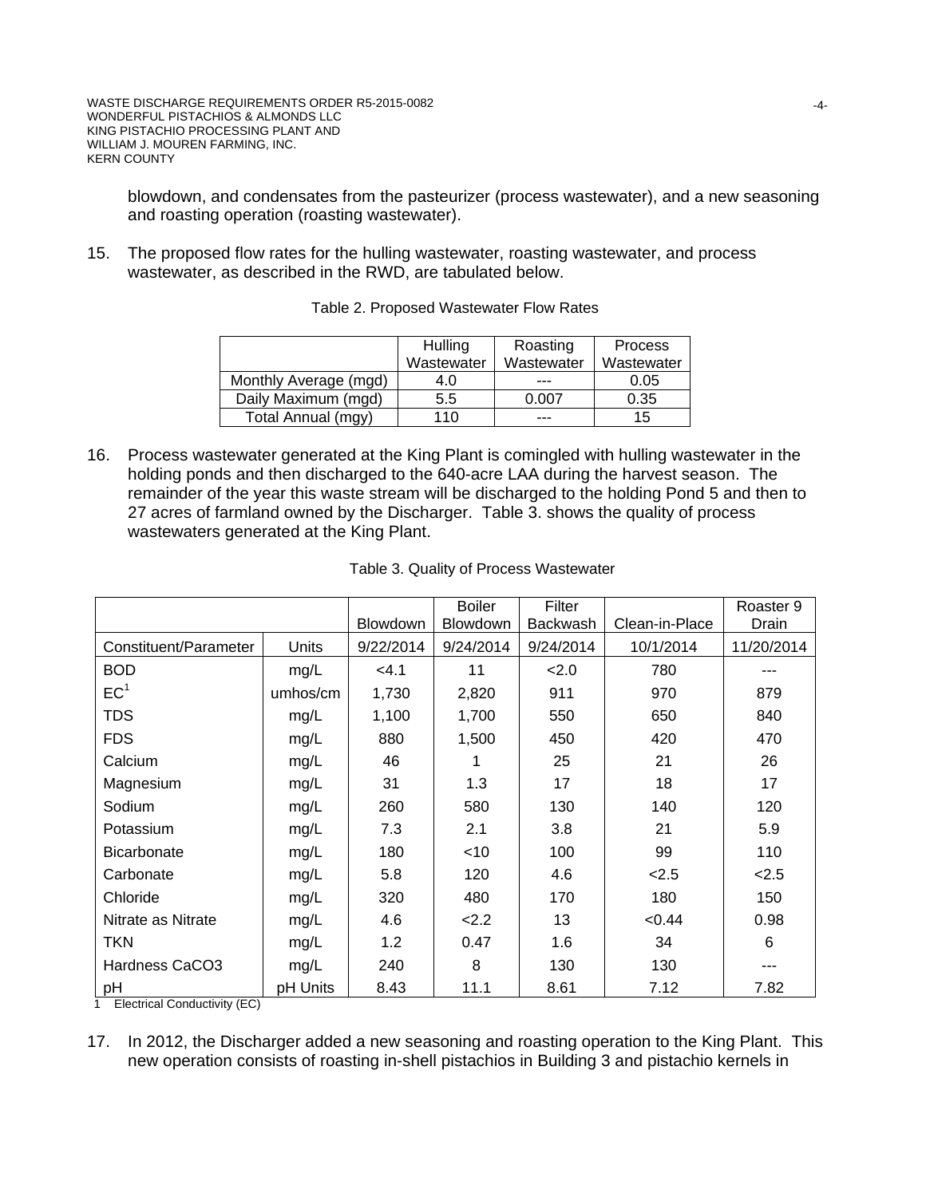blowdown, and condensates from the pasteurizer (process wastewater), and a new seasoning and roasting operation (roasting wastewater).

15. The proposed flow rates for the hulling wastewater, roasting wastewater, and process wastewater, as described in the RWD, are tabulated below.

Table 2. Proposed Wastewater Flow Rates

| | Hulling Wastewater | Roasting Wastewater | Process Wastewater |
|---|---|---|---|
| Monthly Average (mgd) | 4.0 | --- | 0.05 |
| Daily Maximum (mgd) | 5.5 | 0.007 | 0.35 |
| Total Annual (mgy) | 110 | --- | 15 |

16. Process wastewater generated at the King Plant is comingled with hulling wastewater in the holding ponds and then discharged to the 640-acre LAA during the harvest season. The remainder of the year this waste stream will be discharged to the holding Pond 5 and then to 27 acres of farmland owned by the Discharger. Table 3. shows the quality of process wastewaters generated at the King Plant.

Table 3. Quality of Process Wastewater

| | | Blowdown | Boiler Blowdown | Filter Backwash | Clean-in-Place | Roaster 9 Drain |
|---|---|---|---|---|---|---|
| Constituent/Parameter | Units | 9/22/2014 | 9/24/2014 | 9/24/2014 | 10/1/2014 | 11/20/2014 |
| BOD | mg/L | <4.1 | 11 | <2.0 | 780 | --- |
| EC[1] | umhos/cm | 1,730 | 2,820 | 911 | 970 | 879 |
| TDS | mg/L | 1,100 | 1,700 | 550 | 650 | 840 |
| FDS | mg/L | 880 | 1,500 | 450 | 420 | 470 |
| Calcium | mg/L | 46 | 1 | 25 | 21 | 26 |
| Magnesium | mg/L | 31 | 1.3 | 17 | 18 | 17 |
| Sodium | mg/L | 260 | 580 | 130 | 140 | 120 |
| Potassium | mg/L | 7.3 | 2.1 | 3.8 | 21 | 5.9 |
| Bicarbonate | mg/L | 180 | <10 | 100 | 99 | 110 |
| Carbonate | mg/L | 5.8 | 120 | 4.6 | <2.5 | <2.5 |
| Chloride | mg/L | 320 | 480 | 170 | 180 | 150 |
| Nitrate as Nitrate | mg/L | 4.6 | <2.2 | 13 | <0.44 | 0.98 |
| TKN | mg/L | 1.2 | 0.47 | 1.6 | 34 | 6 |
| Hardness CaCO3 | mg/L | 240 | 8 | 130 | 130 | --- |
| pH | pH Units | 8.43 | 11.1 | 8.61 | 7.12 | 7.82 |

1 Electrical Conductivity (EC)

17. In 2012, the Discharger added a new seasoning and roasting operation to the King Plant. This new operation consists of roasting in-shell pistachios in Building 3 and pistachio kernels in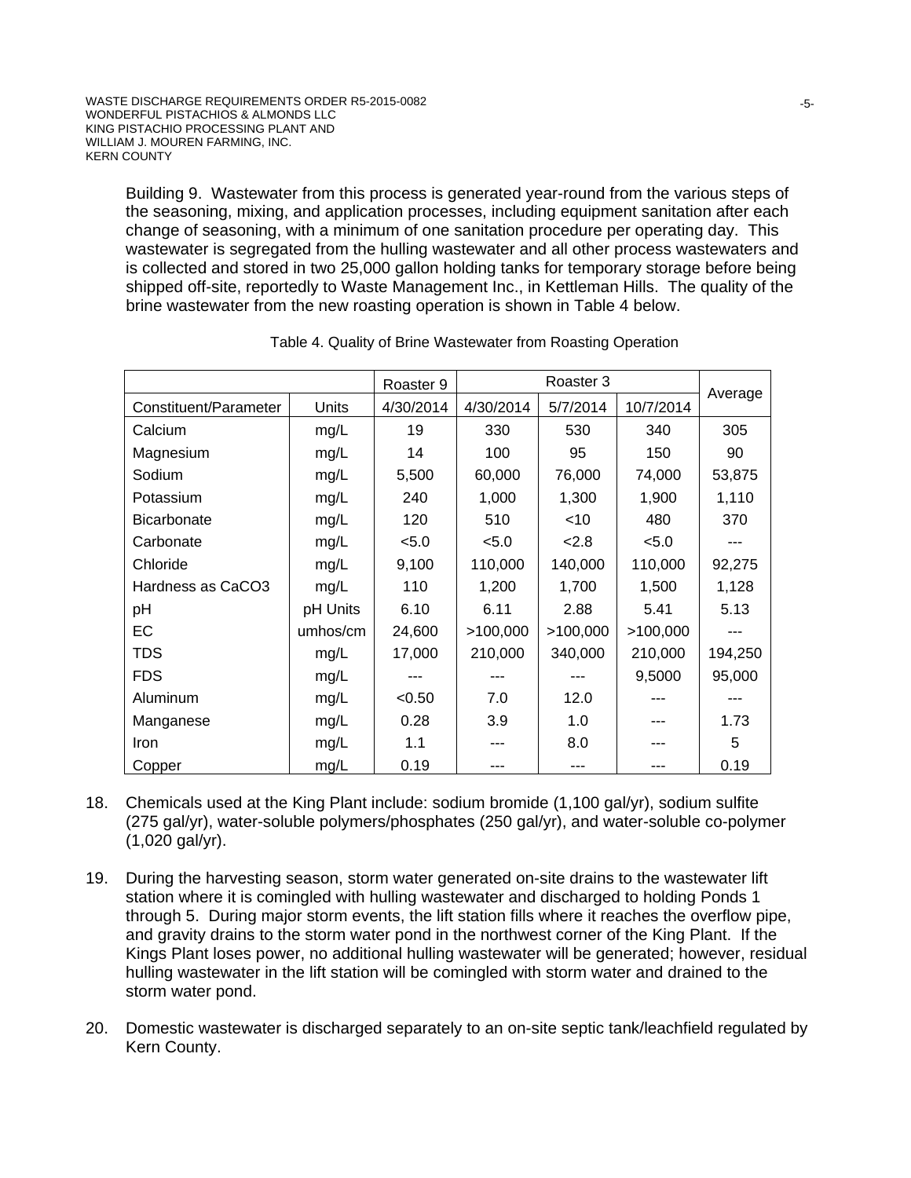Building 9. Wastewater from this process is generated year-round from the various steps of the seasoning, mixing, and application processes, including equipment sanitation after each change of seasoning, with a minimum of one sanitation procedure per operating day. This wastewater is segregated from the hulling wastewater and all other process wastewaters and is collected and stored in two 25,000 gallon holding tanks for temporary storage before being shipped off-site, reportedly to Waste Management Inc., in Kettleman Hills. The quality of the brine wastewater from the new roasting operation is shown in Table 4 below.

Table 4. Quality of Brine Wastewater from Roasting Operation

| | | Roaster 9 | Roaster 3 | | | Average |
|---|---|---|---|---|---|---|
| Constituent/Parameter | Units | 4/30/2014 | 4/30/2014 | 5/7/2014 | 10/7/2014 | |
| Calcium | mg/L | 19 | 330 | 530 | 340 | 305 |
| Magnesium | mg/L | 14 | 100 | 95 | 150 | 90 |
| Sodium | mg/L | 5,500 | 60,000 | 76,000 | 74,000 | 53,875 |
| Potassium | mg/L | 240 | 1,000 | 1,300 | 1,900 | 1,110 |
| Bicarbonate | mg/L | 120 | 510 | <10 | 480 | 370 |
| Carbonate | mg/L | <5.0 | <5.0 | <2.8 | <5.0 | --- |
| Chloride | mg/L | 9,100 | 110,000 | 140,000 | 110,000 | 92,275 |
| Hardness as CaCO3 | mg/L | 110 | 1,200 | 1,700 | 1,500 | 1,128 |
| pH | pH Units | 6.10 | 6.11 | 2.88 | 5.41 | 5.13 |
| EC | umhos/cm | 24,600 | >100,000 | >100,000 | >100,000 | --- |
| TDS | mg/L | 17,000 | 210,000 | 340,000 | 210,000 | 194,250 |
| FDS | mg/L | --- | --- | --- | 9,5000 | 95,000 |
| Aluminum | mg/L | <0.50 | 7.0 | 12.0 | --- | --- |
| Manganese | mg/L | 0.28 | 3.9 | 1.0 | --- | 1.73 |
| Iron | mg/L | 1.1 | --- | 8.0 | --- | 5 |
| Copper | mg/L | 0.19 | --- | --- | --- | 0.19 |

18. Chemicals used at the King Plant include: sodium bromide (1,100 gal/yr), sodium sulfite (275 gal/yr), water-soluble polymers/phosphates (250 gal/yr), and water-soluble co-polymer (1,020 gal/yr).

19. During the harvesting season, storm water generated on-site drains to the wastewater lift station where it is comingled with hulling wastewater and discharged to holding Ponds 1 through 5. During major storm events, the lift station fills where it reaches the overflow pipe, and gravity drains to the storm water pond in the northwest corner of the King Plant. If the Kings Plant loses power, no additional hulling wastewater will be generated; however, residual hulling wastewater in the lift station will be comingled with storm water and drained to the storm water pond.

20. Domestic wastewater is discharged separately to an on-site septic tank/leachfield regulated by Kern County.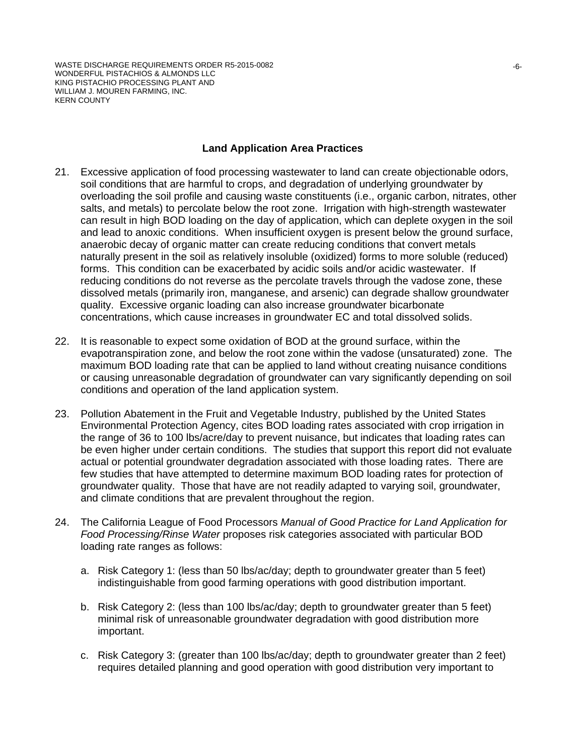## Land Application Area Practices

21. Excessive application of food processing wastewater to land can create objectionable odors, soil conditions that are harmful to crops, and degradation of underlying groundwater by overloading the soil profile and causing waste constituents (i.e., organic carbon, nitrates, other salts, and metals) to percolate below the root zone. Irrigation with high-strength wastewater can result in high BOD loading on the day of application, which can deplete oxygen in the soil and lead to anoxic conditions. When insufficient oxygen is present below the ground surface, anaerobic decay of organic matter can create reducing conditions that convert metals naturally present in the soil as relatively insoluble (oxidized) forms to more soluble (reduced) forms. This condition can be exacerbated by acidic soils and/or acidic wastewater. If reducing conditions do not reverse as the percolate travels through the vadose zone, these dissolved metals (primarily iron, manganese, and arsenic) can degrade shallow groundwater quality. Excessive organic loading can also increase groundwater bicarbonate concentrations, which cause increases in groundwater EC and total dissolved solids.

22. It is reasonable to expect some oxidation of BOD at the ground surface, within the evapotranspiration zone, and below the root zone within the vadose (unsaturated) zone. The maximum BOD loading rate that can be applied to land without creating nuisance conditions or causing unreasonable degradation of groundwater can vary significantly depending on soil conditions and operation of the land application system.

23. Pollution Abatement in the Fruit and Vegetable Industry, published by the United States Environmental Protection Agency, cites BOD loading rates associated with crop irrigation in the range of 36 to 100 lbs/acre/day to prevent nuisance, but indicates that loading rates can be even higher under certain conditions. The studies that support this report did not evaluate actual or potential groundwater degradation associated with those loading rates. There are few studies that have attempted to determine maximum BOD loading rates for protection of groundwater quality. Those that have are not readily adapted to varying soil, groundwater, and climate conditions that are prevalent throughout the region.

24. The California League of Food Processors *Manual of Good Practice for Land Application for Food Processing/Rinse Water* proposes risk categories associated with particular BOD loading rate ranges as follows:

    a. Risk Category 1: (less than 50 lbs/ac/day; depth to groundwater greater than 5 feet) indistinguishable from good farming operations with good distribution important.

    b. Risk Category 2: (less than 100 lbs/ac/day; depth to groundwater greater than 5 feet) minimal risk of unreasonable groundwater degradation with good distribution more important.

    c. Risk Category 3: (greater than 100 lbs/ac/day; depth to groundwater greater than 2 feet) requires detailed planning and good operation with good distribution very important to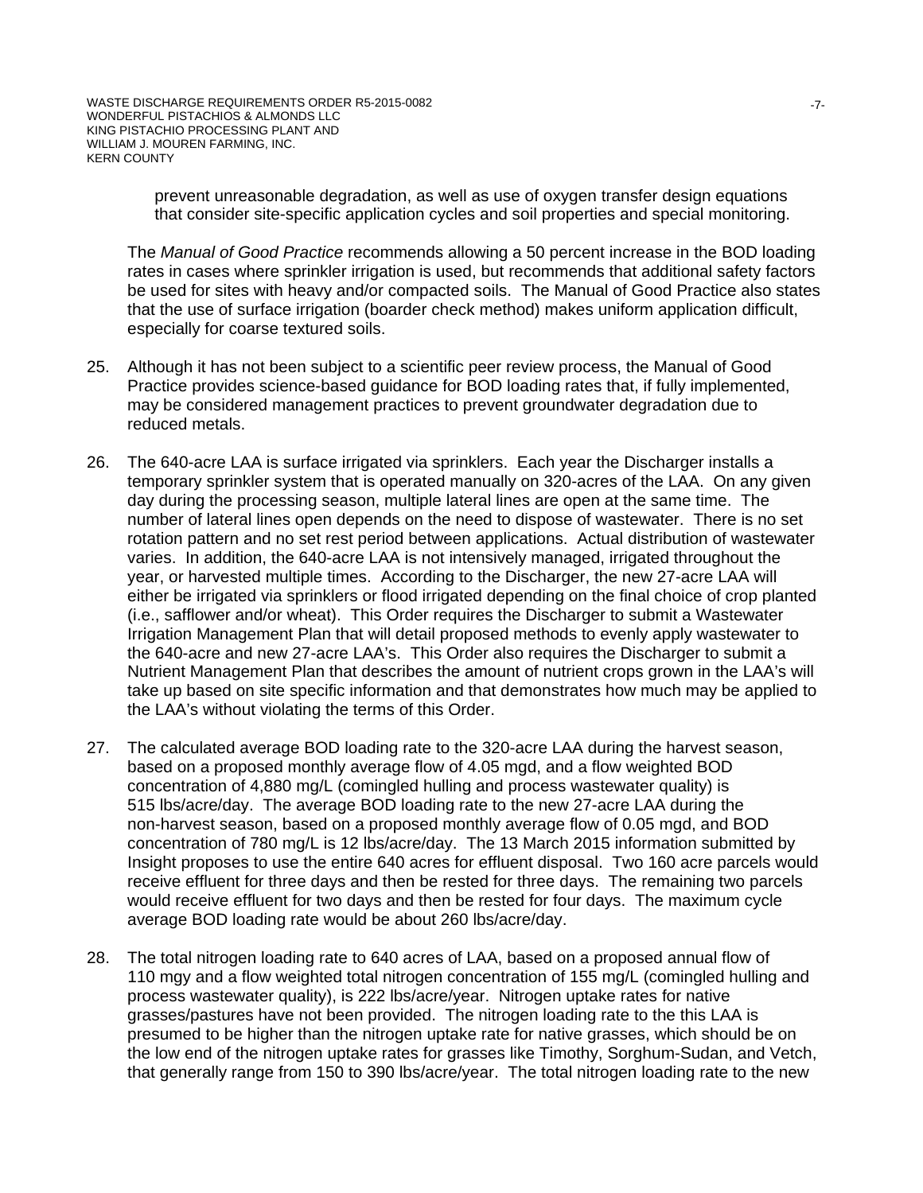prevent unreasonable degradation, as well as use of oxygen transfer design equations that consider site-specific application cycles and soil properties and special monitoring.

The *Manual of Good Practice* recommends allowing a 50 percent increase in the BOD loading rates in cases where sprinkler irrigation is used, but recommends that additional safety factors be used for sites with heavy and/or compacted soils. The Manual of Good Practice also states that the use of surface irrigation (boarder check method) makes uniform application difficult, especially for coarse textured soils.

25. Although it has not been subject to a scientific peer review process, the Manual of Good Practice provides science-based guidance for BOD loading rates that, if fully implemented, may be considered management practices to prevent groundwater degradation due to reduced metals.

26. The 640-acre LAA is surface irrigated via sprinklers. Each year the Discharger installs a temporary sprinkler system that is operated manually on 320-acres of the LAA. On any given day during the processing season, multiple lateral lines are open at the same time. The number of lateral lines open depends on the need to dispose of wastewater. There is no set rotation pattern and no set rest period between applications. Actual distribution of wastewater varies. In addition, the 640-acre LAA is not intensively managed, irrigated throughout the year, or harvested multiple times. According to the Discharger, the new 27-acre LAA will either be irrigated via sprinklers or flood irrigated depending on the final choice of crop planted (i.e., safflower and/or wheat). This Order requires the Discharger to submit a Wastewater Irrigation Management Plan that will detail proposed methods to evenly apply wastewater to the 640-acre and new 27-acre LAA's. This Order also requires the Discharger to submit a Nutrient Management Plan that describes the amount of nutrient crops grown in the LAA's will take up based on site specific information and that demonstrates how much may be applied to the LAA's without violating the terms of this Order.

27. The calculated average BOD loading rate to the 320-acre LAA during the harvest season, based on a proposed monthly average flow of 4.05 mgd, and a flow weighted BOD concentration of 4,880 mg/L (comingled hulling and process wastewater quality) is 515 lbs/acre/day. The average BOD loading rate to the new 27-acre LAA during the non-harvest season, based on a proposed monthly average flow of 0.05 mgd, and BOD concentration of 780 mg/L is 12 lbs/acre/day. The 13 March 2015 information submitted by Insight proposes to use the entire 640 acres for effluent disposal. Two 160 acre parcels would receive effluent for three days and then be rested for three days. The remaining two parcels would receive effluent for two days and then be rested for four days. The maximum cycle average BOD loading rate would be about 260 lbs/acre/day.

28. The total nitrogen loading rate to 640 acres of LAA, based on a proposed annual flow of 110 mgy and a flow weighted total nitrogen concentration of 155 mg/L (comingled hulling and process wastewater quality), is 222 lbs/acre/year. Nitrogen uptake rates for native grasses/pastures have not been provided. The nitrogen loading rate to the this LAA is presumed to be higher than the nitrogen uptake rate for native grasses, which should be on the low end of the nitrogen uptake rates for grasses like Timothy, Sorghum-Sudan, and Vetch, that generally range from 150 to 390 lbs/acre/year. The total nitrogen loading rate to the new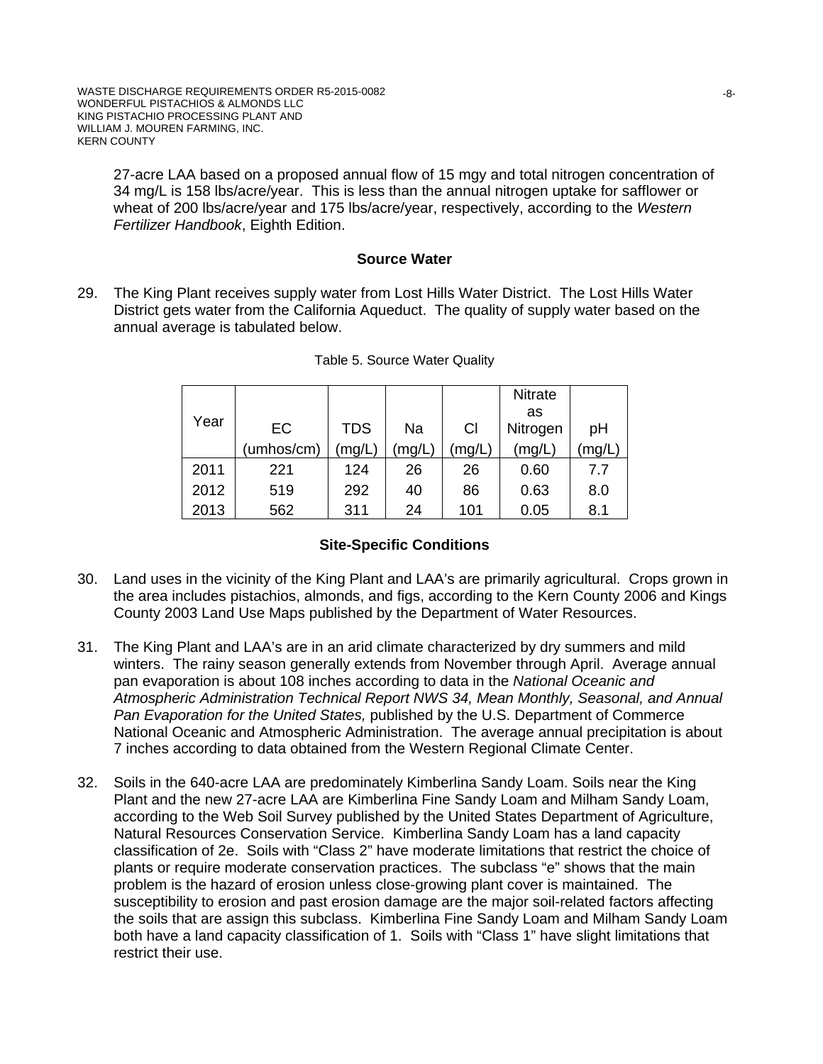27-acre LAA based on a proposed annual flow of 15 mgy and total nitrogen concentration of 34 mg/L is 158 lbs/acre/year. This is less than the annual nitrogen uptake for safflower or wheat of 200 lbs/acre/year and 175 lbs/acre/year, respectively, according to the *Western Fertilizer Handbook*, Eighth Edition.

**Source Water**

29. The King Plant receives supply water from Lost Hills Water District. The Lost Hills Water District gets water from the California Aqueduct. The quality of supply water based on the annual average is tabulated below.

Table 5. Source Water Quality

| Year | EC (umhos/cm) | TDS (mg/L) | Na (mg/L) | Cl (mg/L) | Nitrate as Nitrogen (mg/L) | pH (mg/L) |
|---|---|---|---|---|---|---|
| 2011 | 221 | 124 | 26 | 26 | 0.60 | 7.7 |
| 2012 | 519 | 292 | 40 | 86 | 0.63 | 8.0 |
| 2013 | 562 | 311 | 24 | 101 | 0.05 | 8.1 |

**Site-Specific Conditions**

30. Land uses in the vicinity of the King Plant and LAA's are primarily agricultural. Crops grown in the area includes pistachios, almonds, and figs, according to the Kern County 2006 and Kings County 2003 Land Use Maps published by the Department of Water Resources.

31. The King Plant and LAA's are in an arid climate characterized by dry summers and mild winters. The rainy season generally extends from November through April. Average annual pan evaporation is about 108 inches according to data in the *National Oceanic and Atmospheric Administration Technical Report NWS 34, Mean Monthly, Seasonal, and Annual Pan Evaporation for the United States,* published by the U.S. Department of Commerce National Oceanic and Atmospheric Administration. The average annual precipitation is about 7 inches according to data obtained from the Western Regional Climate Center.

32. Soils in the 640-acre LAA are predominately Kimberlina Sandy Loam. Soils near the King Plant and the new 27-acre LAA are Kimberlina Fine Sandy Loam and Milham Sandy Loam, according to the Web Soil Survey published by the United States Department of Agriculture, Natural Resources Conservation Service. Kimberlina Sandy Loam has a land capacity classification of 2e. Soils with "Class 2" have moderate limitations that restrict the choice of plants or require moderate conservation practices. The subclass "e" shows that the main problem is the hazard of erosion unless close-growing plant cover is maintained. The susceptibility to erosion and past erosion damage are the major soil-related factors affecting the soils that are assign this subclass. Kimberlina Fine Sandy Loam and Milham Sandy Loam both have a land capacity classification of 1. Soils with "Class 1" have slight limitations that restrict their use.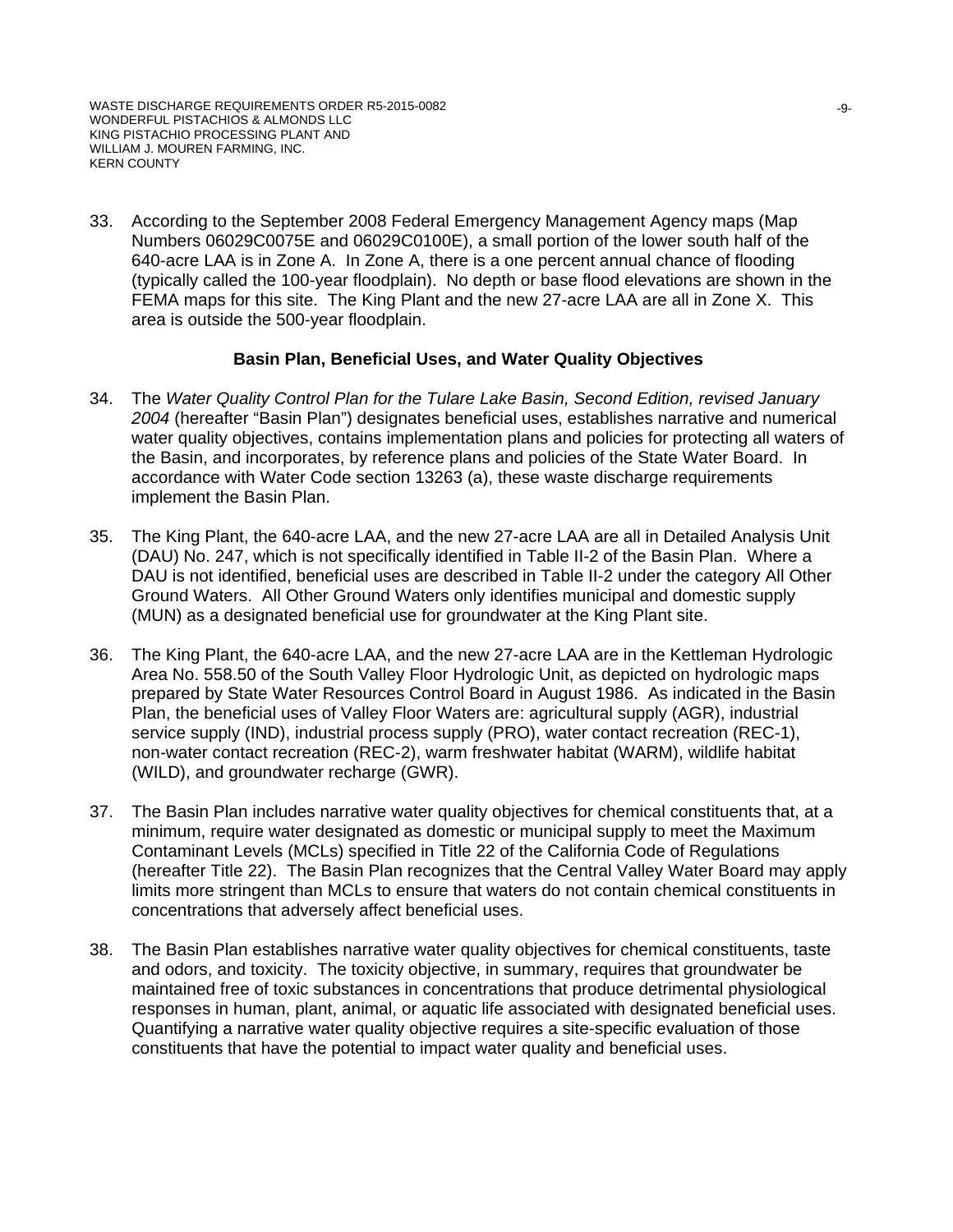33. According to the September 2008 Federal Emergency Management Agency maps (Map Numbers 06029C0075E and 06029C0100E), a small portion of the lower south half of the 640-acre LAA is in Zone A. In Zone A, there is a one percent annual chance of flooding (typically called the 100-year floodplain). No depth or base flood elevations are shown in the FEMA maps for this site. The King Plant and the new 27-acre LAA are all in Zone X. This area is outside the 500-year floodplain.

**Basin Plan, Beneficial Uses, and Water Quality Objectives**

34. The *Water Quality Control Plan for the Tulare Lake Basin, Second Edition, revised January 2004* (hereafter "Basin Plan") designates beneficial uses, establishes narrative and numerical water quality objectives, contains implementation plans and policies for protecting all waters of the Basin, and incorporates, by reference plans and policies of the State Water Board. In accordance with Water Code section 13263 (a), these waste discharge requirements implement the Basin Plan.

35. The King Plant, the 640-acre LAA, and the new 27-acre LAA are all in Detailed Analysis Unit (DAU) No. 247, which is not specifically identified in Table II-2 of the Basin Plan. Where a DAU is not identified, beneficial uses are described in Table II-2 under the category All Other Ground Waters. All Other Ground Waters only identifies municipal and domestic supply (MUN) as a designated beneficial use for groundwater at the King Plant site.

36. The King Plant, the 640-acre LAA, and the new 27-acre LAA are in the Kettleman Hydrologic Area No. 558.50 of the South Valley Floor Hydrologic Unit, as depicted on hydrologic maps prepared by State Water Resources Control Board in August 1986. As indicated in the Basin Plan, the beneficial uses of Valley Floor Waters are: agricultural supply (AGR), industrial service supply (IND), industrial process supply (PRO), water contact recreation (REC-1), non-water contact recreation (REC-2), warm freshwater habitat (WARM), wildlife habitat (WILD), and groundwater recharge (GWR).

37. The Basin Plan includes narrative water quality objectives for chemical constituents that, at a minimum, require water designated as domestic or municipal supply to meet the Maximum Contaminant Levels (MCLs) specified in Title 22 of the California Code of Regulations (hereafter Title 22). The Basin Plan recognizes that the Central Valley Water Board may apply limits more stringent than MCLs to ensure that waters do not contain chemical constituents in concentrations that adversely affect beneficial uses.

38. The Basin Plan establishes narrative water quality objectives for chemical constituents, taste and odors, and toxicity. The toxicity objective, in summary, requires that groundwater be maintained free of toxic substances in concentrations that produce detrimental physiological responses in human, plant, animal, or aquatic life associated with designated beneficial uses. Quantifying a narrative water quality objective requires a site-specific evaluation of those constituents that have the potential to impact water quality and beneficial uses.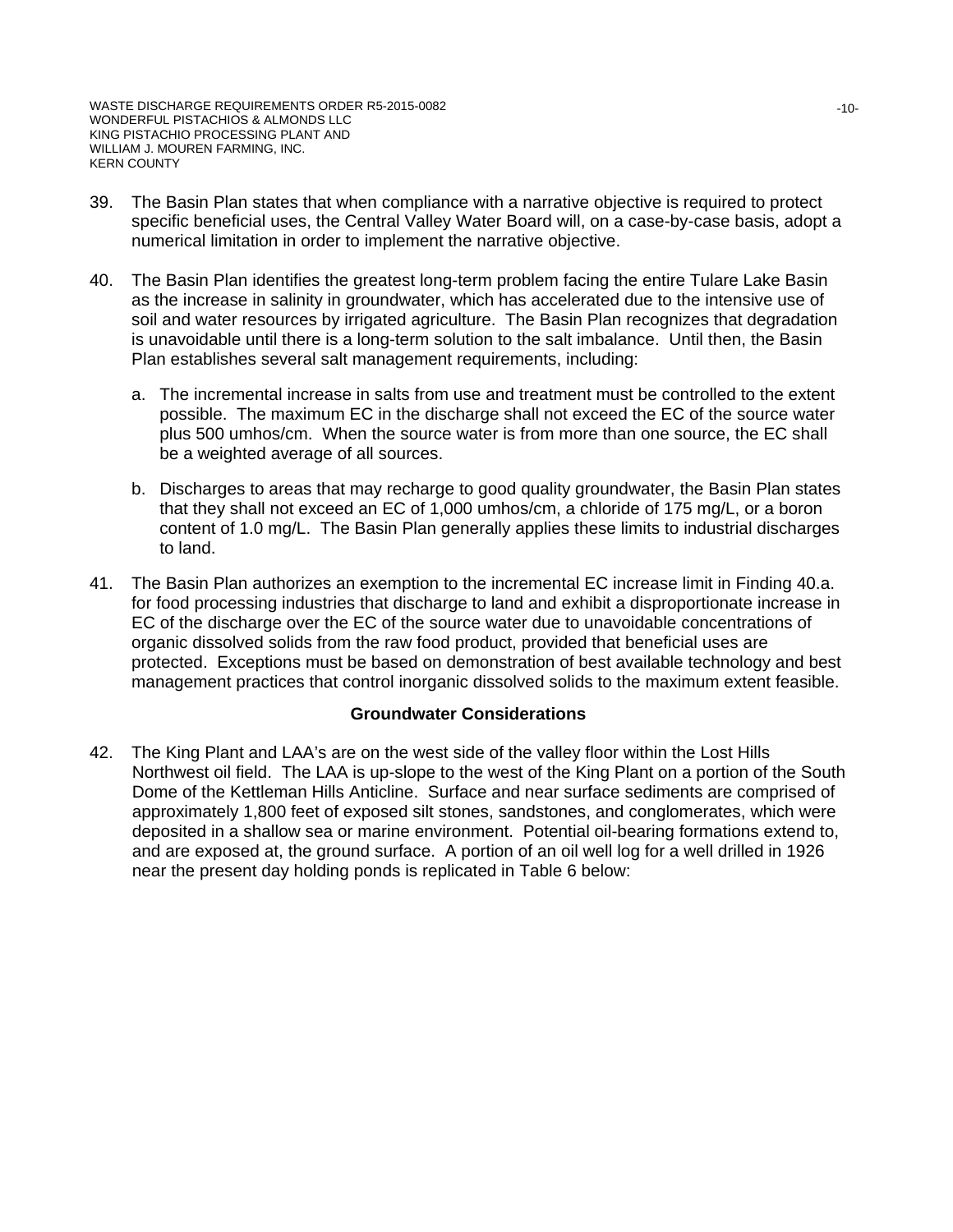39. The Basin Plan states that when compliance with a narrative objective is required to protect specific beneficial uses, the Central Valley Water Board will, on a case-by-case basis, adopt a numerical limitation in order to implement the narrative objective.

40. The Basin Plan identifies the greatest long-term problem facing the entire Tulare Lake Basin as the increase in salinity in groundwater, which has accelerated due to the intensive use of soil and water resources by irrigated agriculture. The Basin Plan recognizes that degradation is unavoidable until there is a long-term solution to the salt imbalance. Until then, the Basin Plan establishes several salt management requirements, including:

    a. The incremental increase in salts from use and treatment must be controlled to the extent possible. The maximum EC in the discharge shall not exceed the EC of the source water plus 500 umhos/cm. When the source water is from more than one source, the EC shall be a weighted average of all sources.

    b. Discharges to areas that may recharge to good quality groundwater, the Basin Plan states that they shall not exceed an EC of 1,000 umhos/cm, a chloride of 175 mg/L, or a boron content of 1.0 mg/L. The Basin Plan generally applies these limits to industrial discharges to land.

41. The Basin Plan authorizes an exemption to the incremental EC increase limit in Finding 40.a. for food processing industries that discharge to land and exhibit a disproportionate increase in EC of the discharge over the EC of the source water due to unavoidable concentrations of organic dissolved solids from the raw food product, provided that beneficial uses are protected. Exceptions must be based on demonstration of best available technology and best management practices that control inorganic dissolved solids to the maximum extent feasible.

## Groundwater Considerations

42. The King Plant and LAA's are on the west side of the valley floor within the Lost Hills Northwest oil field. The LAA is up-slope to the west of the King Plant on a portion of the South Dome of the Kettleman Hills Anticline. Surface and near surface sediments are comprised of approximately 1,800 feet of exposed silt stones, sandstones, and conglomerates, which were deposited in a shallow sea or marine environment. Potential oil-bearing formations extend to, and are exposed at, the ground surface. A portion of an oil well log for a well drilled in 1926 near the present day holding ponds is replicated in Table 6 below: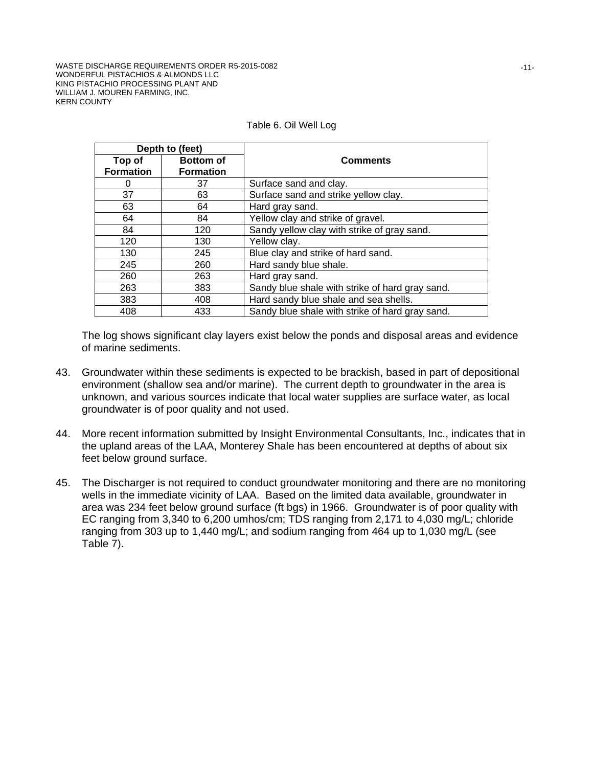Table 6. Oil Well Log

| Depth to (feet) | | Comments |
| --- | --- | --- |
| Top of Formation | Bottom of Formation | |
| 0 | 37 | Surface sand and clay. |
| 37 | 63 | Surface sand and strike yellow clay. |
| 63 | 64 | Hard gray sand. |
| 64 | 84 | Yellow clay and strike of gravel. |
| 84 | 120 | Sandy yellow clay with strike of gray sand. |
| 120 | 130 | Yellow clay. |
| 130 | 245 | Blue clay and strike of hard sand. |
| 245 | 260 | Hard sandy blue shale. |
| 260 | 263 | Hard gray sand. |
| 263 | 383 | Sandy blue shale with strike of hard gray sand. |
| 383 | 408 | Hard sandy blue shale and sea shells. |
| 408 | 433 | Sandy blue shale with strike of hard gray sand. |

The log shows significant clay layers exist below the ponds and disposal areas and evidence of marine sediments.

43. Groundwater within these sediments is expected to be brackish, based in part of depositional environment (shallow sea and/or marine). The current depth to groundwater in the area is unknown, and various sources indicate that local water supplies are surface water, as local groundwater is of poor quality and not used.

44. More recent information submitted by Insight Environmental Consultants, Inc., indicates that in the upland areas of the LAA, Monterey Shale has been encountered at depths of about six feet below ground surface.

45. The Discharger is not required to conduct groundwater monitoring and there are no monitoring wells in the immediate vicinity of LAA. Based on the limited data available, groundwater in area was 234 feet below ground surface (ft bgs) in 1966. Groundwater is of poor quality with EC ranging from 3,340 to 6,200 umhos/cm; TDS ranging from 2,171 to 4,030 mg/L; chloride ranging from 303 up to 1,440 mg/L; and sodium ranging from 464 up to 1,030 mg/L (see Table 7).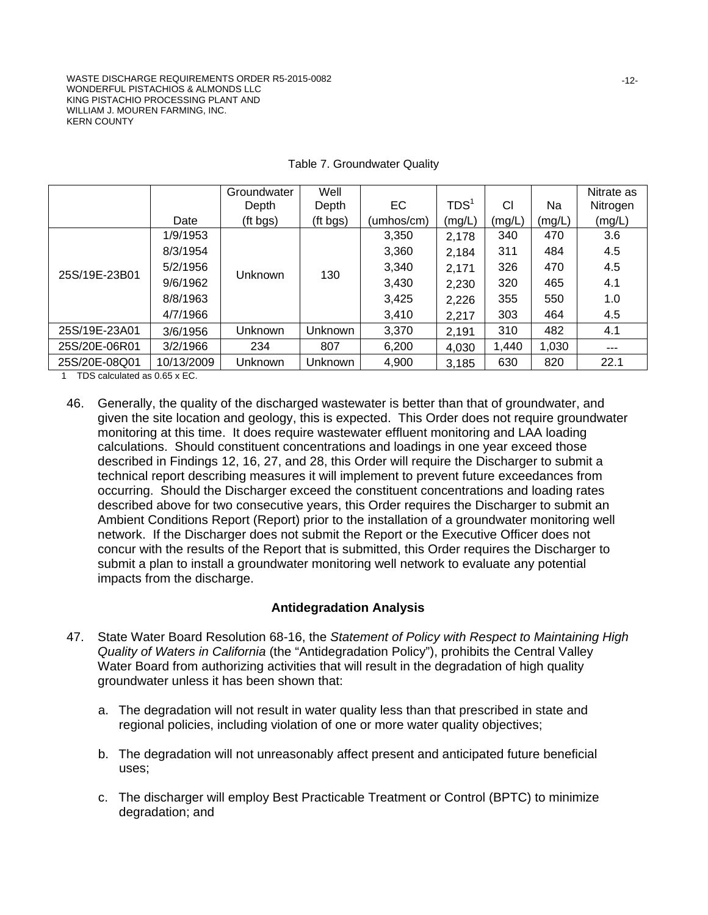Table 7. Groundwater Quality

| | Date | Groundwater Depth (ft bgs) | Well Depth (ft bgs) | EC (umhos/cm) | TDS[1] (mg/L) | Cl (mg/L) | Na (mg/L) | Nitrate as Nitrogen (mg/L) |
|---|---|---|---|---|---|---|---|---|
| 25S/19E-23B01 | 1/9/1953 | Unknown | 130 | 3,350 | 2,178 | 340 | 470 | 3.6 |
| | 8/3/1954 | | | 3,360 | 2,184 | 311 | 484 | 4.5 |
| | 5/2/1956 | | | 3,340 | 2,171 | 326 | 470 | 4.5 |
| | 9/6/1962 | | | 3,430 | 2,230 | 320 | 465 | 4.1 |
| | 8/8/1963 | | | 3,425 | 2,226 | 355 | 550 | 1.0 |
| | 4/7/1966 | | | 3,410 | 2,217 | 303 | 464 | 4.5 |
| 25S/19E-23A01 | 3/6/1956 | Unknown | Unknown | 3,370 | 2,191 | 310 | 482 | 4.1 |
| 25S/20E-06R01 | 3/2/1966 | 234 | 807 | 6,200 | 4,030 | 1,440 | 1,030 | --- |
| 25S/20E-08Q01 | 10/13/2009 | Unknown | Unknown | 4,900 | 3,185 | 630 | 820 | 22.1 |

1 TDS calculated as 0.65 x EC.

46. Generally, the quality of the discharged wastewater is better than that of groundwater, and given the site location and geology, this is expected. This Order does not require groundwater monitoring at this time. It does require wastewater effluent monitoring and LAA loading calculations. Should constituent concentrations and loadings in one year exceed those described in Findings 12, 16, 27, and 28, this Order will require the Discharger to submit a technical report describing measures it will implement to prevent future exceedances from occurring. Should the Discharger exceed the constituent concentrations and loading rates described above for two consecutive years, this Order requires the Discharger to submit an Ambient Conditions Report (Report) prior to the installation of a groundwater monitoring well network. If the Discharger does not submit the Report or the Executive Officer does not concur with the results of the Report that is submitted, this Order requires the Discharger to submit a plan to install a groundwater monitoring well network to evaluate any potential impacts from the discharge.

## Antidegradation Analysis

47. State Water Board Resolution 68-16, the *Statement of Policy with Respect to Maintaining High Quality of Waters in California* (the "Antidegradation Policy"), prohibits the Central Valley Water Board from authorizing activities that will result in the degradation of high quality groundwater unless it has been shown that:

    a. The degradation will not result in water quality less than that prescribed in state and regional policies, including violation of one or more water quality objectives;

    b. The degradation will not unreasonably affect present and anticipated future beneficial uses;

    c. The discharger will employ Best Practicable Treatment or Control (BPTC) to minimize degradation; and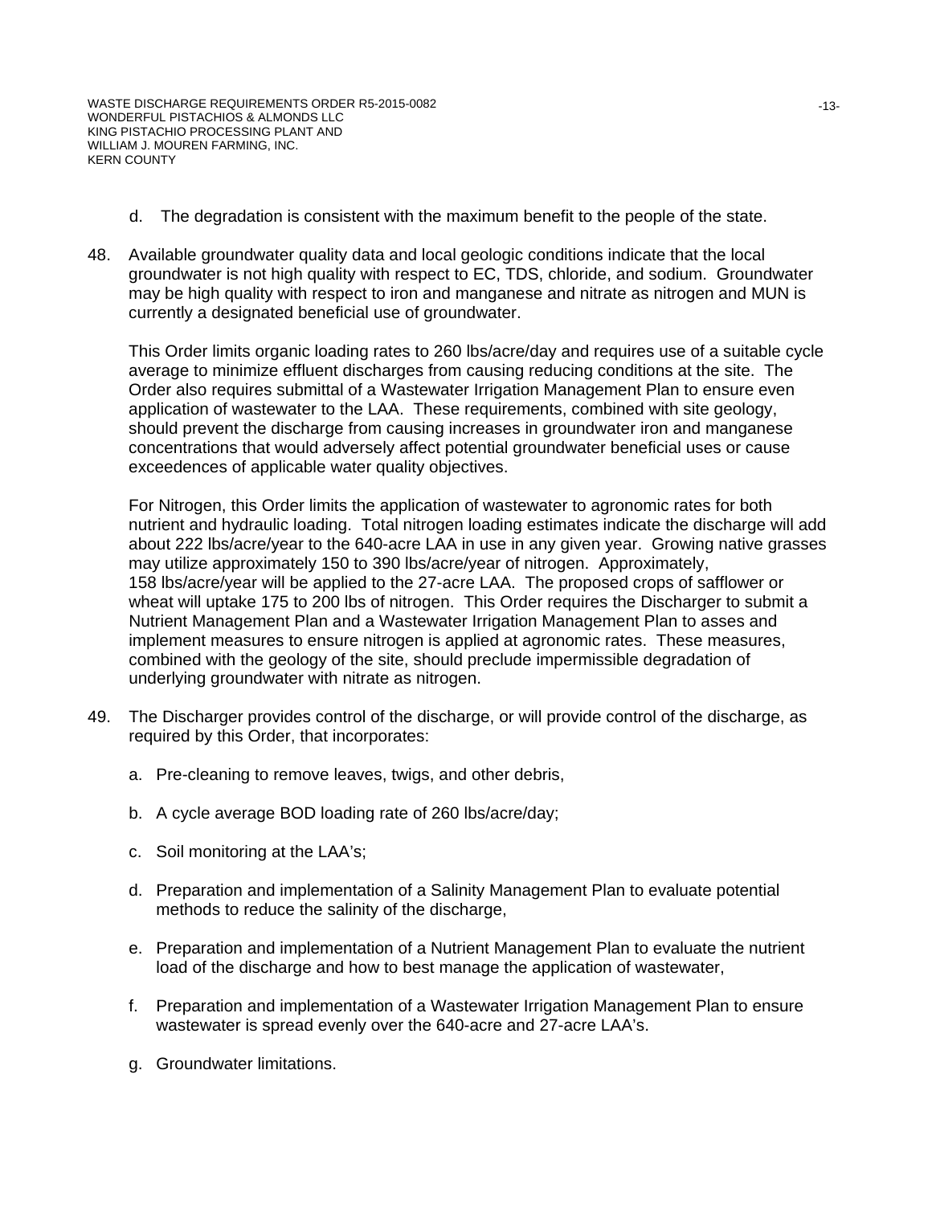d. The degradation is consistent with the maximum benefit to the people of the state.

48. Available groundwater quality data and local geologic conditions indicate that the local groundwater is not high quality with respect to EC, TDS, chloride, and sodium. Groundwater may be high quality with respect to iron and manganese and nitrate as nitrogen and MUN is currently a designated beneficial use of groundwater.

    This Order limits organic loading rates to 260 lbs/acre/day and requires use of a suitable cycle average to minimize effluent discharges from causing reducing conditions at the site. The Order also requires submittal of a Wastewater Irrigation Management Plan to ensure even application of wastewater to the LAA. These requirements, combined with site geology, should prevent the discharge from causing increases in groundwater iron and manganese concentrations that would adversely affect potential groundwater beneficial uses or cause exceedences of applicable water quality objectives.

    For Nitrogen, this Order limits the application of wastewater to agronomic rates for both nutrient and hydraulic loading. Total nitrogen loading estimates indicate the discharge will add about 222 lbs/acre/year to the 640-acre LAA in use in any given year. Growing native grasses may utilize approximately 150 to 390 lbs/acre/year of nitrogen. Approximately, 158 lbs/acre/year will be applied to the 27-acre LAA. The proposed crops of safflower or wheat will uptake 175 to 200 lbs of nitrogen. This Order requires the Discharger to submit a Nutrient Management Plan and a Wastewater Irrigation Management Plan to asses and implement measures to ensure nitrogen is applied at agronomic rates. These measures, combined with the geology of the site, should preclude impermissible degradation of underlying groundwater with nitrate as nitrogen.

49. The Discharger provides control of the discharge, or will provide control of the discharge, as required by this Order, that incorporates:

    a. Pre-cleaning to remove leaves, twigs, and other debris,

    b. A cycle average BOD loading rate of 260 lbs/acre/day;

    c. Soil monitoring at the LAA's;

    d. Preparation and implementation of a Salinity Management Plan to evaluate potential methods to reduce the salinity of the discharge,

    e. Preparation and implementation of a Nutrient Management Plan to evaluate the nutrient load of the discharge and how to best manage the application of wastewater,

    f. Preparation and implementation of a Wastewater Irrigation Management Plan to ensure wastewater is spread evenly over the 640-acre and 27-acre LAA's.

    g. Groundwater limitations.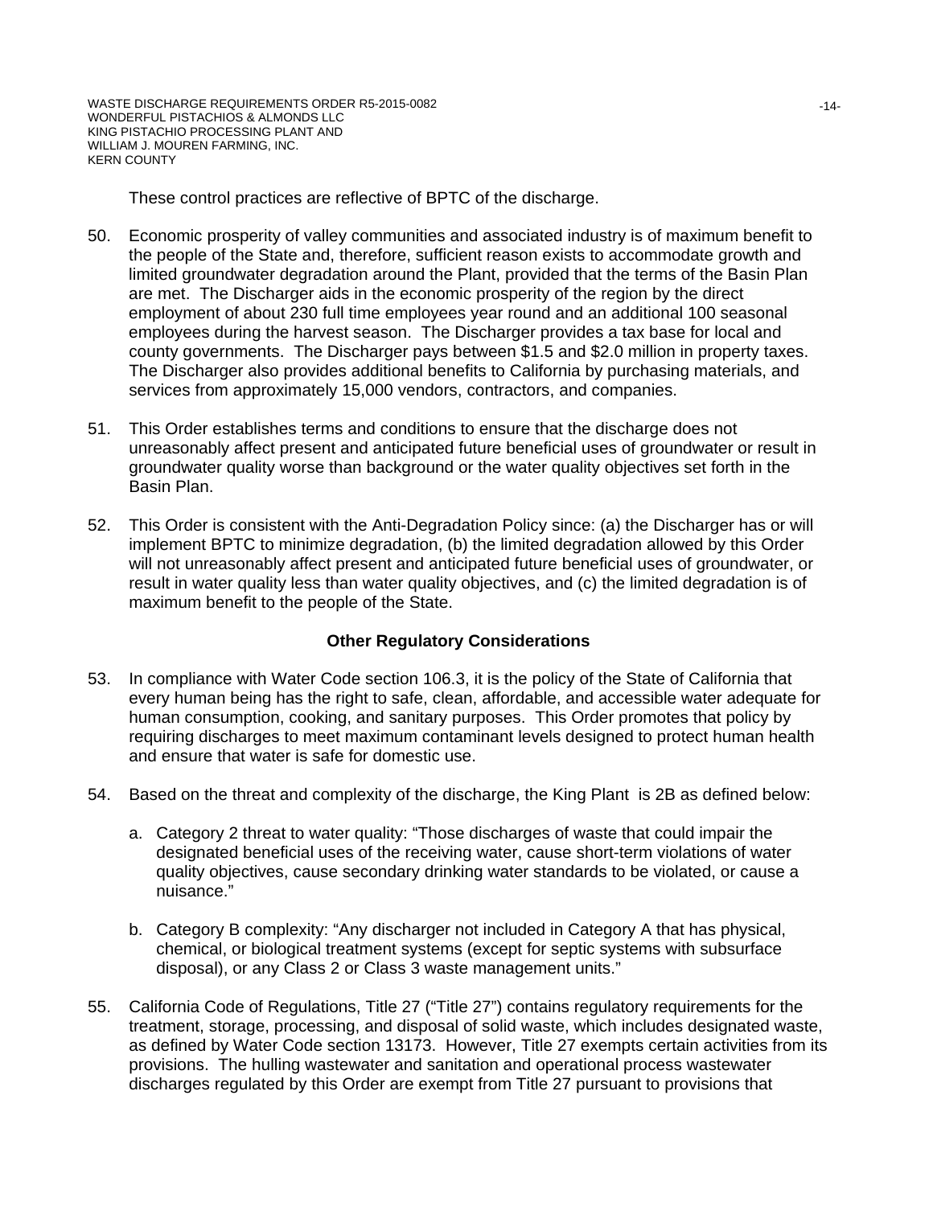These control practices are reflective of BPTC of the discharge.

50. Economic prosperity of valley communities and associated industry is of maximum benefit to the people of the State and, therefore, sufficient reason exists to accommodate growth and limited groundwater degradation around the Plant, provided that the terms of the Basin Plan are met. The Discharger aids in the economic prosperity of the region by the direct employment of about 230 full time employees year round and an additional 100 seasonal employees during the harvest season. The Discharger provides a tax base for local and county governments. The Discharger pays between $1.5 and $2.0 million in property taxes. The Discharger also provides additional benefits to California by purchasing materials, and services from approximately 15,000 vendors, contractors, and companies.

51. This Order establishes terms and conditions to ensure that the discharge does not unreasonably affect present and anticipated future beneficial uses of groundwater or result in groundwater quality worse than background or the water quality objectives set forth in the Basin Plan.

52. This Order is consistent with the Anti-Degradation Policy since: (a) the Discharger has or will implement BPTC to minimize degradation, (b) the limited degradation allowed by this Order will not unreasonably affect present and anticipated future beneficial uses of groundwater, or result in water quality less than water quality objectives, and (c) the limited degradation is of maximum benefit to the people of the State.

## Other Regulatory Considerations

53. In compliance with Water Code section 106.3, it is the policy of the State of California that every human being has the right to safe, clean, affordable, and accessible water adequate for human consumption, cooking, and sanitary purposes. This Order promotes that policy by requiring discharges to meet maximum contaminant levels designed to protect human health and ensure that water is safe for domestic use.

54. Based on the threat and complexity of the discharge, the King Plant is 2B as defined below:

    a. Category 2 threat to water quality: "Those discharges of waste that could impair the designated beneficial uses of the receiving water, cause short-term violations of water quality objectives, cause secondary drinking water standards to be violated, or cause a nuisance."

    b. Category B complexity: "Any discharger not included in Category A that has physical, chemical, or biological treatment systems (except for septic systems with subsurface disposal), or any Class 2 or Class 3 waste management units."

55. California Code of Regulations, Title 27 ("Title 27") contains regulatory requirements for the treatment, storage, processing, and disposal of solid waste, which includes designated waste, as defined by Water Code section 13173. However, Title 27 exempts certain activities from its provisions. The hulling wastewater and sanitation and operational process wastewater discharges regulated by this Order are exempt from Title 27 pursuant to provisions that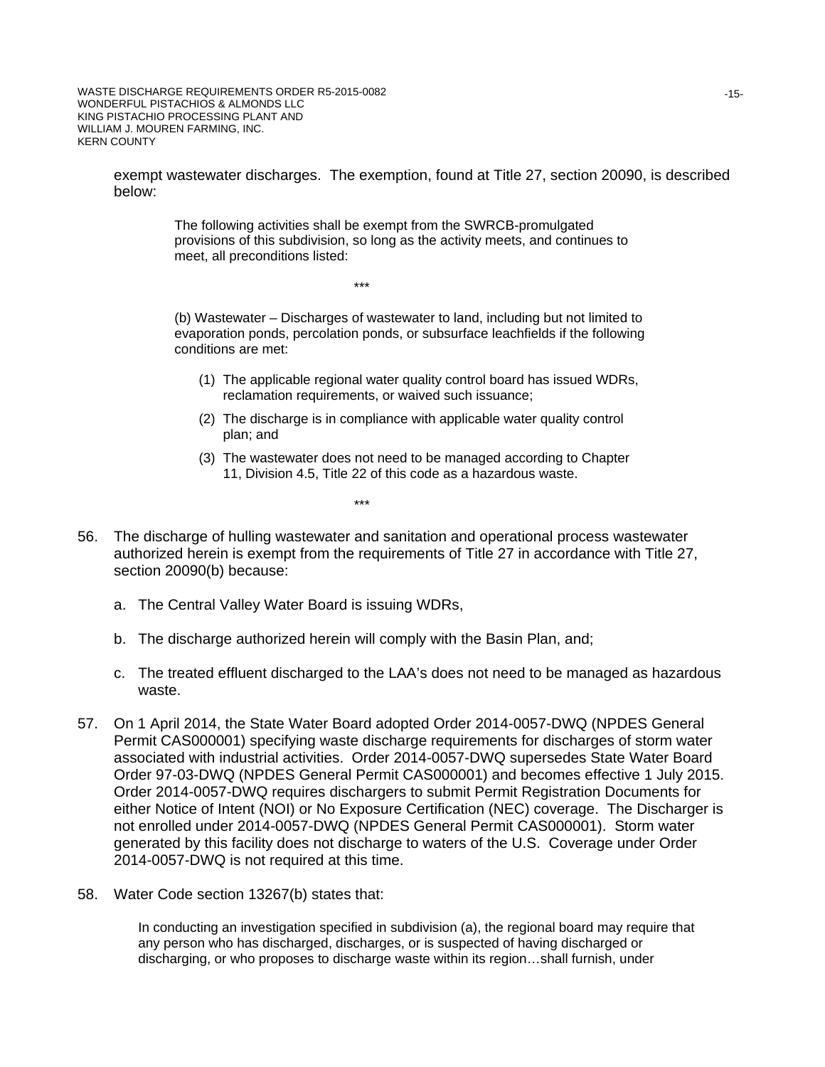exempt wastewater discharges. The exemption, found at Title 27, section 20090, is described below:

> The following activities shall be exempt from the SWRCB-promulgated provisions of this subdivision, so long as the activity meets, and continues to meet, all preconditions listed:
>
> ***
>
> (b) Wastewater – Discharges of wastewater to land, including but not limited to evaporation ponds, percolation ponds, or subsurface leachfields if the following conditions are met:
>
> (1) The applicable regional water quality control board has issued WDRs, reclamation requirements, or waived such issuance;
>
> (2) The discharge is in compliance with applicable water quality control plan; and
>
> (3) The wastewater does not need to be managed according to Chapter 11, Division 4.5, Title 22 of this code as a hazardous waste.
>
> ***

56. The discharge of hulling wastewater and sanitation and operational process wastewater authorized herein is exempt from the requirements of Title 27 in accordance with Title 27, section 20090(b) because:

    a. The Central Valley Water Board is issuing WDRs,

    b. The discharge authorized herein will comply with the Basin Plan, and;

    c. The treated effluent discharged to the LAA's does not need to be managed as hazardous waste.

57. On 1 April 2014, the State Water Board adopted Order 2014-0057-DWQ (NPDES General Permit CAS000001) specifying waste discharge requirements for discharges of storm water associated with industrial activities. Order 2014-0057-DWQ supersedes State Water Board Order 97-03-DWQ (NPDES General Permit CAS000001) and becomes effective 1 July 2015. Order 2014-0057-DWQ requires dischargers to submit Permit Registration Documents for either Notice of Intent (NOI) or No Exposure Certification (NEC) coverage. The Discharger is not enrolled under 2014-0057-DWQ (NPDES General Permit CAS000001). Storm water generated by this facility does not discharge to waters of the U.S. Coverage under Order 2014-0057-DWQ is not required at this time.

58. Water Code section 13267(b) states that:

    > In conducting an investigation specified in subdivision (a), the regional board may require that any person who has discharged, discharges, or is suspected of having discharged or discharging, or who proposes to discharge waste within its region…shall furnish, under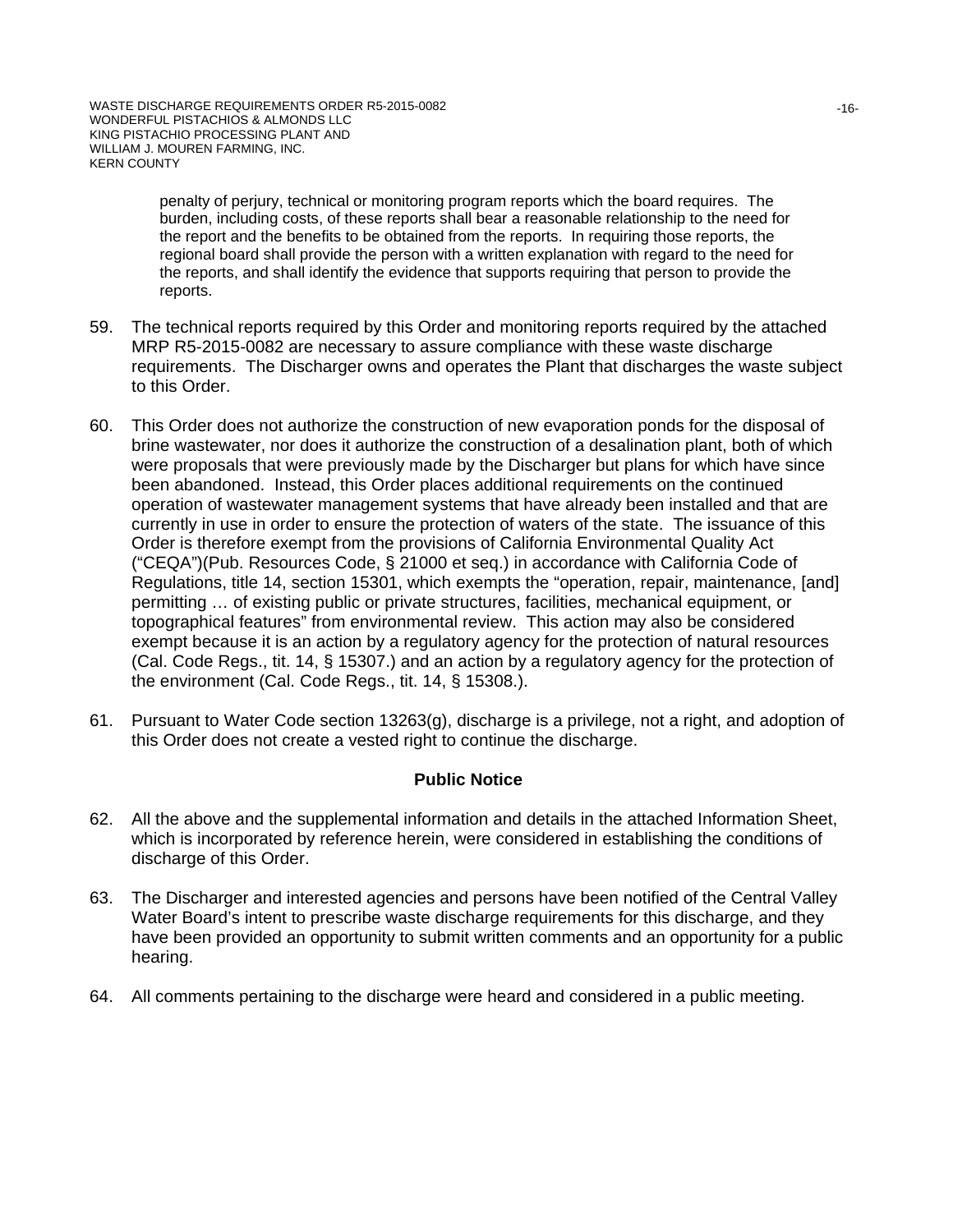> penalty of perjury, technical or monitoring program reports which the board requires. The burden, including costs, of these reports shall bear a reasonable relationship to the need for the report and the benefits to be obtained from the reports. In requiring those reports, the regional board shall provide the person with a written explanation with regard to the need for the reports, and shall identify the evidence that supports requiring that person to provide the reports.

59. The technical reports required by this Order and monitoring reports required by the attached MRP R5-2015-0082 are necessary to assure compliance with these waste discharge requirements. The Discharger owns and operates the Plant that discharges the waste subject to this Order.

60. This Order does not authorize the construction of new evaporation ponds for the disposal of brine wastewater, nor does it authorize the construction of a desalination plant, both of which were proposals that were previously made by the Discharger but plans for which have since been abandoned. Instead, this Order places additional requirements on the continued operation of wastewater management systems that have already been installed and that are currently in use in order to ensure the protection of waters of the state. The issuance of this Order is therefore exempt from the provisions of California Environmental Quality Act ("CEQA")(Pub. Resources Code, § 21000 et seq.) in accordance with California Code of Regulations, title 14, section 15301, which exempts the "operation, repair, maintenance, [and] permitting … of existing public or private structures, facilities, mechanical equipment, or topographical features" from environmental review. This action may also be considered exempt because it is an action by a regulatory agency for the protection of natural resources (Cal. Code Regs., tit. 14, § 15307.) and an action by a regulatory agency for the protection of the environment (Cal. Code Regs., tit. 14, § 15308.).

61. Pursuant to Water Code section 13263(g), discharge is a privilege, not a right, and adoption of this Order does not create a vested right to continue the discharge.

**Public Notice**

62. All the above and the supplemental information and details in the attached Information Sheet, which is incorporated by reference herein, were considered in establishing the conditions of discharge of this Order.

63. The Discharger and interested agencies and persons have been notified of the Central Valley Water Board's intent to prescribe waste discharge requirements for this discharge, and they have been provided an opportunity to submit written comments and an opportunity for a public hearing.

64. All comments pertaining to the discharge were heard and considered in a public meeting.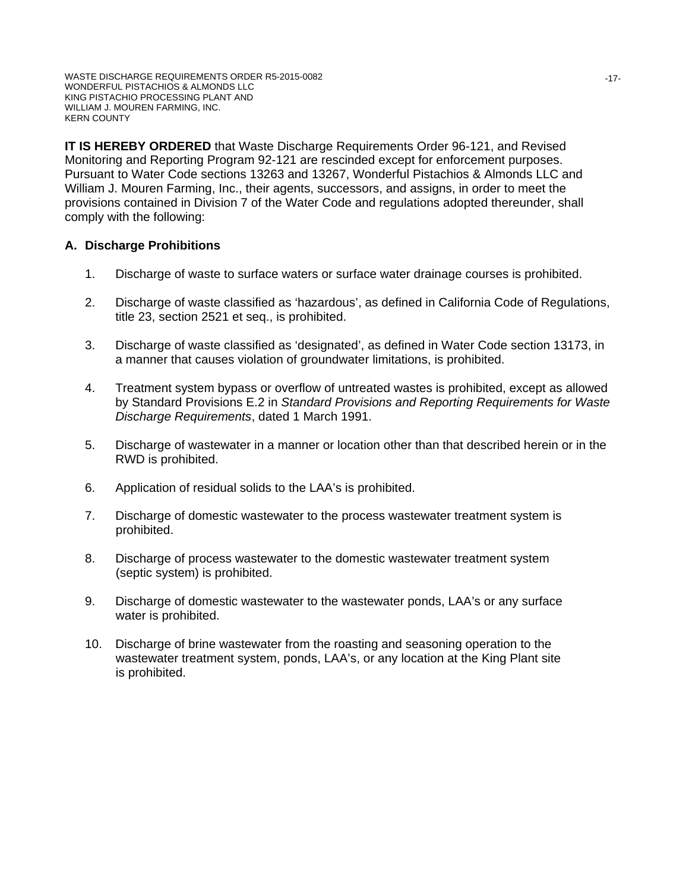**IT IS HEREBY ORDERED** that Waste Discharge Requirements Order 96-121, and Revised Monitoring and Reporting Program 92-121 are rescinded except for enforcement purposes. Pursuant to Water Code sections 13263 and 13267, Wonderful Pistachios & Almonds LLC and William J. Mouren Farming, Inc., their agents, successors, and assigns, in order to meet the provisions contained in Division 7 of the Water Code and regulations adopted thereunder, shall comply with the following:

## A. Discharge Prohibitions

1. Discharge of waste to surface waters or surface water drainage courses is prohibited.

2. Discharge of waste classified as 'hazardous', as defined in California Code of Regulations, title 23, section 2521 et seq., is prohibited.

3. Discharge of waste classified as 'designated', as defined in Water Code section 13173, in a manner that causes violation of groundwater limitations, is prohibited.

4. Treatment system bypass or overflow of untreated wastes is prohibited, except as allowed by Standard Provisions E.2 in *Standard Provisions and Reporting Requirements for Waste Discharge Requirements*, dated 1 March 1991.

5. Discharge of wastewater in a manner or location other than that described herein or in the RWD is prohibited.

6. Application of residual solids to the LAA's is prohibited.

7. Discharge of domestic wastewater to the process wastewater treatment system is prohibited.

8. Discharge of process wastewater to the domestic wastewater treatment system (septic system) is prohibited.

9. Discharge of domestic wastewater to the wastewater ponds, LAA's or any surface water is prohibited.

10. Discharge of brine wastewater from the roasting and seasoning operation to the wastewater treatment system, ponds, LAA's, or any location at the King Plant site is prohibited.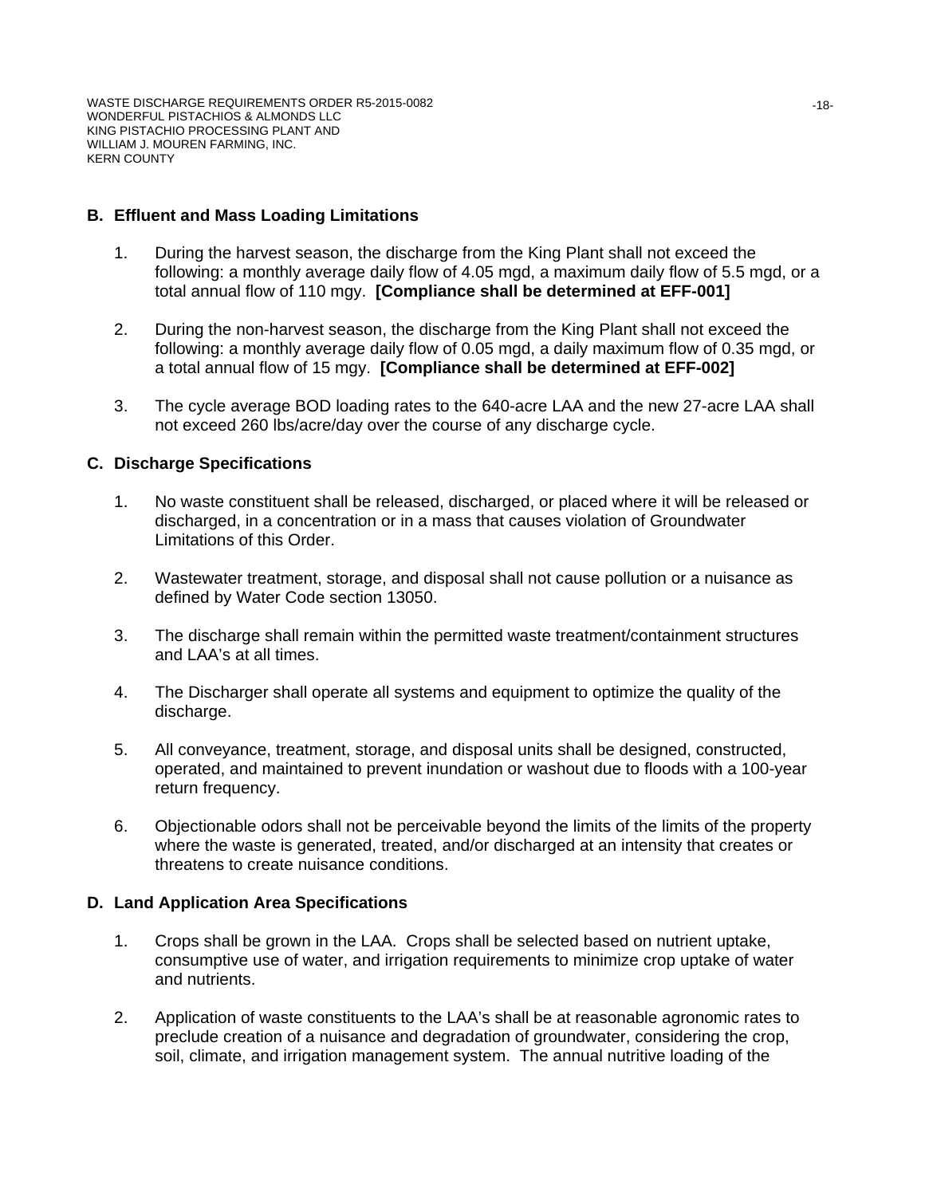## B. Effluent and Mass Loading Limitations

1. During the harvest season, the discharge from the King Plant shall not exceed the following: a monthly average daily flow of 4.05 mgd, a maximum daily flow of 5.5 mgd, or a total annual flow of 110 mgy. **[Compliance shall be determined at EFF-001]**

2. During the non-harvest season, the discharge from the King Plant shall not exceed the following: a monthly average daily flow of 0.05 mgd, a daily maximum flow of 0.35 mgd, or a total annual flow of 15 mgy. **[Compliance shall be determined at EFF-002]**

3. The cycle average BOD loading rates to the 640-acre LAA and the new 27-acre LAA shall not exceed 260 lbs/acre/day over the course of any discharge cycle.

## C. Discharge Specifications

1. No waste constituent shall be released, discharged, or placed where it will be released or discharged, in a concentration or in a mass that causes violation of Groundwater Limitations of this Order.

2. Wastewater treatment, storage, and disposal shall not cause pollution or a nuisance as defined by Water Code section 13050.

3. The discharge shall remain within the permitted waste treatment/containment structures and LAA's at all times.

4. The Discharger shall operate all systems and equipment to optimize the quality of the discharge.

5. All conveyance, treatment, storage, and disposal units shall be designed, constructed, operated, and maintained to prevent inundation or washout due to floods with a 100-year return frequency.

6. Objectionable odors shall not be perceivable beyond the limits of the limits of the property where the waste is generated, treated, and/or discharged at an intensity that creates or threatens to create nuisance conditions.

## D. Land Application Area Specifications

1. Crops shall be grown in the LAA. Crops shall be selected based on nutrient uptake, consumptive use of water, and irrigation requirements to minimize crop uptake of water and nutrients.

2. Application of waste constituents to the LAA's shall be at reasonable agronomic rates to preclude creation of a nuisance and degradation of groundwater, considering the crop, soil, climate, and irrigation management system. The annual nutritive loading of the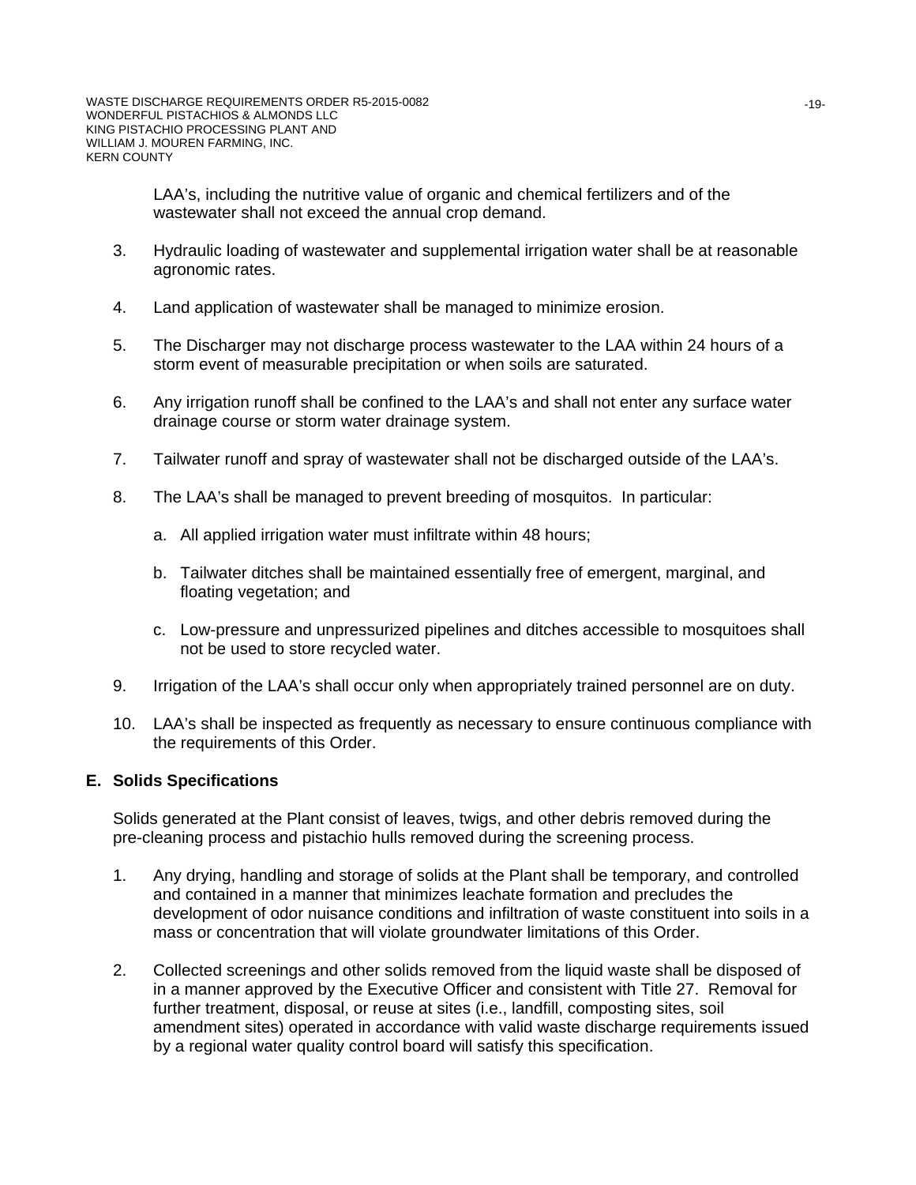LAA's, including the nutritive value of organic and chemical fertilizers and of the wastewater shall not exceed the annual crop demand.

3. Hydraulic loading of wastewater and supplemental irrigation water shall be at reasonable agronomic rates.

4. Land application of wastewater shall be managed to minimize erosion.

5. The Discharger may not discharge process wastewater to the LAA within 24 hours of a storm event of measurable precipitation or when soils are saturated.

6. Any irrigation runoff shall be confined to the LAA's and shall not enter any surface water drainage course or storm water drainage system.

7. Tailwater runoff and spray of wastewater shall not be discharged outside of the LAA's.

8. The LAA's shall be managed to prevent breeding of mosquitos. In particular:

   a. All applied irrigation water must infiltrate within 48 hours;

   b. Tailwater ditches shall be maintained essentially free of emergent, marginal, and floating vegetation; and

   c. Low-pressure and unpressurized pipelines and ditches accessible to mosquitoes shall not be used to store recycled water.

9. Irrigation of the LAA's shall occur only when appropriately trained personnel are on duty.

10. LAA's shall be inspected as frequently as necessary to ensure continuous compliance with the requirements of this Order.

## E. Solids Specifications

Solids generated at the Plant consist of leaves, twigs, and other debris removed during the pre-cleaning process and pistachio hulls removed during the screening process.

1. Any drying, handling and storage of solids at the Plant shall be temporary, and controlled and contained in a manner that minimizes leachate formation and precludes the development of odor nuisance conditions and infiltration of waste constituent into soils in a mass or concentration that will violate groundwater limitations of this Order.

2. Collected screenings and other solids removed from the liquid waste shall be disposed of in a manner approved by the Executive Officer and consistent with Title 27. Removal for further treatment, disposal, or reuse at sites (i.e., landfill, composting sites, soil amendment sites) operated in accordance with valid waste discharge requirements issued by a regional water quality control board will satisfy this specification.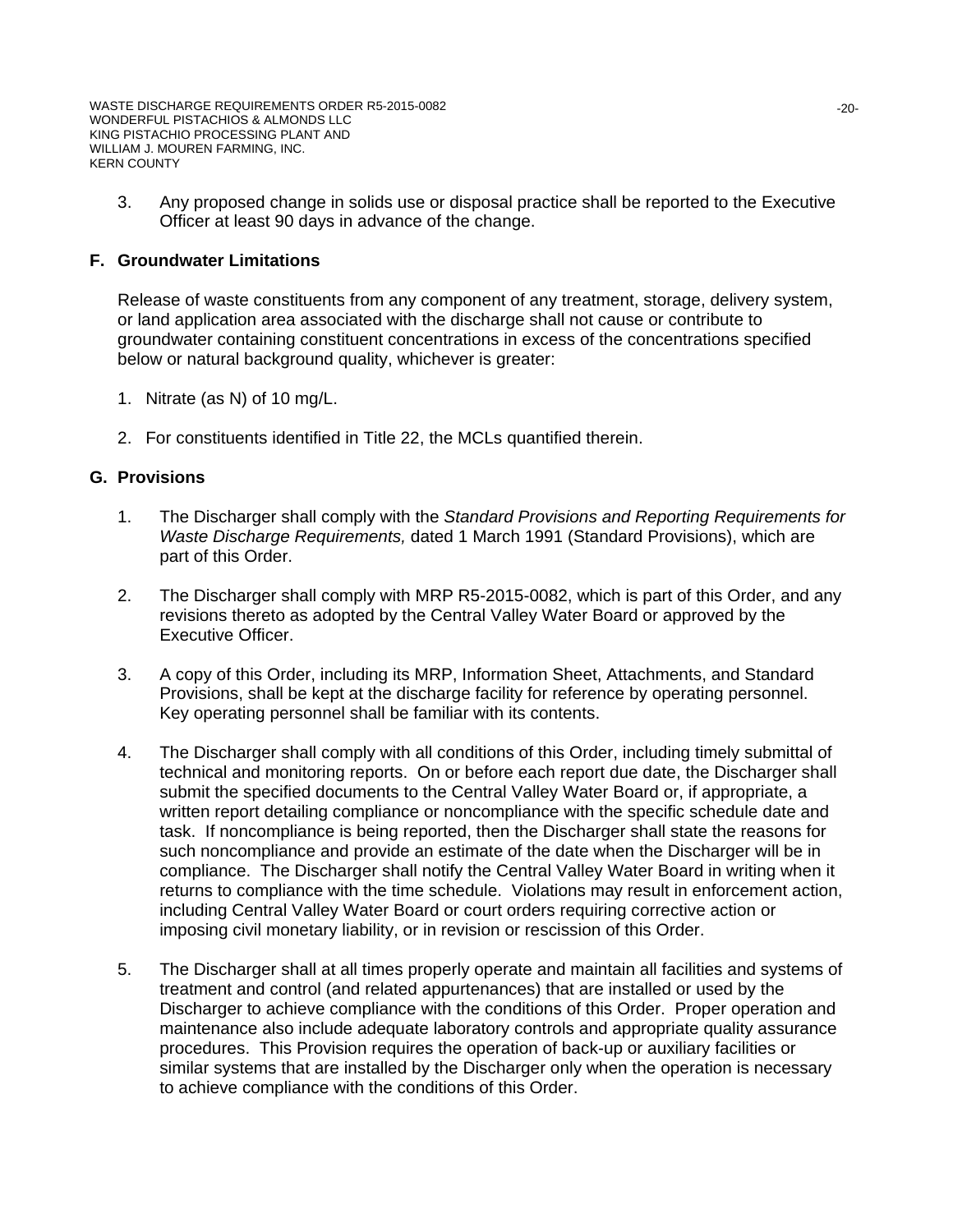3. Any proposed change in solids use or disposal practice shall be reported to the Executive Officer at least 90 days in advance of the change.

## F. Groundwater Limitations

Release of waste constituents from any component of any treatment, storage, delivery system, or land application area associated with the discharge shall not cause or contribute to groundwater containing constituent concentrations in excess of the concentrations specified below or natural background quality, whichever is greater:

1. Nitrate (as N) of 10 mg/L.

2. For constituents identified in Title 22, the MCLs quantified therein.

## G. Provisions

1. The Discharger shall comply with the *Standard Provisions and Reporting Requirements for Waste Discharge Requirements,* dated 1 March 1991 (Standard Provisions), which are part of this Order.

2. The Discharger shall comply with MRP R5-2015-0082, which is part of this Order, and any revisions thereto as adopted by the Central Valley Water Board or approved by the Executive Officer.

3. A copy of this Order, including its MRP, Information Sheet, Attachments, and Standard Provisions, shall be kept at the discharge facility for reference by operating personnel. Key operating personnel shall be familiar with its contents.

4. The Discharger shall comply with all conditions of this Order, including timely submittal of technical and monitoring reports. On or before each report due date, the Discharger shall submit the specified documents to the Central Valley Water Board or, if appropriate, a written report detailing compliance or noncompliance with the specific schedule date and task. If noncompliance is being reported, then the Discharger shall state the reasons for such noncompliance and provide an estimate of the date when the Discharger will be in compliance. The Discharger shall notify the Central Valley Water Board in writing when it returns to compliance with the time schedule. Violations may result in enforcement action, including Central Valley Water Board or court orders requiring corrective action or imposing civil monetary liability, or in revision or rescission of this Order.

5. The Discharger shall at all times properly operate and maintain all facilities and systems of treatment and control (and related appurtenances) that are installed or used by the Discharger to achieve compliance with the conditions of this Order. Proper operation and maintenance also include adequate laboratory controls and appropriate quality assurance procedures. This Provision requires the operation of back-up or auxiliary facilities or similar systems that are installed by the Discharger only when the operation is necessary to achieve compliance with the conditions of this Order.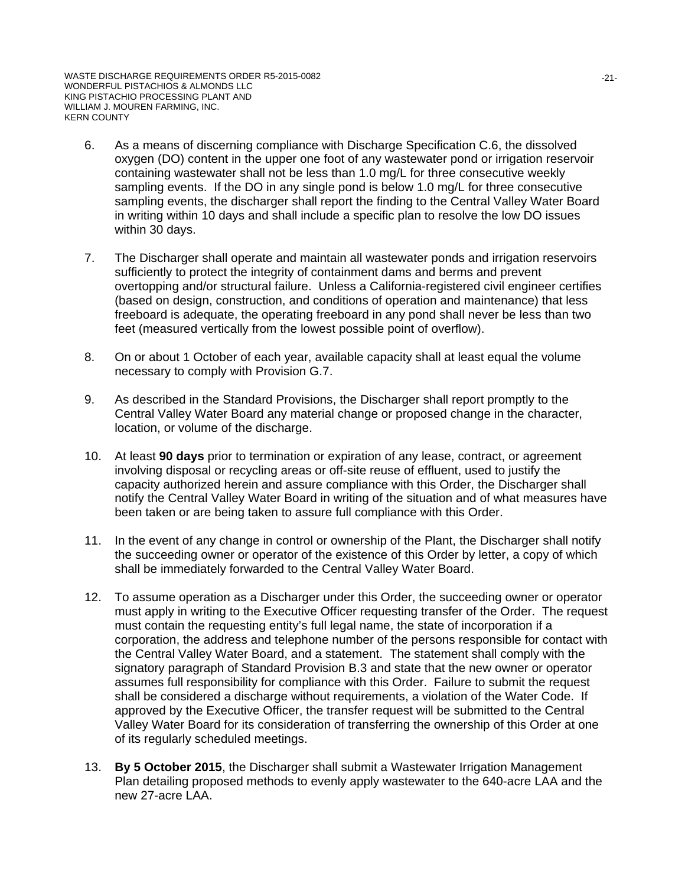6. As a means of discerning compliance with Discharge Specification C.6, the dissolved oxygen (DO) content in the upper one foot of any wastewater pond or irrigation reservoir containing wastewater shall not be less than 1.0 mg/L for three consecutive weekly sampling events. If the DO in any single pond is below 1.0 mg/L for three consecutive sampling events, the discharger shall report the finding to the Central Valley Water Board in writing within 10 days and shall include a specific plan to resolve the low DO issues within 30 days.

7. The Discharger shall operate and maintain all wastewater ponds and irrigation reservoirs sufficiently to protect the integrity of containment dams and berms and prevent overtopping and/or structural failure. Unless a California-registered civil engineer certifies (based on design, construction, and conditions of operation and maintenance) that less freeboard is adequate, the operating freeboard in any pond shall never be less than two feet (measured vertically from the lowest possible point of overflow).

8. On or about 1 October of each year, available capacity shall at least equal the volume necessary to comply with Provision G.7.

9. As described in the Standard Provisions, the Discharger shall report promptly to the Central Valley Water Board any material change or proposed change in the character, location, or volume of the discharge.

10. At least **90 days** prior to termination or expiration of any lease, contract, or agreement involving disposal or recycling areas or off-site reuse of effluent, used to justify the capacity authorized herein and assure compliance with this Order, the Discharger shall notify the Central Valley Water Board in writing of the situation and of what measures have been taken or are being taken to assure full compliance with this Order.

11. In the event of any change in control or ownership of the Plant, the Discharger shall notify the succeeding owner or operator of the existence of this Order by letter, a copy of which shall be immediately forwarded to the Central Valley Water Board.

12. To assume operation as a Discharger under this Order, the succeeding owner or operator must apply in writing to the Executive Officer requesting transfer of the Order. The request must contain the requesting entity's full legal name, the state of incorporation if a corporation, the address and telephone number of the persons responsible for contact with the Central Valley Water Board, and a statement. The statement shall comply with the signatory paragraph of Standard Provision B.3 and state that the new owner or operator assumes full responsibility for compliance with this Order. Failure to submit the request shall be considered a discharge without requirements, a violation of the Water Code. If approved by the Executive Officer, the transfer request will be submitted to the Central Valley Water Board for its consideration of transferring the ownership of this Order at one of its regularly scheduled meetings.

13. **By 5 October 2015**, the Discharger shall submit a Wastewater Irrigation Management Plan detailing proposed methods to evenly apply wastewater to the 640-acre LAA and the new 27-acre LAA.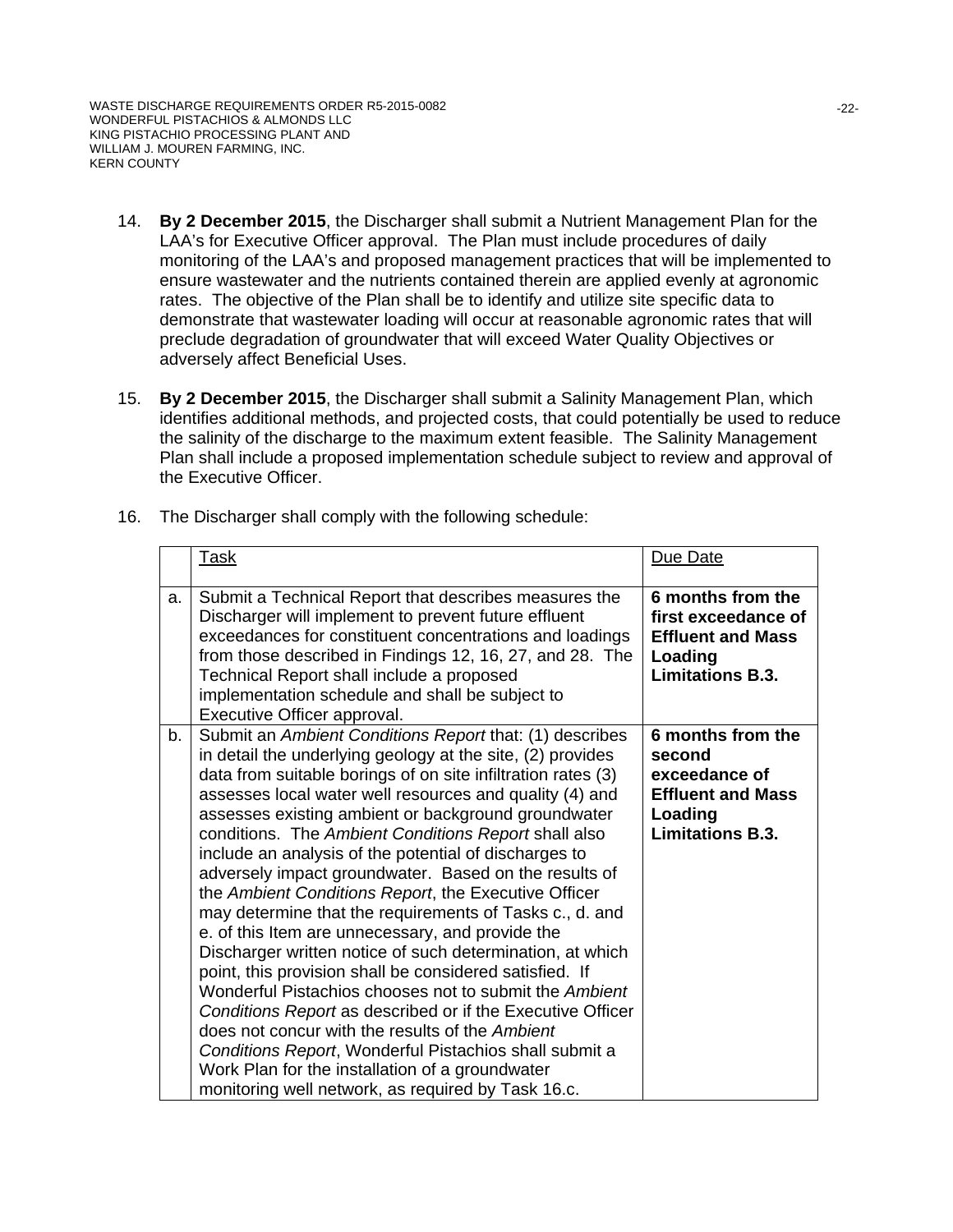14. **By 2 December 2015**, the Discharger shall submit a Nutrient Management Plan for the LAA's for Executive Officer approval. The Plan must include procedures of daily monitoring of the LAA's and proposed management practices that will be implemented to ensure wastewater and the nutrients contained therein are applied evenly at agronomic rates. The objective of the Plan shall be to identify and utilize site specific data to demonstrate that wastewater loading will occur at reasonable agronomic rates that will preclude degradation of groundwater that will exceed Water Quality Objectives or adversely affect Beneficial Uses.

15. **By 2 December 2015**, the Discharger shall submit a Salinity Management Plan, which identifies additional methods, and projected costs, that could potentially be used to reduce the salinity of the discharge to the maximum extent feasible. The Salinity Management Plan shall include a proposed implementation schedule subject to review and approval of the Executive Officer.

16. The Discharger shall comply with the following schedule:

| | Task | Due Date |
|---|---|---|
| a. | Submit a Technical Report that describes measures the Discharger will implement to prevent future effluent exceedances for constituent concentrations and loadings from those described in Findings 12, 16, 27, and 28. The Technical Report shall include a proposed implementation schedule and shall be subject to Executive Officer approval. | **6 months from the first exceedance of Effluent and Mass Loading Limitations B.3.** |
| b. | Submit an *Ambient Conditions Report* that: (1) describes in detail the underlying geology at the site, (2) provides data from suitable borings of on site infiltration rates (3) assesses local water well resources and quality (4) and assesses existing ambient or background groundwater conditions. The *Ambient Conditions Report* shall also include an analysis of the potential of discharges to adversely impact groundwater. Based on the results of the *Ambient Conditions Report*, the Executive Officer may determine that the requirements of Tasks c., d. and e. of this Item are unnecessary, and provide the Discharger written notice of such determination, at which point, this provision shall be considered satisfied. If Wonderful Pistachios chooses not to submit the *Ambient Conditions Report* as described or if the Executive Officer does not concur with the results of the *Ambient Conditions Report*, Wonderful Pistachios shall submit a Work Plan for the installation of a groundwater monitoring well network, as required by Task 16.c. | **6 months from the second exceedance of Effluent and Mass Loading Limitations B.3.** |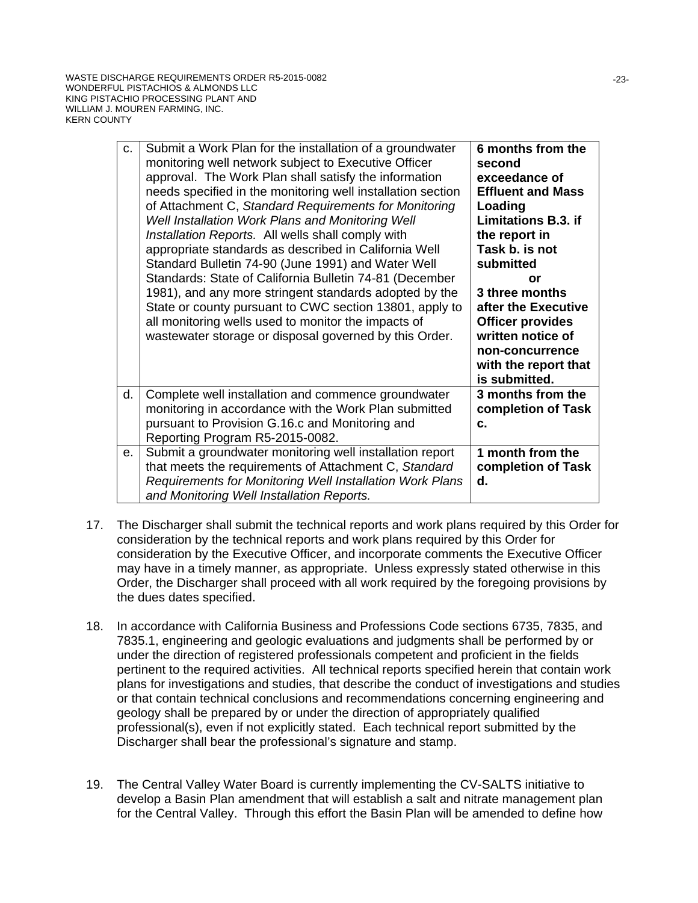| | | |
|---|---|---|
| c. | Submit a Work Plan for the installation of a groundwater monitoring well network subject to Executive Officer approval. The Work Plan shall satisfy the information needs specified in the monitoring well installation section of Attachment C, *Standard Requirements for Monitoring Well Installation Work Plans and Monitoring Well Installation Reports.* All wells shall comply with appropriate standards as described in California Well Standard Bulletin 74-90 (June 1991) and Water Well Standards: State of California Bulletin 74-81 (December 1981), and any more stringent standards adopted by the State or county pursuant to CWC section 13801, apply to all monitoring wells used to monitor the impacts of wastewater storage or disposal governed by this Order. | **6 months from the second exceedance of Effluent and Mass Loading Limitations B.3. if the report in Task b. is not submitted or 3 three months after the Executive Officer provides written notice of non-concurrence with the report that is submitted.** |
| d. | Complete well installation and commence groundwater monitoring in accordance with the Work Plan submitted pursuant to Provision G.16.c and Monitoring and Reporting Program R5-2015-0082. | **3 months from the completion of Task c.** |
| e. | Submit a groundwater monitoring well installation report that meets the requirements of Attachment C, *Standard Requirements for Monitoring Well Installation Work Plans and Monitoring Well Installation Reports.* | **1 month from the completion of Task d.** |

17. The Discharger shall submit the technical reports and work plans required by this Order for consideration by the technical reports and work plans required by this Order for consideration by the Executive Officer, and incorporate comments the Executive Officer may have in a timely manner, as appropriate. Unless expressly stated otherwise in this Order, the Discharger shall proceed with all work required by the foregoing provisions by the dues dates specified.

18. In accordance with California Business and Professions Code sections 6735, 7835, and 7835.1, engineering and geologic evaluations and judgments shall be performed by or under the direction of registered professionals competent and proficient in the fields pertinent to the required activities. All technical reports specified herein that contain work plans for investigations and studies, that describe the conduct of investigations and studies or that contain technical conclusions and recommendations concerning engineering and geology shall be prepared by or under the direction of appropriately qualified professional(s), even if not explicitly stated. Each technical report submitted by the Discharger shall bear the professional's signature and stamp.

19. The Central Valley Water Board is currently implementing the CV-SALTS initiative to develop a Basin Plan amendment that will establish a salt and nitrate management plan for the Central Valley. Through this effort the Basin Plan will be amended to define how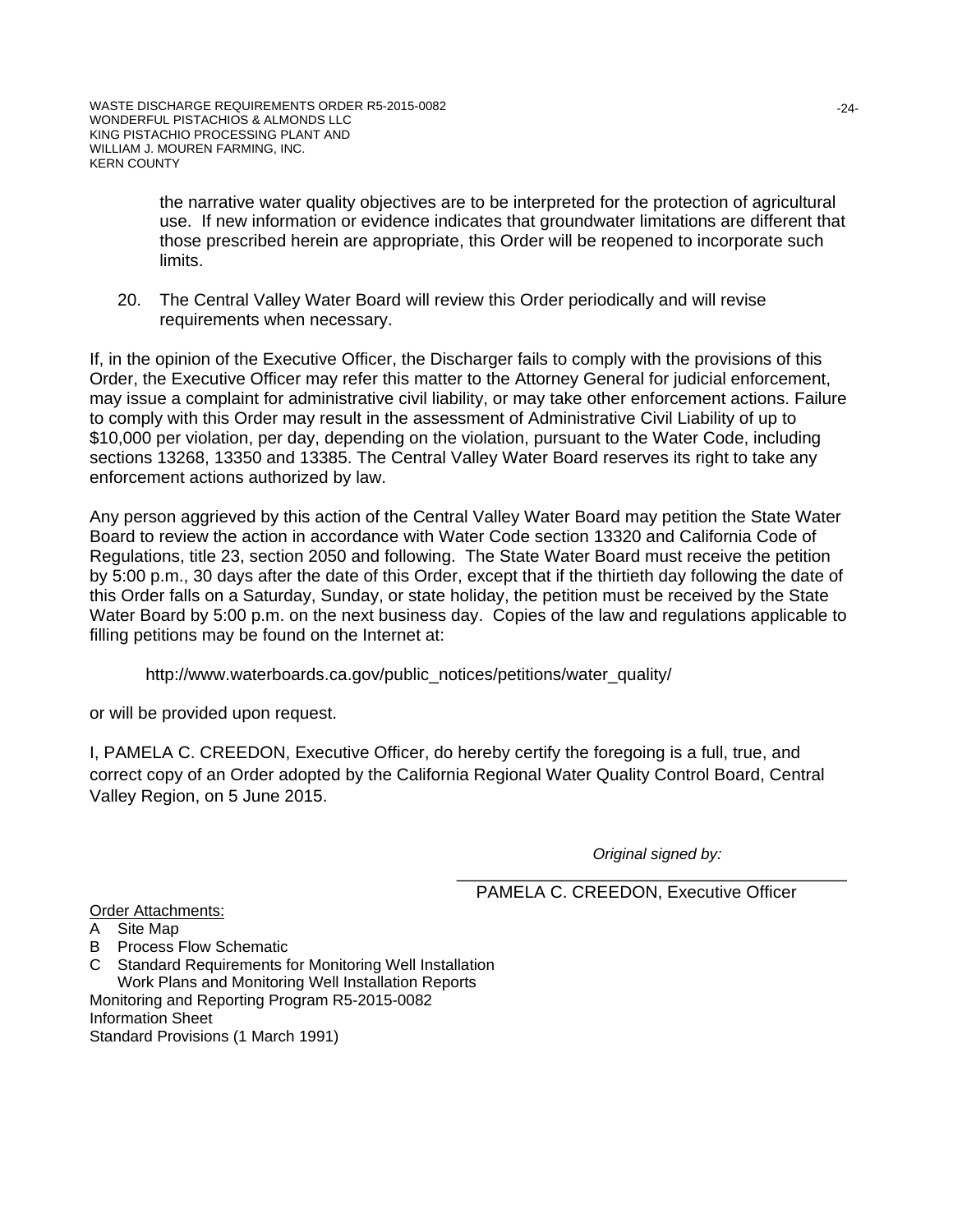the narrative water quality objectives are to be interpreted for the protection of agricultural use. If new information or evidence indicates that groundwater limitations are different that those prescribed herein are appropriate, this Order will be reopened to incorporate such limits.

20. The Central Valley Water Board will review this Order periodically and will revise requirements when necessary.

If, in the opinion of the Executive Officer, the Discharger fails to comply with the provisions of this Order, the Executive Officer may refer this matter to the Attorney General for judicial enforcement, may issue a complaint for administrative civil liability, or may take other enforcement actions. Failure to comply with this Order may result in the assessment of Administrative Civil Liability of up to $10,000 per violation, per day, depending on the violation, pursuant to the Water Code, including sections 13268, 13350 and 13385. The Central Valley Water Board reserves its right to take any enforcement actions authorized by law.

Any person aggrieved by this action of the Central Valley Water Board may petition the State Water Board to review the action in accordance with Water Code section 13320 and California Code of Regulations, title 23, section 2050 and following. The State Water Board must receive the petition by 5:00 p.m., 30 days after the date of this Order, except that if the thirtieth day following the date of this Order falls on a Saturday, Sunday, or state holiday, the petition must be received by the State Water Board by 5:00 p.m. on the next business day. Copies of the law and regulations applicable to filling petitions may be found on the Internet at:

http://www.waterboards.ca.gov/public_notices/petitions/water_quality/

or will be provided upon request.

I, PAMELA C. CREEDON, Executive Officer, do hereby certify the foregoing is a full, true, and correct copy of an Order adopted by the California Regional Water Quality Control Board, Central Valley Region, on 5 June 2015.

*Original signed by:*

PAMELA C. CREEDON, Executive Officer

Order Attachments:

A Site Map
B Process Flow Schematic
C Standard Requirements for Monitoring Well Installation Work Plans and Monitoring Well Installation Reports

Monitoring and Reporting Program R5-2015-0082
Information Sheet
Standard Provisions (1 March 1991)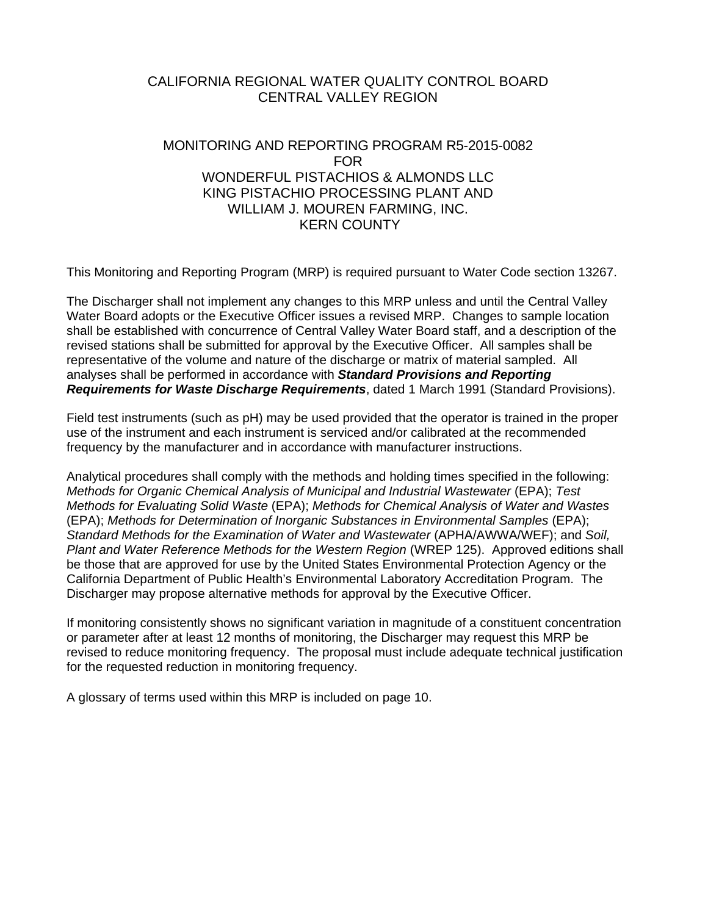CALIFORNIA REGIONAL WATER QUALITY CONTROL BOARD
CENTRAL VALLEY REGION

MONITORING AND REPORTING PROGRAM R5-2015-0082
FOR
WONDERFUL PISTACHIOS & ALMONDS LLC
KING PISTACHIO PROCESSING PLANT AND
WILLIAM J. MOUREN FARMING, INC.
KERN COUNTY

This Monitoring and Reporting Program (MRP) is required pursuant to Water Code section 13267.

The Discharger shall not implement any changes to this MRP unless and until the Central Valley Water Board adopts or the Executive Officer issues a revised MRP. Changes to sample location shall be established with concurrence of Central Valley Water Board staff, and a description of the revised stations shall be submitted for approval by the Executive Officer. All samples shall be representative of the volume and nature of the discharge or matrix of material sampled. All analyses shall be performed in accordance with ***Standard Provisions and Reporting Requirements for Waste Discharge Requirements***, dated 1 March 1991 (Standard Provisions).

Field test instruments (such as pH) may be used provided that the operator is trained in the proper use of the instrument and each instrument is serviced and/or calibrated at the recommended frequency by the manufacturer and in accordance with manufacturer instructions.

Analytical procedures shall comply with the methods and holding times specified in the following: *Methods for Organic Chemical Analysis of Municipal and Industrial Wastewater* (EPA); *Test Methods for Evaluating Solid Waste* (EPA); *Methods for Chemical Analysis of Water and Wastes* (EPA); *Methods for Determination of Inorganic Substances in Environmental Samples* (EPA); *Standard Methods for the Examination of Water and Wastewater* (APHA/AWWA/WEF); and *Soil, Plant and Water Reference Methods for the Western Region* (WREP 125). Approved editions shall be those that are approved for use by the United States Environmental Protection Agency or the California Department of Public Health's Environmental Laboratory Accreditation Program. The Discharger may propose alternative methods for approval by the Executive Officer.

If monitoring consistently shows no significant variation in magnitude of a constituent concentration or parameter after at least 12 months of monitoring, the Discharger may request this MRP be revised to reduce monitoring frequency. The proposal must include adequate technical justification for the requested reduction in monitoring frequency.

A glossary of terms used within this MRP is included on page 10.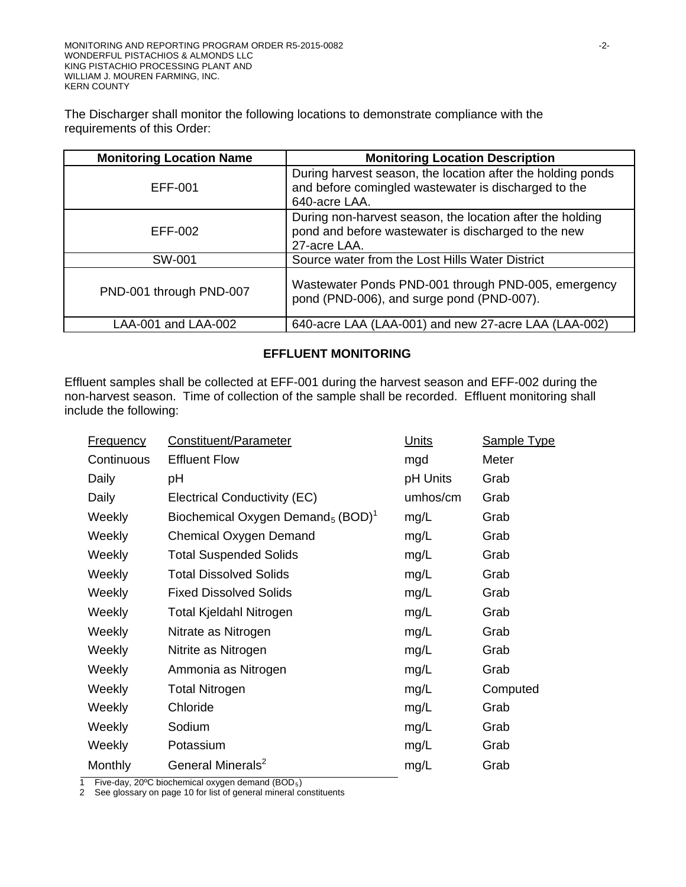The Discharger shall monitor the following locations to demonstrate compliance with the requirements of this Order:

| Monitoring Location Name | Monitoring Location Description |
|---|---|
| EFF-001 | During harvest season, the location after the holding ponds and before comingled wastewater is discharged to the 640-acre LAA. |
| EFF-002 | During non-harvest season, the location after the holding pond and before wastewater is discharged to the new 27-acre LAA. |
| SW-001 | Source water from the Lost Hills Water District |
| PND-001 through PND-007 | Wastewater Ponds PND-001 through PND-005, emergency pond (PND-006), and surge pond (PND-007). |
| LAA-001 and LAA-002 | 640-acre LAA (LAA-001) and new 27-acre LAA (LAA-002) |

## EFFLUENT MONITORING

Effluent samples shall be collected at EFF-001 during the harvest season and EFF-002 during the non-harvest season. Time of collection of the sample shall be recorded. Effluent monitoring shall include the following:

| Frequency | Constituent/Parameter | Units | Sample Type |
|---|---|---|---|
| Continuous | Effluent Flow | mgd | Meter |
| Daily | pH | pH Units | Grab |
| Daily | Electrical Conductivity (EC) | umhos/cm | Grab |
| Weekly | Biochemical Oxygen Demand$_5$ (BOD)[1] | mg/L | Grab |
| Weekly | Chemical Oxygen Demand | mg/L | Grab |
| Weekly | Total Suspended Solids | mg/L | Grab |
| Weekly | Total Dissolved Solids | mg/L | Grab |
| Weekly | Fixed Dissolved Solids | mg/L | Grab |
| Weekly | Total Kjeldahl Nitrogen | mg/L | Grab |
| Weekly | Nitrate as Nitrogen | mg/L | Grab |
| Weekly | Nitrite as Nitrogen | mg/L | Grab |
| Weekly | Ammonia as Nitrogen | mg/L | Grab |
| Weekly | Total Nitrogen | mg/L | Computed |
| Weekly | Chloride | mg/L | Grab |
| Weekly | Sodium | mg/L | Grab |
| Weekly | Potassium | mg/L | Grab |
| Monthly | General Minerals[2] | mg/L | Grab |

1 Five-day, 20ºC biochemical oxygen demand ($BOD_5$)

2 See glossary on page 10 for list of general mineral constituents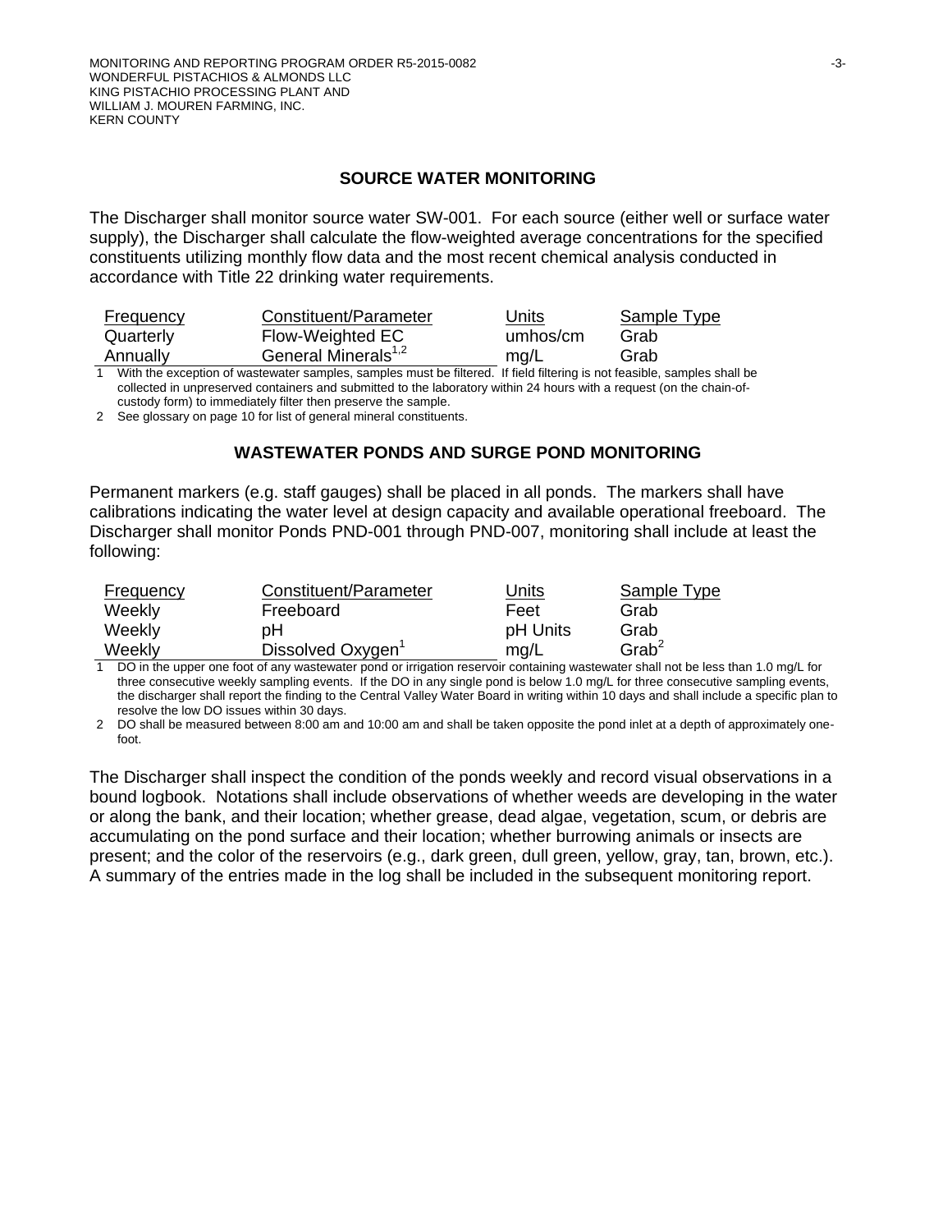## SOURCE WATER MONITORING

The Discharger shall monitor source water SW-001. For each source (either well or surface water supply), the Discharger shall calculate the flow-weighted average concentrations for the specified constituents utilizing monthly flow data and the most recent chemical analysis conducted in accordance with Title 22 drinking water requirements.

| Frequency | Constituent/Parameter | Units | Sample Type |
|---|---|---|---|
| Quarterly | Flow-Weighted EC | umhos/cm | Grab |
| Annually | General Minerals[1,2] | mg/L | Grab |

1 With the exception of wastewater samples, samples must be filtered. If field filtering is not feasible, samples shall be collected in unpreserved containers and submitted to the laboratory within 24 hours with a request (on the chain-of-custody form) to immediately filter then preserve the sample.

2 See glossary on page 10 for list of general mineral constituents.

## WASTEWATER PONDS AND SURGE POND MONITORING

Permanent markers (e.g. staff gauges) shall be placed in all ponds. The markers shall have calibrations indicating the water level at design capacity and available operational freeboard. The Discharger shall monitor Ponds PND-001 through PND-007, monitoring shall include at least the following:

| Frequency | Constituent/Parameter | Units | Sample Type |
|---|---|---|---|
| Weekly | Freeboard | Feet | Grab |
| Weekly | pH | pH Units | Grab |
| Weekly | Dissolved Oxygen[1] | mg/L | Grab[2] |

1 DO in the upper one foot of any wastewater pond or irrigation reservoir containing wastewater shall not be less than 1.0 mg/L for three consecutive weekly sampling events. If the DO in any single pond is below 1.0 mg/L for three consecutive sampling events, the discharger shall report the finding to the Central Valley Water Board in writing within 10 days and shall include a specific plan to resolve the low DO issues within 30 days.

2 DO shall be measured between 8:00 am and 10:00 am and shall be taken opposite the pond inlet at a depth of approximately one-foot.

The Discharger shall inspect the condition of the ponds weekly and record visual observations in a bound logbook. Notations shall include observations of whether weeds are developing in the water or along the bank, and their location; whether grease, dead algae, vegetation, scum, or debris are accumulating on the pond surface and their location; whether burrowing animals or insects are present; and the color of the reservoirs (e.g., dark green, dull green, yellow, gray, tan, brown, etc.). A summary of the entries made in the log shall be included in the subsequent monitoring report.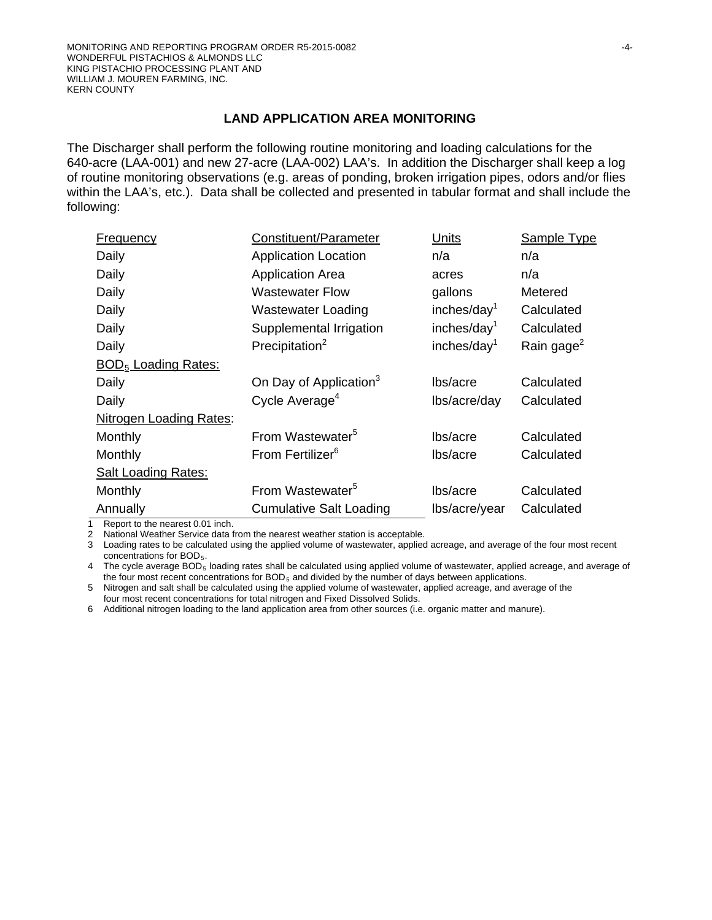## LAND APPLICATION AREA MONITORING

The Discharger shall perform the following routine monitoring and loading calculations for the 640-acre (LAA-001) and new 27-acre (LAA-002) LAA's. In addition the Discharger shall keep a log of routine monitoring observations (e.g. areas of ponding, broken irrigation pipes, odors and/or flies within the LAA's, etc.). Data shall be collected and presented in tabular format and shall include the following:

| Frequency | Constituent/Parameter | Units | Sample Type |
|---|---|---|---|
| Daily | Application Location | n/a | n/a |
| Daily | Application Area | acres | n/a |
| Daily | Wastewater Flow | gallons | Metered |
| Daily | Wastewater Loading | inches/day[1] | Calculated |
| Daily | Supplemental Irrigation | inches/day[1] | Calculated |
| Daily | Precipitation[2] | inches/day[1] | Rain gage[2] |
| $BOD_5$ Loading Rates: | | | |
| Daily | On Day of Application[3] | lbs/acre | Calculated |
| Daily | Cycle Average[4] | lbs/acre/day | Calculated |
| Nitrogen Loading Rates: | | | |
| Monthly | From Wastewater[5] | lbs/acre | Calculated |
| Monthly | From Fertilizer[6] | lbs/acre | Calculated |
| Salt Loading Rates: | | | |
| Monthly | From Wastewater[5] | lbs/acre | Calculated |
| Annually | Cumulative Salt Loading | lbs/acre/year | Calculated |

1 Report to the nearest 0.01 inch.
2 National Weather Service data from the nearest weather station is acceptable.
3 Loading rates to be calculated using the applied volume of wastewater, applied acreage, and average of the four most recent concentrations for $BOD_5$.
4 The cycle average $BOD_5$ loading rates shall be calculated using applied volume of wastewater, applied acreage, and average of the four most recent concentrations for $BOD_5$ and divided by the number of days between applications.
5 Nitrogen and salt shall be calculated using the applied volume of wastewater, applied acreage, and average of the four most recent concentrations for total nitrogen and Fixed Dissolved Solids.
6 Additional nitrogen loading to the land application area from other sources (i.e. organic matter and manure).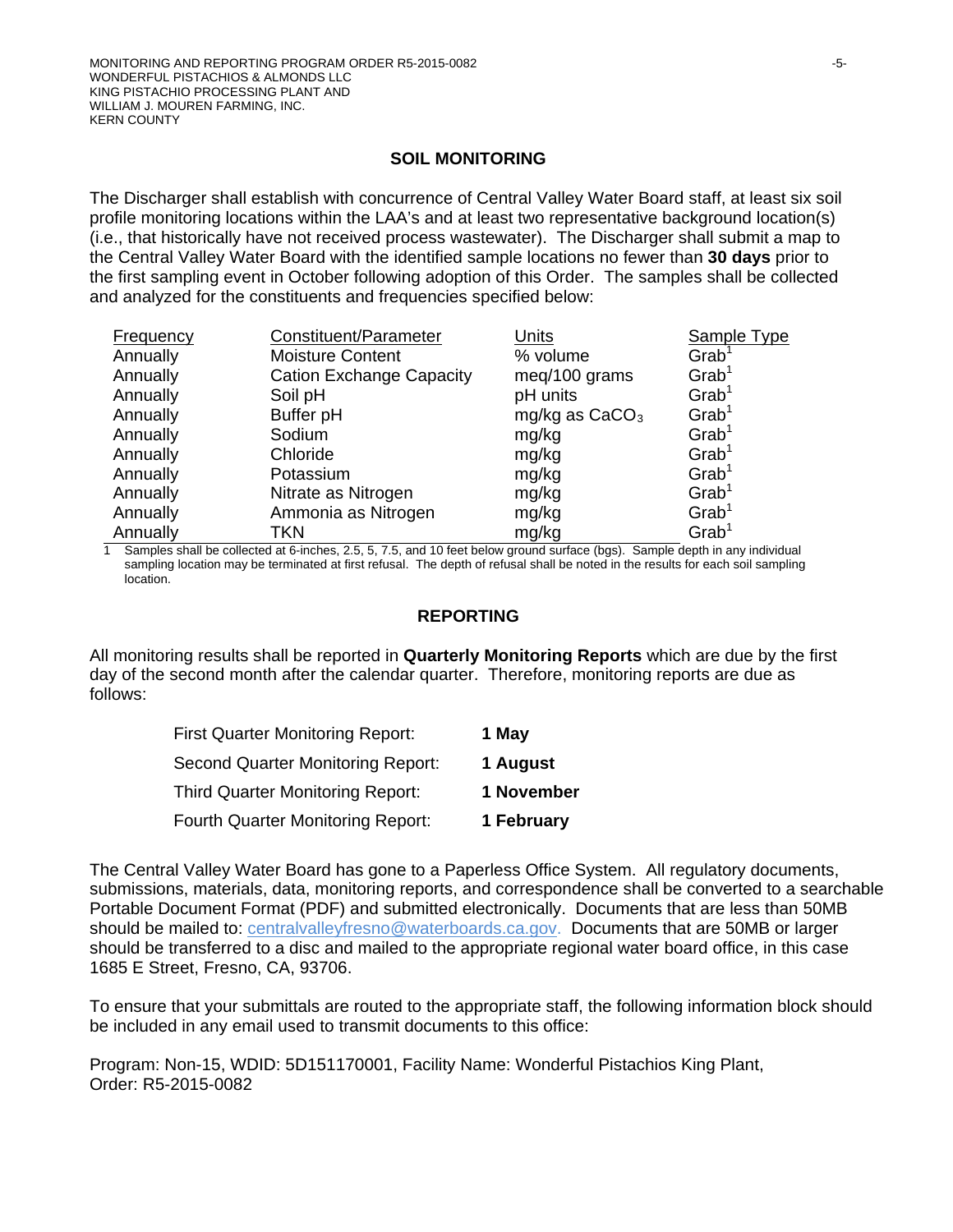## SOIL MONITORING

The Discharger shall establish with concurrence of Central Valley Water Board staff, at least six soil profile monitoring locations within the LAA's and at least two representative background location(s) (i.e., that historically have not received process wastewater). The Discharger shall submit a map to the Central Valley Water Board with the identified sample locations no fewer than **30 days** prior to the first sampling event in October following adoption of this Order. The samples shall be collected and analyzed for the constituents and frequencies specified below:

| Frequency | Constituent/Parameter | Units | Sample Type |
|---|---|---|---|
| Annually | Moisture Content | % volume | Grab[1] |
| Annually | Cation Exchange Capacity | meq/100 grams | Grab[1] |
| Annually | Soil pH | pH units | Grab[1] |
| Annually | Buffer pH | mg/kg as $CaCO_3$ | Grab[1] |
| Annually | Sodium | mg/kg | Grab[1] |
| Annually | Chloride | mg/kg | Grab[1] |
| Annually | Potassium | mg/kg | Grab[1] |
| Annually | Nitrate as Nitrogen | mg/kg | Grab[1] |
| Annually | Ammonia as Nitrogen | mg/kg | Grab[1] |
| Annually | TKN | mg/kg | Grab[1] |

1 Samples shall be collected at 6-inches, 2.5, 5, 7.5, and 10 feet below ground surface (bgs). Sample depth in any individual sampling location may be terminated at first refusal. The depth of refusal shall be noted in the results for each soil sampling location.

## REPORTING

All monitoring results shall be reported in **Quarterly Monitoring Reports** which are due by the first day of the second month after the calendar quarter. Therefore, monitoring reports are due as follows:

| | |
|---|---|
| First Quarter Monitoring Report: | **1 May** |
| Second Quarter Monitoring Report: | **1 August** |
| Third Quarter Monitoring Report: | **1 November** |
| Fourth Quarter Monitoring Report: | **1 February** |

The Central Valley Water Board has gone to a Paperless Office System. All regulatory documents, submissions, materials, data, monitoring reports, and correspondence shall be converted to a searchable Portable Document Format (PDF) and submitted electronically. Documents that are less than 50MB should be mailed to: centralvalleyfresno@waterboards.ca.gov. Documents that are 50MB or larger should be transferred to a disc and mailed to the appropriate regional water board office, in this case 1685 E Street, Fresno, CA, 93706.

To ensure that your submittals are routed to the appropriate staff, the following information block should be included in any email used to transmit documents to this office:

Program: Non-15, WDID: 5D151170001, Facility Name: Wonderful Pistachios King Plant, Order: R5-2015-0082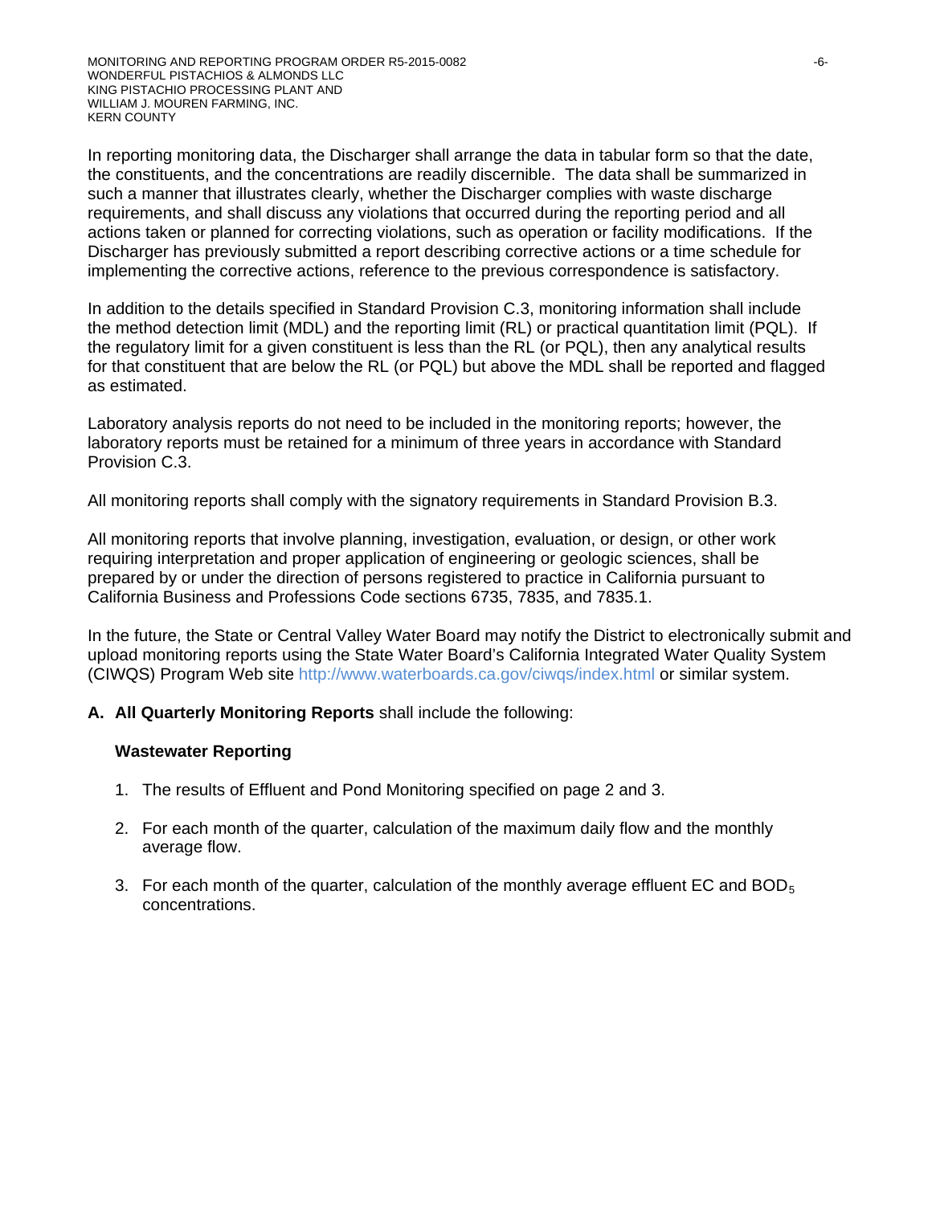In reporting monitoring data, the Discharger shall arrange the data in tabular form so that the date, the constituents, and the concentrations are readily discernible. The data shall be summarized in such a manner that illustrates clearly, whether the Discharger complies with waste discharge requirements, and shall discuss any violations that occurred during the reporting period and all actions taken or planned for correcting violations, such as operation or facility modifications. If the Discharger has previously submitted a report describing corrective actions or a time schedule for implementing the corrective actions, reference to the previous correspondence is satisfactory.

In addition to the details specified in Standard Provision C.3, monitoring information shall include the method detection limit (MDL) and the reporting limit (RL) or practical quantitation limit (PQL). If the regulatory limit for a given constituent is less than the RL (or PQL), then any analytical results for that constituent that are below the RL (or PQL) but above the MDL shall be reported and flagged as estimated.

Laboratory analysis reports do not need to be included in the monitoring reports; however, the laboratory reports must be retained for a minimum of three years in accordance with Standard Provision C.3.

All monitoring reports shall comply with the signatory requirements in Standard Provision B.3.

All monitoring reports that involve planning, investigation, evaluation, or design, or other work requiring interpretation and proper application of engineering or geologic sciences, shall be prepared by or under the direction of persons registered to practice in California pursuant to California Business and Professions Code sections 6735, 7835, and 7835.1.

In the future, the State or Central Valley Water Board may notify the District to electronically submit and upload monitoring reports using the State Water Board's California Integrated Water Quality System (CIWQS) Program Web site http://www.waterboards.ca.gov/ciwqs/index.html or similar system.

**A. All Quarterly Monitoring Reports** shall include the following:

**Wastewater Reporting**

1. The results of Effluent and Pond Monitoring specified on page 2 and 3.
2. For each month of the quarter, calculation of the maximum daily flow and the monthly average flow.
3. For each month of the quarter, calculation of the monthly average effluent EC and $BOD_5$ concentrations.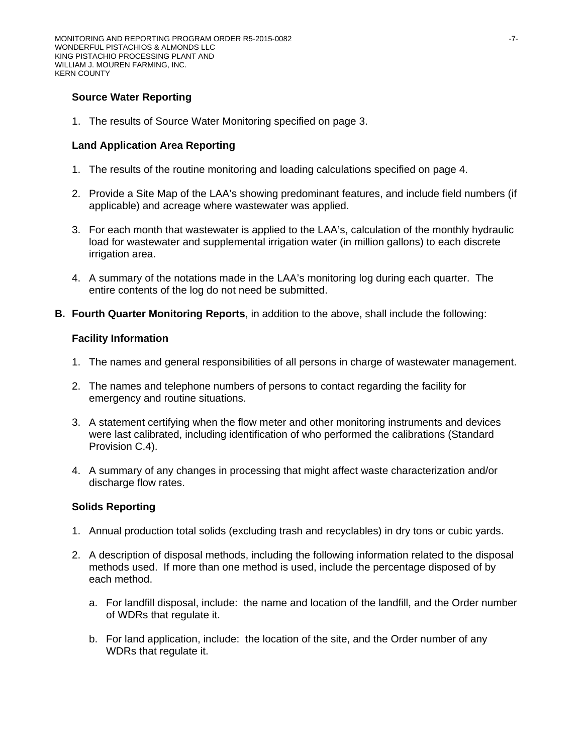### Source Water Reporting

1. The results of Source Water Monitoring specified on page 3.

### Land Application Area Reporting

1. The results of the routine monitoring and loading calculations specified on page 4.

2. Provide a Site Map of the LAA's showing predominant features, and include field numbers (if applicable) and acreage where wastewater was applied.

3. For each month that wastewater is applied to the LAA's, calculation of the monthly hydraulic load for wastewater and supplemental irrigation water (in million gallons) to each discrete irrigation area.

4. A summary of the notations made in the LAA's monitoring log during each quarter. The entire contents of the log do not need be submitted.

**B. Fourth Quarter Monitoring Reports**, in addition to the above, shall include the following:

### Facility Information

1. The names and general responsibilities of all persons in charge of wastewater management.

2. The names and telephone numbers of persons to contact regarding the facility for emergency and routine situations.

3. A statement certifying when the flow meter and other monitoring instruments and devices were last calibrated, including identification of who performed the calibrations (Standard Provision C.4).

4. A summary of any changes in processing that might affect waste characterization and/or discharge flow rates.

### Solids Reporting

1. Annual production total solids (excluding trash and recyclables) in dry tons or cubic yards.

2. A description of disposal methods, including the following information related to the disposal methods used. If more than one method is used, include the percentage disposed of by each method.

   a. For landfill disposal, include: the name and location of the landfill, and the Order number of WDRs that regulate it.

   b. For land application, include: the location of the site, and the Order number of any WDRs that regulate it.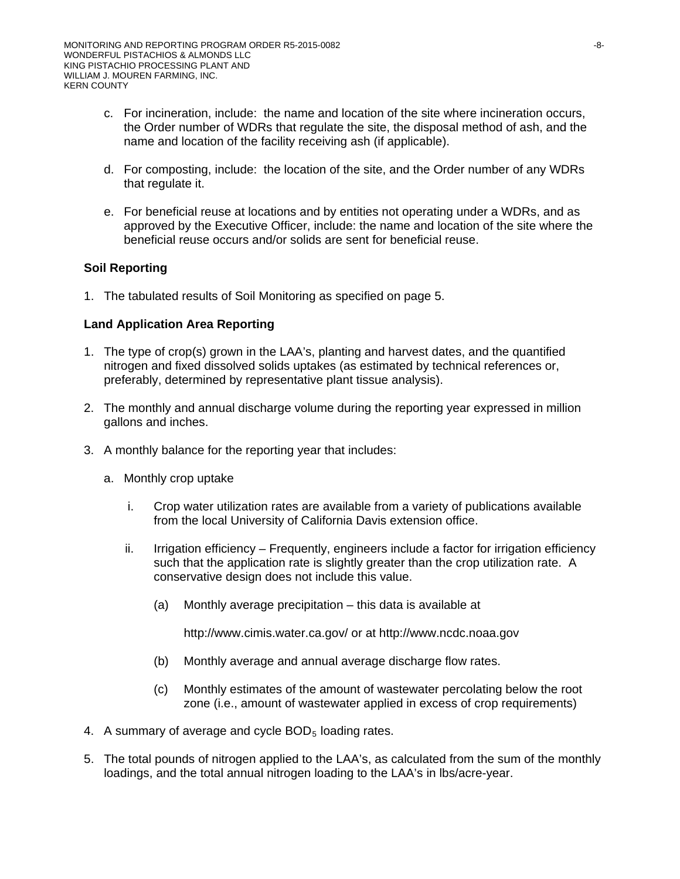c. For incineration, include: the name and location of the site where incineration occurs, the Order number of WDRs that regulate the site, the disposal method of ash, and the name and location of the facility receiving ash (if applicable).

d. For composting, include: the location of the site, and the Order number of any WDRs that regulate it.

e. For beneficial reuse at locations and by entities not operating under a WDRs, and as approved by the Executive Officer, include: the name and location of the site where the beneficial reuse occurs and/or solids are sent for beneficial reuse.

**Soil Reporting**

1. The tabulated results of Soil Monitoring as specified on page 5.

**Land Application Area Reporting**

1. The type of crop(s) grown in the LAA's, planting and harvest dates, and the quantified nitrogen and fixed dissolved solids uptakes (as estimated by technical references or, preferably, determined by representative plant tissue analysis).

2. The monthly and annual discharge volume during the reporting year expressed in million gallons and inches.

3. A monthly balance for the reporting year that includes:

   a. Monthly crop uptake

      i. Crop water utilization rates are available from a variety of publications available from the local University of California Davis extension office.

      ii. Irrigation efficiency – Frequently, engineers include a factor for irrigation efficiency such that the application rate is slightly greater than the crop utilization rate. A conservative design does not include this value.

         (a) Monthly average precipitation – this data is available at

         http://www.cimis.water.ca.gov/ or at http://www.ncdc.noaa.gov

         (b) Monthly average and annual average discharge flow rates.

         (c) Monthly estimates of the amount of wastewater percolating below the root zone (i.e., amount of wastewater applied in excess of crop requirements)

4. A summary of average and cycle $BOD_5$ loading rates.

5. The total pounds of nitrogen applied to the LAA's, as calculated from the sum of the monthly loadings, and the total annual nitrogen loading to the LAA's in lbs/acre-year.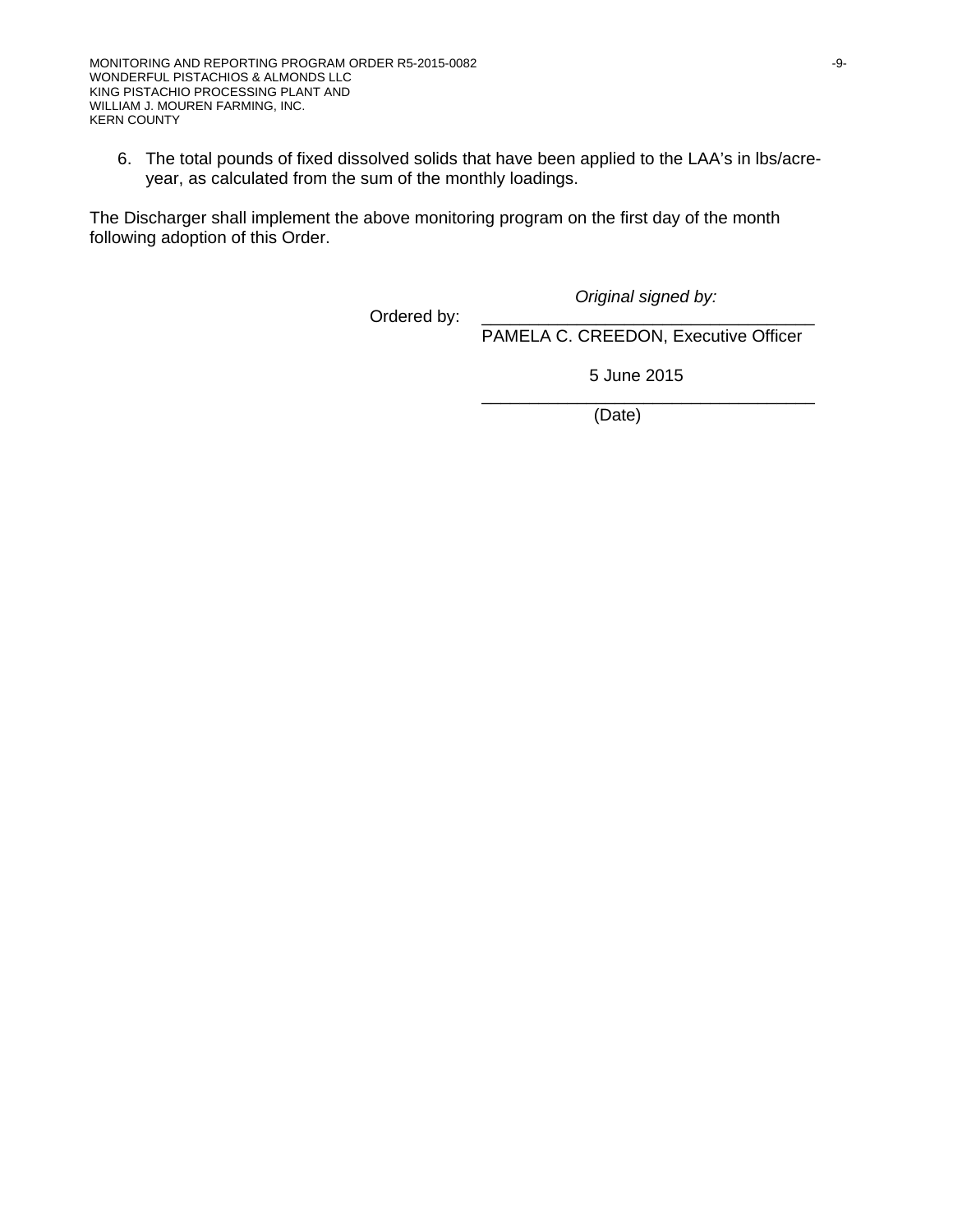6. The total pounds of fixed dissolved solids that have been applied to the LAA's in lbs/acre-year, as calculated from the sum of the monthly loadings.

The Discharger shall implement the above monitoring program on the first day of the month following adoption of this Order.

*Original signed by:*

Ordered by: ___________________________________
PAMELA C. CREEDON, Executive Officer

5 June 2015
___________________________________
(Date)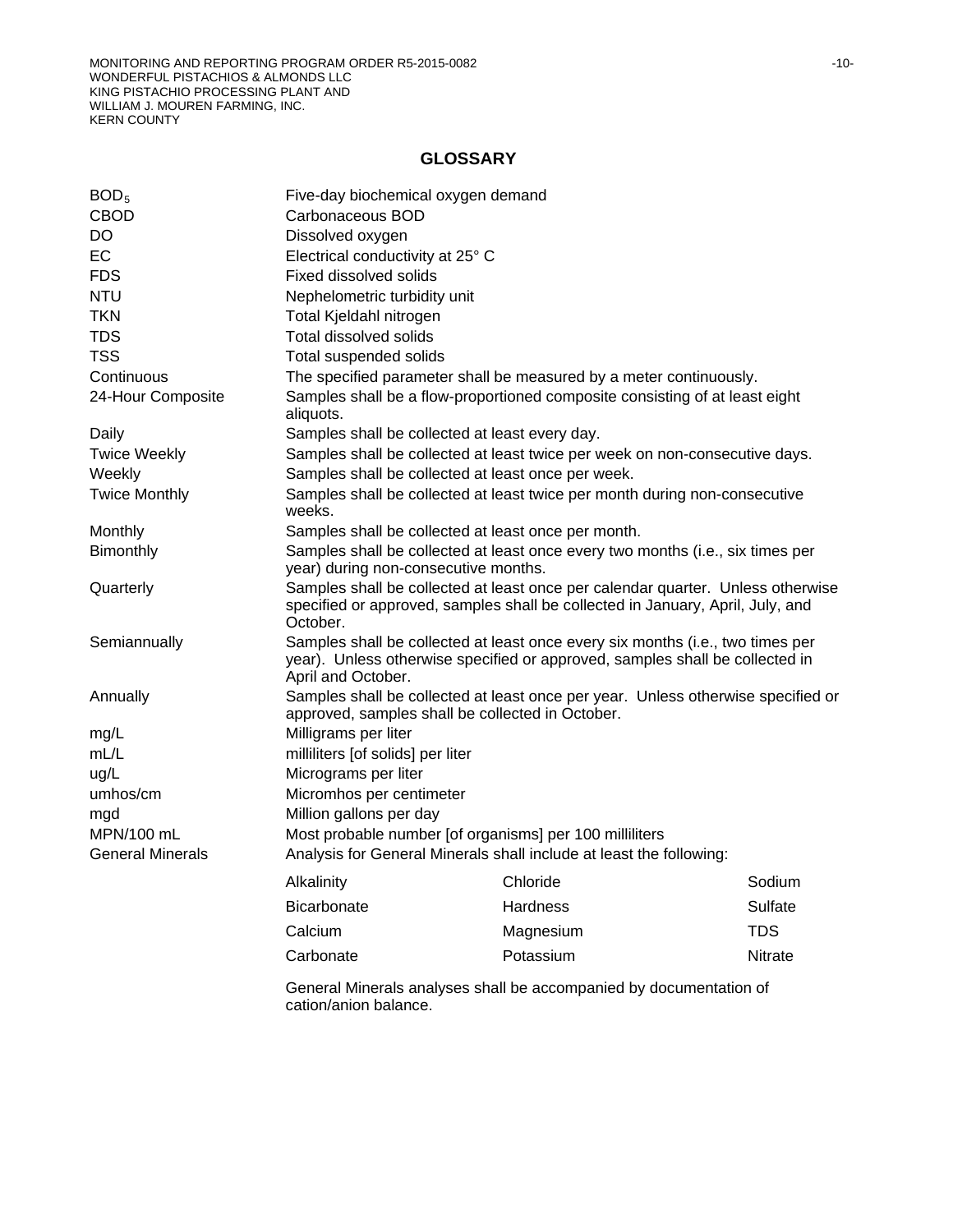# GLOSSARY

| | |
|---|---|
| $BOD_5$ | Five-day biochemical oxygen demand |
| CBOD | Carbonaceous BOD |
| DO | Dissolved oxygen |
| EC | Electrical conductivity at 25° C |
| FDS | Fixed dissolved solids |
| NTU | Nephelometric turbidity unit |
| TKN | Total Kjeldahl nitrogen |
| TDS | Total dissolved solids |
| TSS | Total suspended solids |
| Continuous | The specified parameter shall be measured by a meter continuously. |
| 24-Hour Composite | Samples shall be a flow-proportioned composite consisting of at least eight aliquots. |
| Daily | Samples shall be collected at least every day. |
| Twice Weekly | Samples shall be collected at least twice per week on non-consecutive days. |
| Weekly | Samples shall be collected at least once per week. |
| Twice Monthly | Samples shall be collected at least twice per month during non-consecutive weeks. |
| Monthly | Samples shall be collected at least once per month. |
| Bimonthly | Samples shall be collected at least once every two months (i.e., six times per year) during non-consecutive months. |
| Quarterly | Samples shall be collected at least once per calendar quarter. Unless otherwise specified or approved, samples shall be collected in January, April, July, and October. |
| Semiannually | Samples shall be collected at least once every six months (i.e., two times per year). Unless otherwise specified or approved, samples shall be collected in April and October. |
| Annually | Samples shall be collected at least once per year. Unless otherwise specified or approved, samples shall be collected in October. |
| mg/L | Milligrams per liter |
| mL/L | milliliters [of solids] per liter |
| ug/L | Micrograms per liter |
| umhos/cm | Micromhos per centimeter |
| mgd | Million gallons per day |
| MPN/100 mL | Most probable number [of organisms] per 100 milliliters |
| General Minerals | Analysis for General Minerals shall include at least the following: |

| | | |
|---|---|---|
| Alkalinity | Chloride | Sodium |
| Bicarbonate | Hardness | Sulfate |
| Calcium | Magnesium | TDS |
| Carbonate | Potassium | Nitrate |

General Minerals analyses shall be accompanied by documentation of cation/anion balance.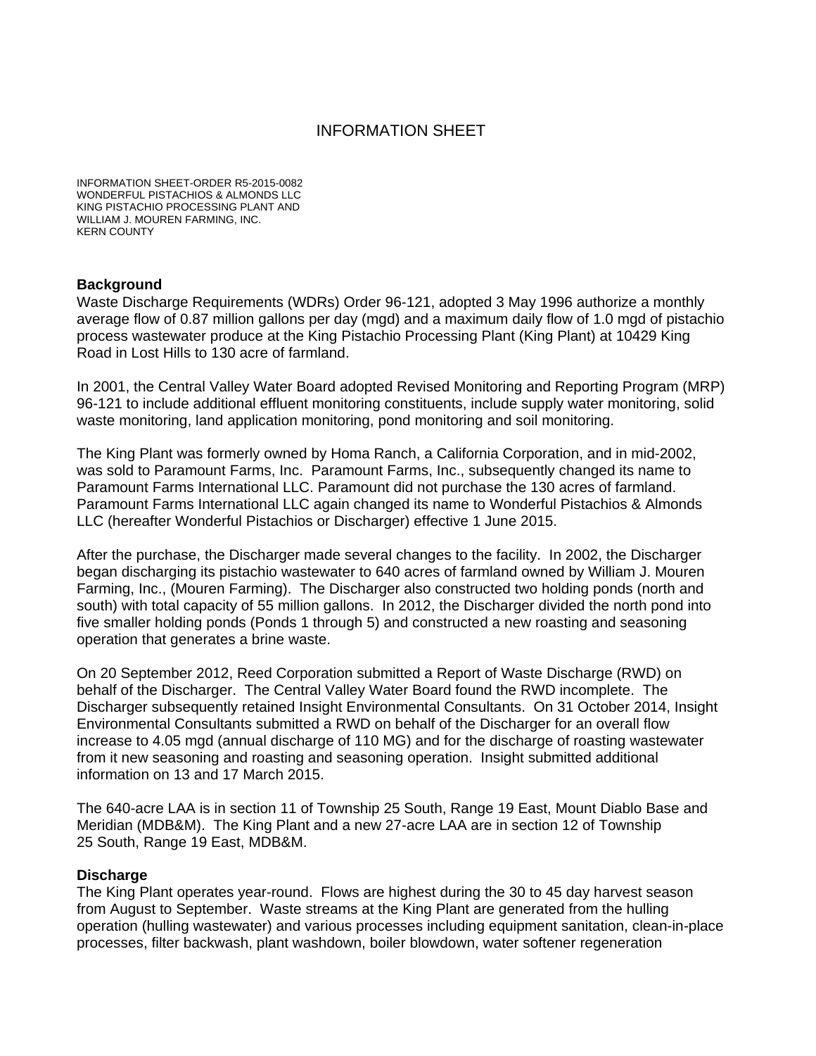# INFORMATION SHEET

INFORMATION SHEET-ORDER R5-2015-0082
WONDERFUL PISTACHIOS & ALMONDS LLC
KING PISTACHIO PROCESSING PLANT AND
WILLIAM J. MOUREN FARMING, INC.
KERN COUNTY

**Background**

Waste Discharge Requirements (WDRs) Order 96-121, adopted 3 May 1996 authorize a monthly average flow of 0.87 million gallons per day (mgd) and a maximum daily flow of 1.0 mgd of pistachio process wastewater produce at the King Pistachio Processing Plant (King Plant) at 10429 King Road in Lost Hills to 130 acre of farmland.

In 2001, the Central Valley Water Board adopted Revised Monitoring and Reporting Program (MRP) 96-121 to include additional effluent monitoring constituents, include supply water monitoring, solid waste monitoring, land application monitoring, pond monitoring and soil monitoring.

The King Plant was formerly owned by Homa Ranch, a California Corporation, and in mid-2002, was sold to Paramount Farms, Inc. Paramount Farms, Inc., subsequently changed its name to Paramount Farms International LLC. Paramount did not purchase the 130 acres of farmland. Paramount Farms International LLC again changed its name to Wonderful Pistachios & Almonds LLC (hereafter Wonderful Pistachios or Discharger) effective 1 June 2015.

After the purchase, the Discharger made several changes to the facility. In 2002, the Discharger began discharging its pistachio wastewater to 640 acres of farmland owned by William J. Mouren Farming, Inc., (Mouren Farming). The Discharger also constructed two holding ponds (north and south) with total capacity of 55 million gallons. In 2012, the Discharger divided the north pond into five smaller holding ponds (Ponds 1 through 5) and constructed a new roasting and seasoning operation that generates a brine waste.

On 20 September 2012, Reed Corporation submitted a Report of Waste Discharge (RWD) on behalf of the Discharger. The Central Valley Water Board found the RWD incomplete. The Discharger subsequently retained Insight Environmental Consultants. On 31 October 2014, Insight Environmental Consultants submitted a RWD on behalf of the Discharger for an overall flow increase to 4.05 mgd (annual discharge of 110 MG) and for the discharge of roasting wastewater from it new seasoning and roasting and seasoning operation. Insight submitted additional information on 13 and 17 March 2015.

The 640-acre LAA is in section 11 of Township 25 South, Range 19 East, Mount Diablo Base and Meridian (MDB&M). The King Plant and a new 27-acre LAA are in section 12 of Township 25 South, Range 19 East, MDB&M.

**Discharge**

The King Plant operates year-round. Flows are highest during the 30 to 45 day harvest season from August to September. Waste streams at the King Plant are generated from the hulling operation (hulling wastewater) and various processes including equipment sanitation, clean-in-place processes, filter backwash, plant washdown, boiler blowdown, water softener regeneration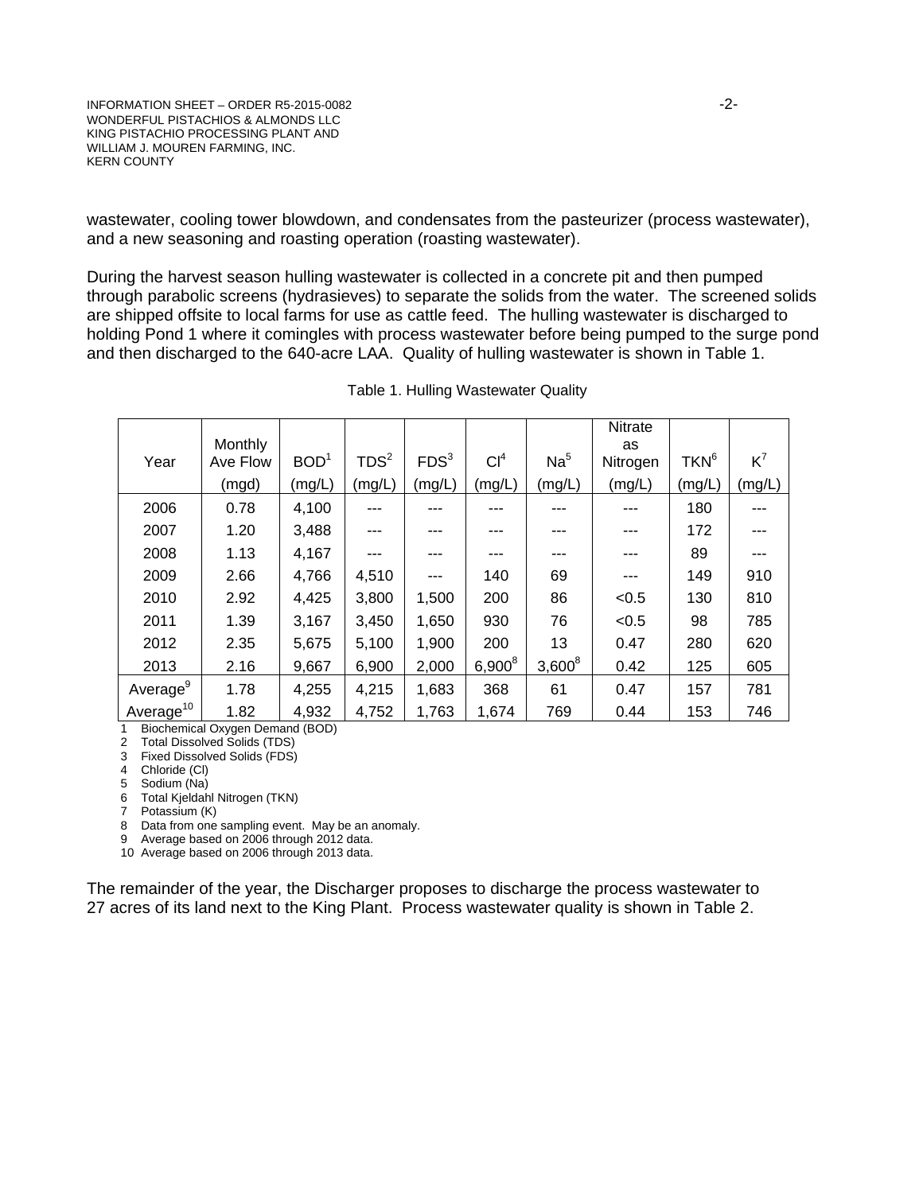wastewater, cooling tower blowdown, and condensates from the pasteurizer (process wastewater), and a new seasoning and roasting operation (roasting wastewater).

During the harvest season hulling wastewater is collected in a concrete pit and then pumped through parabolic screens (hydrasieves) to separate the solids from the water. The screened solids are shipped offsite to local farms for use as cattle feed. The hulling wastewater is discharged to holding Pond 1 where it comingles with process wastewater before being pumped to the surge pond and then discharged to the 640-acre LAA. Quality of hulling wastewater is shown in Table 1.

Table 1. Hulling Wastewater Quality

| Year | Monthly Ave Flow (mgd) | BOD[1] (mg/L) | TDS[2] (mg/L) | FDS[3] (mg/L) | Cl[4] (mg/L) | Na[5] (mg/L) | Nitrate as Nitrogen (mg/L) | TKN[6] (mg/L) | K[7] (mg/L) |
|---|---|---|---|---|---|---|---|---|---|
| 2006 | 0.78 | 4,100 | --- | --- | --- | --- | --- | 180 | --- |
| 2007 | 1.20 | 3,488 | --- | --- | --- | --- | --- | 172 | --- |
| 2008 | 1.13 | 4,167 | --- | --- | --- | --- | --- | 89 | --- |
| 2009 | 2.66 | 4,766 | 4,510 | --- | 140 | 69 | --- | 149 | 910 |
| 2010 | 2.92 | 4,425 | 3,800 | 1,500 | 200 | 86 | <0.5 | 130 | 810 |
| 2011 | 1.39 | 3,167 | 3,450 | 1,650 | 930 | 76 | <0.5 | 98 | 785 |
| 2012 | 2.35 | 5,675 | 5,100 | 1,900 | 200 | 13 | 0.47 | 280 | 620 |
| 2013 | 2.16 | 9,667 | 6,900 | 2,000 | 6,900[8] | 3,600[8] | 0.42 | 125 | 605 |
| Average[9] | 1.78 | 4,255 | 4,215 | 1,683 | 368 | 61 | 0.47 | 157 | 781 |
| Average[10] | 1.82 | 4,932 | 4,752 | 1,763 | 1,674 | 769 | 0.44 | 153 | 746 |

1 Biochemical Oxygen Demand (BOD)
2 Total Dissolved Solids (TDS)
3 Fixed Dissolved Solids (FDS)
4 Chloride (Cl)
5 Sodium (Na)
6 Total Kjeldahl Nitrogen (TKN)
7 Potassium (K)
8 Data from one sampling event. May be an anomaly.
9 Average based on 2006 through 2012 data.
10 Average based on 2006 through 2013 data.

The remainder of the year, the Discharger proposes to discharge the process wastewater to 27 acres of its land next to the King Plant. Process wastewater quality is shown in Table 2.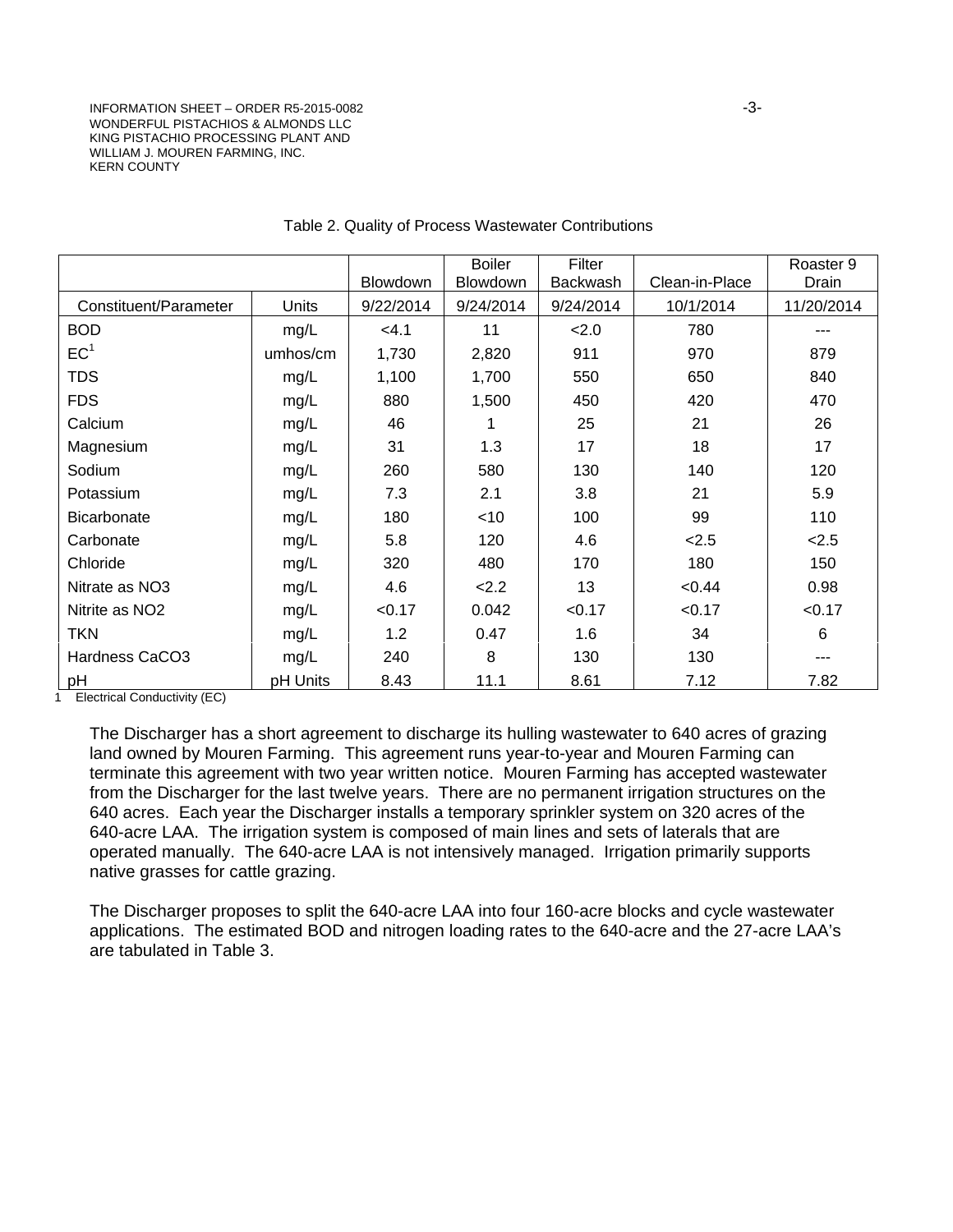Table 2. Quality of Process Wastewater Contributions

| | | Blowdown | Boiler Blowdown | Filter Backwash | Clean-in-Place | Roaster 9 Drain |
|---|---|---|---|---|---|---|
| Constituent/Parameter | Units | 9/22/2014 | 9/24/2014 | 9/24/2014 | 10/1/2014 | 11/20/2014 |
| BOD | mg/L | <4.1 | 11 | <2.0 | 780 | --- |
| EC[1] | umhos/cm | 1,730 | 2,820 | 911 | 970 | 879 |
| TDS | mg/L | 1,100 | 1,700 | 550 | 650 | 840 |
| FDS | mg/L | 880 | 1,500 | 450 | 420 | 470 |
| Calcium | mg/L | 46 | 1 | 25 | 21 | 26 |
| Magnesium | mg/L | 31 | 1.3 | 17 | 18 | 17 |
| Sodium | mg/L | 260 | 580 | 130 | 140 | 120 |
| Potassium | mg/L | 7.3 | 2.1 | 3.8 | 21 | 5.9 |
| Bicarbonate | mg/L | 180 | <10 | 100 | 99 | 110 |
| Carbonate | mg/L | 5.8 | 120 | 4.6 | <2.5 | <2.5 |
| Chloride | mg/L | 320 | 480 | 170 | 180 | 150 |
| Nitrate as NO3 | mg/L | 4.6 | <2.2 | 13 | <0.44 | 0.98 |
| Nitrite as NO2 | mg/L | <0.17 | 0.042 | <0.17 | <0.17 | <0.17 |
| TKN | mg/L | 1.2 | 0.47 | 1.6 | 34 | 6 |
| Hardness CaCO3 | mg/L | 240 | 8 | 130 | 130 | --- |
| pH | pH Units | 8.43 | 11.1 | 8.61 | 7.12 | 7.82 |

1 Electrical Conductivity (EC)

The Discharger has a short agreement to discharge its hulling wastewater to 640 acres of grazing land owned by Mouren Farming. This agreement runs year-to-year and Mouren Farming can terminate this agreement with two year written notice. Mouren Farming has accepted wastewater from the Discharger for the last twelve years. There are no permanent irrigation structures on the 640 acres. Each year the Discharger installs a temporary sprinkler system on 320 acres of the 640-acre LAA. The irrigation system is composed of main lines and sets of laterals that are operated manually. The 640-acre LAA is not intensively managed. Irrigation primarily supports native grasses for cattle grazing.

The Discharger proposes to split the 640-acre LAA into four 160-acre blocks and cycle wastewater applications. The estimated BOD and nitrogen loading rates to the 640-acre and the 27-acre LAA's are tabulated in Table 3.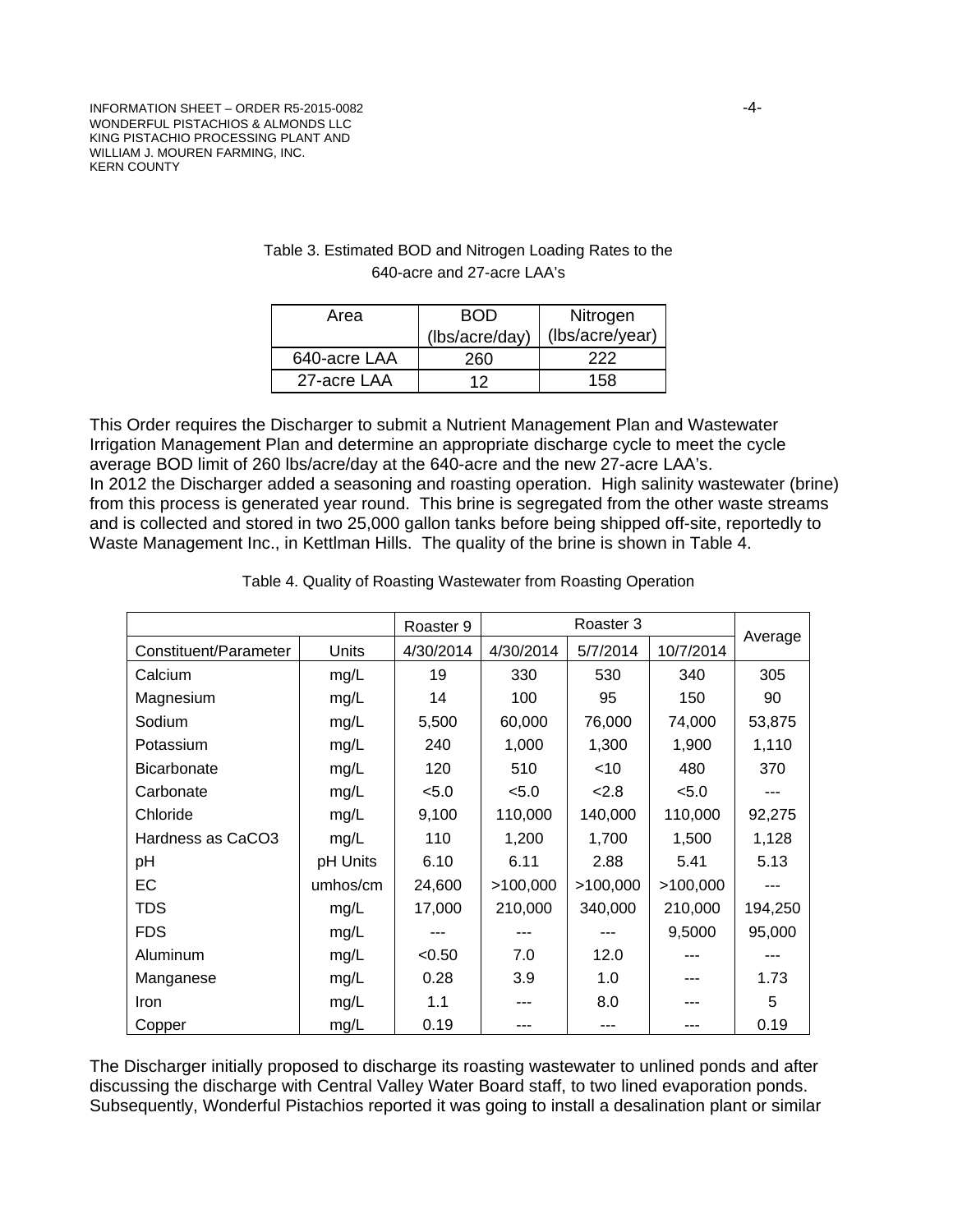Table 3. Estimated BOD and Nitrogen Loading Rates to the 640-acre and 27-acre LAA's

| Area | BOD (lbs/acre/day) | Nitrogen (lbs/acre/year) |
|---|---|---|
| 640-acre LAA | 260 | 222 |
| 27-acre LAA | 12 | 158 |

This Order requires the Discharger to submit a Nutrient Management Plan and Wastewater Irrigation Management Plan and determine an appropriate discharge cycle to meet the cycle average BOD limit of 260 lbs/acre/day at the 640-acre and the new 27-acre LAA's.
In 2012 the Discharger added a seasoning and roasting operation. High salinity wastewater (brine) from this process is generated year round. This brine is segregated from the other waste streams and is collected and stored in two 25,000 gallon tanks before being shipped off-site, reportedly to Waste Management Inc., in Kettlman Hills. The quality of the brine is shown in Table 4.

Table 4. Quality of Roasting Wastewater from Roasting Operation

| | | Roaster 9 | Roaster 3 | | | Average |
|---|---|---|---|---|---|---|
| Constituent/Parameter | Units | 4/30/2014 | 4/30/2014 | 5/7/2014 | 10/7/2014 | |
| Calcium | mg/L | 19 | 330 | 530 | 340 | 305 |
| Magnesium | mg/L | 14 | 100 | 95 | 150 | 90 |
| Sodium | mg/L | 5,500 | 60,000 | 76,000 | 74,000 | 53,875 |
| Potassium | mg/L | 240 | 1,000 | 1,300 | 1,900 | 1,110 |
| Bicarbonate | mg/L | 120 | 510 | <10 | 480 | 370 |
| Carbonate | mg/L | <5.0 | <5.0 | <2.8 | <5.0 | --- |
| Chloride | mg/L | 9,100 | 110,000 | 140,000 | 110,000 | 92,275 |
| Hardness as CaCO3 | mg/L | 110 | 1,200 | 1,700 | 1,500 | 1,128 |
| pH | pH Units | 6.10 | 6.11 | 2.88 | 5.41 | 5.13 |
| EC | umhos/cm | 24,600 | >100,000 | >100,000 | >100,000 | --- |
| TDS | mg/L | 17,000 | 210,000 | 340,000 | 210,000 | 194,250 |
| FDS | mg/L | --- | --- | --- | 9,5000 | 95,000 |
| Aluminum | mg/L | <0.50 | 7.0 | 12.0 | --- | --- |
| Manganese | mg/L | 0.28 | 3.9 | 1.0 | --- | 1.73 |
| Iron | mg/L | 1.1 | --- | 8.0 | --- | 5 |
| Copper | mg/L | 0.19 | --- | --- | --- | 0.19 |

The Discharger initially proposed to discharge its roasting wastewater to unlined ponds and after discussing the discharge with Central Valley Water Board staff, to two lined evaporation ponds. Subsequently, Wonderful Pistachios reported it was going to install a desalination plant or similar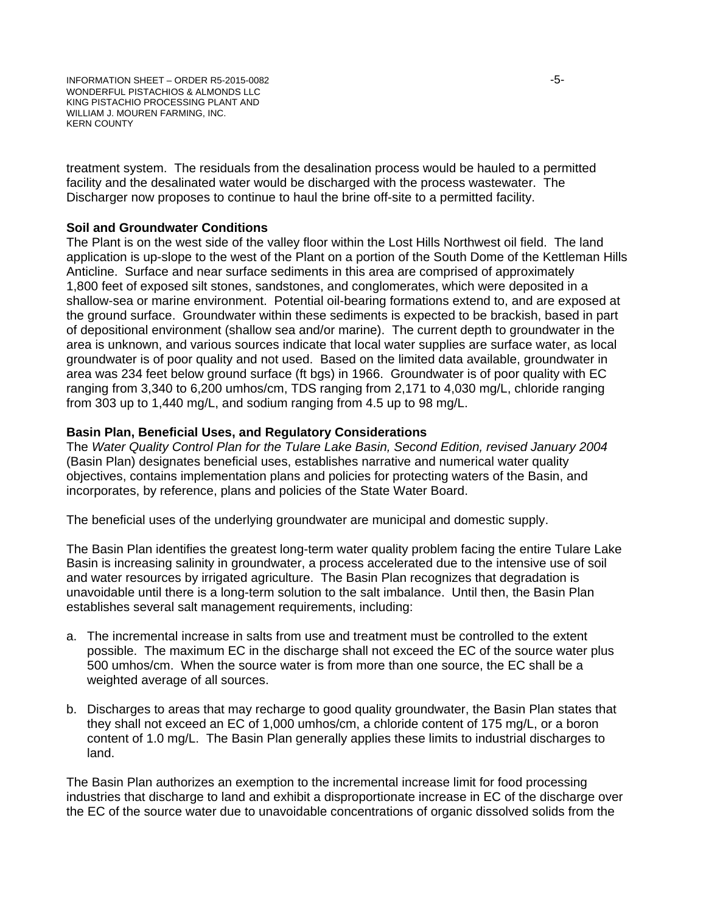treatment system. The residuals from the desalination process would be hauled to a permitted facility and the desalinated water would be discharged with the process wastewater. The Discharger now proposes to continue to haul the brine off-site to a permitted facility.

**Soil and Groundwater Conditions**

The Plant is on the west side of the valley floor within the Lost Hills Northwest oil field. The land application is up-slope to the west of the Plant on a portion of the South Dome of the Kettleman Hills Anticline. Surface and near surface sediments in this area are comprised of approximately 1,800 feet of exposed silt stones, sandstones, and conglomerates, which were deposited in a shallow-sea or marine environment. Potential oil-bearing formations extend to, and are exposed at the ground surface. Groundwater within these sediments is expected to be brackish, based in part of depositional environment (shallow sea and/or marine). The current depth to groundwater in the area is unknown, and various sources indicate that local water supplies are surface water, as local groundwater is of poor quality and not used. Based on the limited data available, groundwater in area was 234 feet below ground surface (ft bgs) in 1966. Groundwater is of poor quality with EC ranging from 3,340 to 6,200 umhos/cm, TDS ranging from 2,171 to 4,030 mg/L, chloride ranging from 303 up to 1,440 mg/L, and sodium ranging from 4.5 up to 98 mg/L.

**Basin Plan, Beneficial Uses, and Regulatory Considerations**

The *Water Quality Control Plan for the Tulare Lake Basin, Second Edition, revised January 2004* (Basin Plan) designates beneficial uses, establishes narrative and numerical water quality objectives, contains implementation plans and policies for protecting waters of the Basin, and incorporates, by reference, plans and policies of the State Water Board.

The beneficial uses of the underlying groundwater are municipal and domestic supply.

The Basin Plan identifies the greatest long-term water quality problem facing the entire Tulare Lake Basin is increasing salinity in groundwater, a process accelerated due to the intensive use of soil and water resources by irrigated agriculture. The Basin Plan recognizes that degradation is unavoidable until there is a long-term solution to the salt imbalance. Until then, the Basin Plan establishes several salt management requirements, including:

a. The incremental increase in salts from use and treatment must be controlled to the extent possible. The maximum EC in the discharge shall not exceed the EC of the source water plus 500 umhos/cm. When the source water is from more than one source, the EC shall be a weighted average of all sources.

b. Discharges to areas that may recharge to good quality groundwater, the Basin Plan states that they shall not exceed an EC of 1,000 umhos/cm, a chloride content of 175 mg/L, or a boron content of 1.0 mg/L. The Basin Plan generally applies these limits to industrial discharges to land.

The Basin Plan authorizes an exemption to the incremental increase limit for food processing industries that discharge to land and exhibit a disproportionate increase in EC of the discharge over the EC of the source water due to unavoidable concentrations of organic dissolved solids from the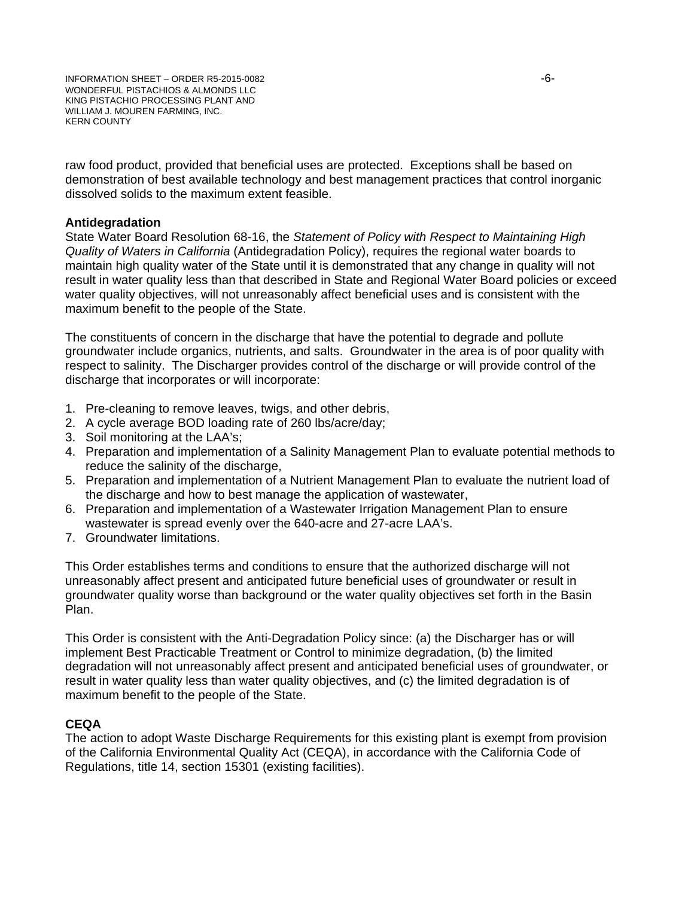raw food product, provided that beneficial uses are protected. Exceptions shall be based on demonstration of best available technology and best management practices that control inorganic dissolved solids to the maximum extent feasible.

**Antidegradation**

State Water Board Resolution 68-16, the *Statement of Policy with Respect to Maintaining High Quality of Waters in California* (Antidegradation Policy), requires the regional water boards to maintain high quality water of the State until it is demonstrated that any change in quality will not result in water quality less than that described in State and Regional Water Board policies or exceed water quality objectives, will not unreasonably affect beneficial uses and is consistent with the maximum benefit to the people of the State.

The constituents of concern in the discharge that have the potential to degrade and pollute groundwater include organics, nutrients, and salts. Groundwater in the area is of poor quality with respect to salinity. The Discharger provides control of the discharge or will provide control of the discharge that incorporates or will incorporate:

1. Pre-cleaning to remove leaves, twigs, and other debris,
2. A cycle average BOD loading rate of 260 lbs/acre/day;
3. Soil monitoring at the LAA's;
4. Preparation and implementation of a Salinity Management Plan to evaluate potential methods to reduce the salinity of the discharge,
5. Preparation and implementation of a Nutrient Management Plan to evaluate the nutrient load of the discharge and how to best manage the application of wastewater,
6. Preparation and implementation of a Wastewater Irrigation Management Plan to ensure wastewater is spread evenly over the 640-acre and 27-acre LAA's.
7. Groundwater limitations.

This Order establishes terms and conditions to ensure that the authorized discharge will not unreasonably affect present and anticipated future beneficial uses of groundwater or result in groundwater quality worse than background or the water quality objectives set forth in the Basin Plan.

This Order is consistent with the Anti-Degradation Policy since: (a) the Discharger has or will implement Best Practicable Treatment or Control to minimize degradation, (b) the limited degradation will not unreasonably affect present and anticipated beneficial uses of groundwater, or result in water quality less than water quality objectives, and (c) the limited degradation is of maximum benefit to the people of the State.

**CEQA**

The action to adopt Waste Discharge Requirements for this existing plant is exempt from provision of the California Environmental Quality Act (CEQA), in accordance with the California Code of Regulations, title 14, section 15301 (existing facilities).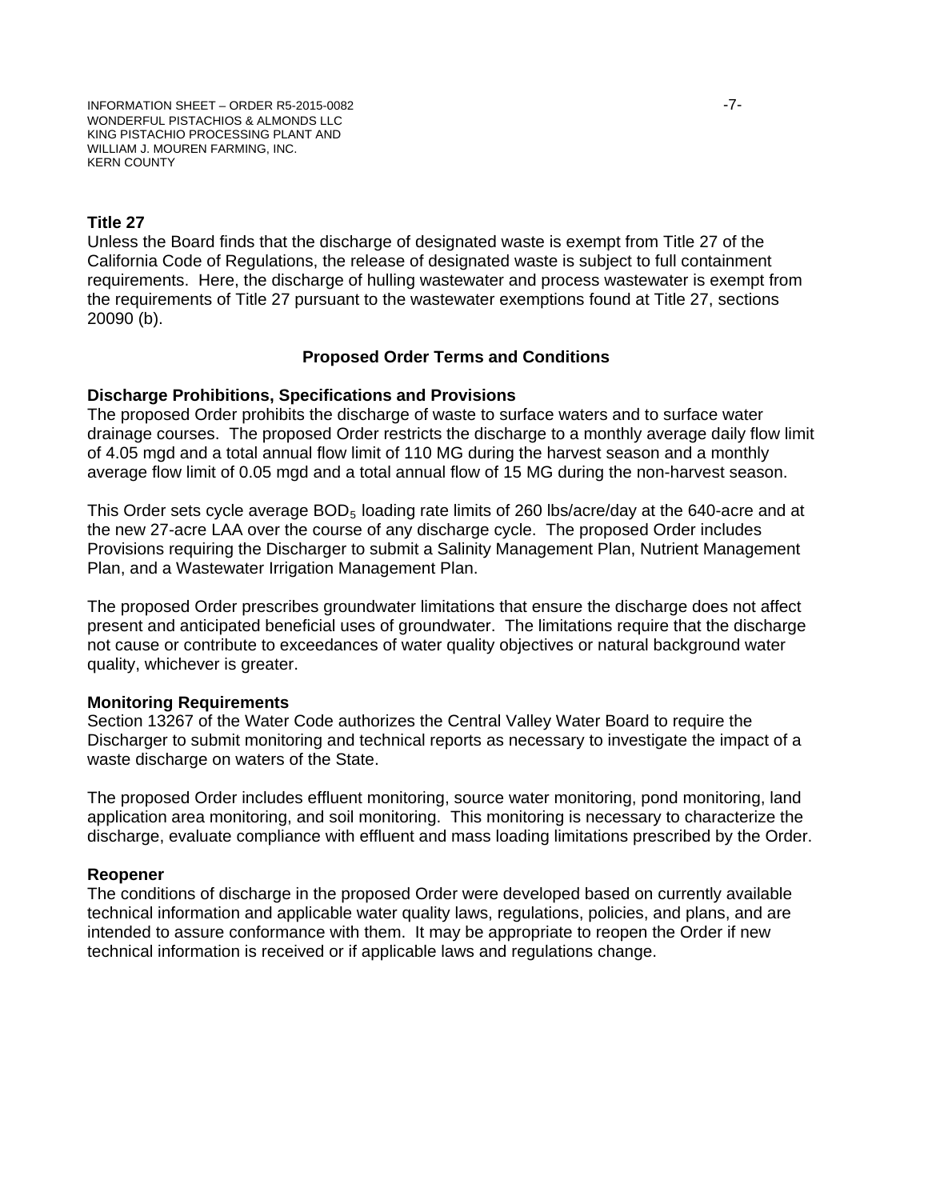### Title 27

Unless the Board finds that the discharge of designated waste is exempt from Title 27 of the California Code of Regulations, the release of designated waste is subject to full containment requirements. Here, the discharge of hulling wastewater and process wastewater is exempt from the requirements of Title 27 pursuant to the wastewater exemptions found at Title 27, sections 20090 (b).

## Proposed Order Terms and Conditions

### Discharge Prohibitions, Specifications and Provisions

The proposed Order prohibits the discharge of waste to surface waters and to surface water drainage courses. The proposed Order restricts the discharge to a monthly average daily flow limit of 4.05 mgd and a total annual flow limit of 110 MG during the harvest season and a monthly average flow limit of 0.05 mgd and a total annual flow of 15 MG during the non-harvest season.

This Order sets cycle average $BOD_5$ loading rate limits of 260 lbs/acre/day at the 640-acre and at the new 27-acre LAA over the course of any discharge cycle. The proposed Order includes Provisions requiring the Discharger to submit a Salinity Management Plan, Nutrient Management Plan, and a Wastewater Irrigation Management Plan.

The proposed Order prescribes groundwater limitations that ensure the discharge does not affect present and anticipated beneficial uses of groundwater. The limitations require that the discharge not cause or contribute to exceedances of water quality objectives or natural background water quality, whichever is greater.

### Monitoring Requirements

Section 13267 of the Water Code authorizes the Central Valley Water Board to require the Discharger to submit monitoring and technical reports as necessary to investigate the impact of a waste discharge on waters of the State.

The proposed Order includes effluent monitoring, source water monitoring, pond monitoring, land application area monitoring, and soil monitoring. This monitoring is necessary to characterize the discharge, evaluate compliance with effluent and mass loading limitations prescribed by the Order.

### Reopener

The conditions of discharge in the proposed Order were developed based on currently available technical information and applicable water quality laws, regulations, policies, and plans, and are intended to assure conformance with them. It may be appropriate to reopen the Order if new technical information is received or if applicable laws and regulations change.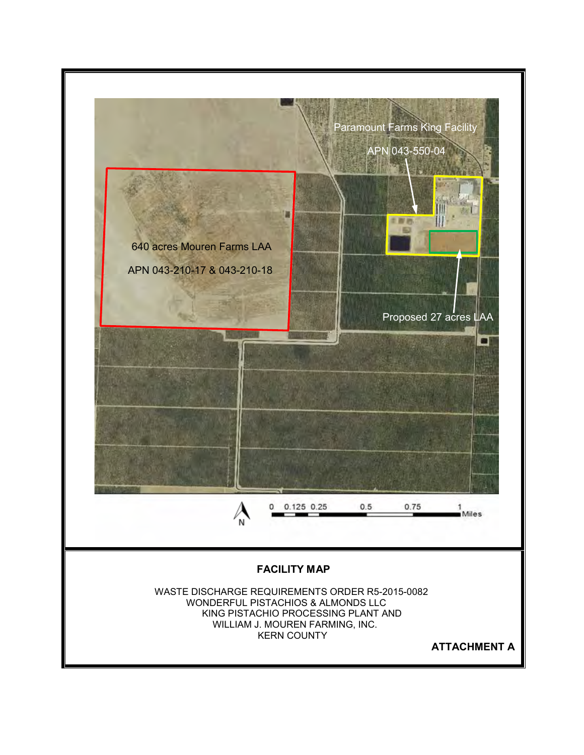Paramount Farms King Facility

APN 043-550-04

640 acres Mouren Farms LAA

APN 043-210-17 & 043-210-18

Proposed 27 acres LAA

0 0.125 0.25 0.5 0.75 1 Miles

N

**FACILITY MAP**

WASTE DISCHARGE REQUIREMENTS ORDER R5-2015-0082
WONDERFUL PISTACHIOS & ALMONDS LLC
KING PISTACHIO PROCESSING PLANT AND
WILLIAM J. MOUREN FARMING, INC.
KERN COUNTY

**ATTACHMENT A**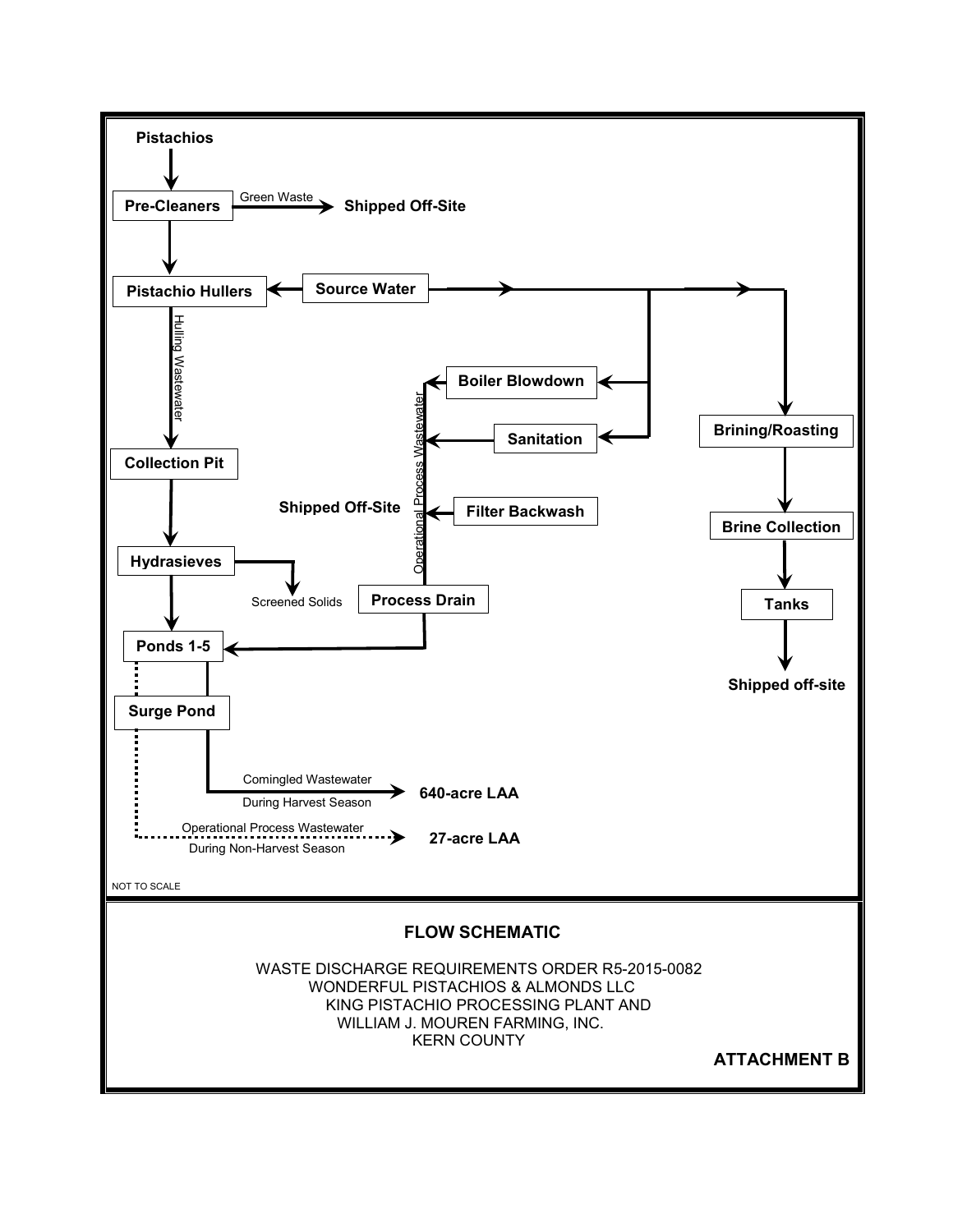Pistachios

Pre-Cleaners → Green Waste → Shipped Off-Site

Pistachio Hullers ← Source Water

Hulling Wastewater

Collection Pit

Hydrasieves → Screened Solids

Ponds 1-5

Surge Pond

Boiler Blowdown

Sanitation

Shipped Off-Site

Filter Backwash

Operational Process Wastewater

Process Drain

Brining/Roasting

Brine Collection

Tanks

Shipped off-site

Comingled Wastewater During Harvest Season → 640-acre LAA

Operational Process Wastewater During Non-Harvest Season → 27-acre LAA

NOT TO SCALE

## FLOW SCHEMATIC

WASTE DISCHARGE REQUIREMENTS ORDER R5-2015-0082
WONDERFUL PISTACHIOS & ALMONDS LLC
KING PISTACHIO PROCESSING PLANT AND
WILLIAM J. MOUREN FARMING, INC.
KERN COUNTY

**ATTACHMENT B**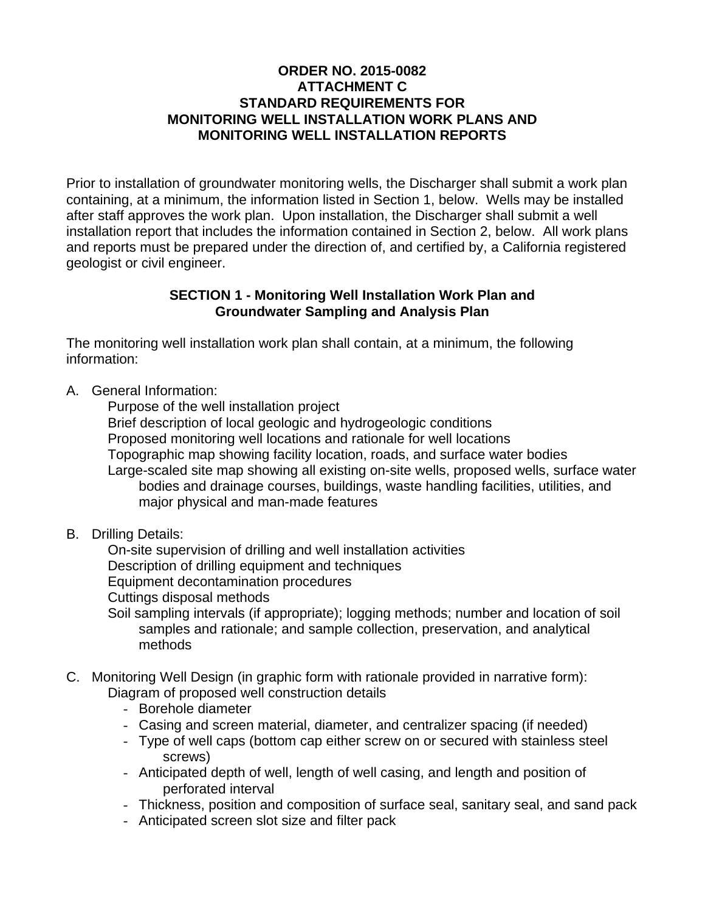**ORDER NO. 2015-0082**
**ATTACHMENT C**
**STANDARD REQUIREMENTS FOR**
**MONITORING WELL INSTALLATION WORK PLANS AND**
**MONITORING WELL INSTALLATION REPORTS**

Prior to installation of groundwater monitoring wells, the Discharger shall submit a work plan containing, at a minimum, the information listed in Section 1, below. Wells may be installed after staff approves the work plan. Upon installation, the Discharger shall submit a well installation report that includes the information contained in Section 2, below. All work plans and reports must be prepared under the direction of, and certified by, a California registered geologist or civil engineer.

## SECTION 1 - Monitoring Well Installation Work Plan and Groundwater Sampling and Analysis Plan

The monitoring well installation work plan shall contain, at a minimum, the following information:

A. General Information:
  - Purpose of the well installation project
  - Brief description of local geologic and hydrogeologic conditions
  - Proposed monitoring well locations and rationale for well locations
  - Topographic map showing facility location, roads, and surface water bodies
  - Large-scaled site map showing all existing on-site wells, proposed wells, surface water bodies and drainage courses, buildings, waste handling facilities, utilities, and major physical and man-made features

B. Drilling Details:
  - On-site supervision of drilling and well installation activities
  - Description of drilling equipment and techniques
  - Equipment decontamination procedures
  - Cuttings disposal methods
  - Soil sampling intervals (if appropriate); logging methods; number and location of soil samples and rationale; and sample collection, preservation, and analytical methods

C. Monitoring Well Design (in graphic form with rationale provided in narrative form):
  - Diagram of proposed well construction details
    - Borehole diameter
    - Casing and screen material, diameter, and centralizer spacing (if needed)
    - Type of well caps (bottom cap either screw on or secured with stainless steel screws)
    - Anticipated depth of well, length of well casing, and length and position of perforated interval
    - Thickness, position and composition of surface seal, sanitary seal, and sand pack
    - Anticipated screen slot size and filter pack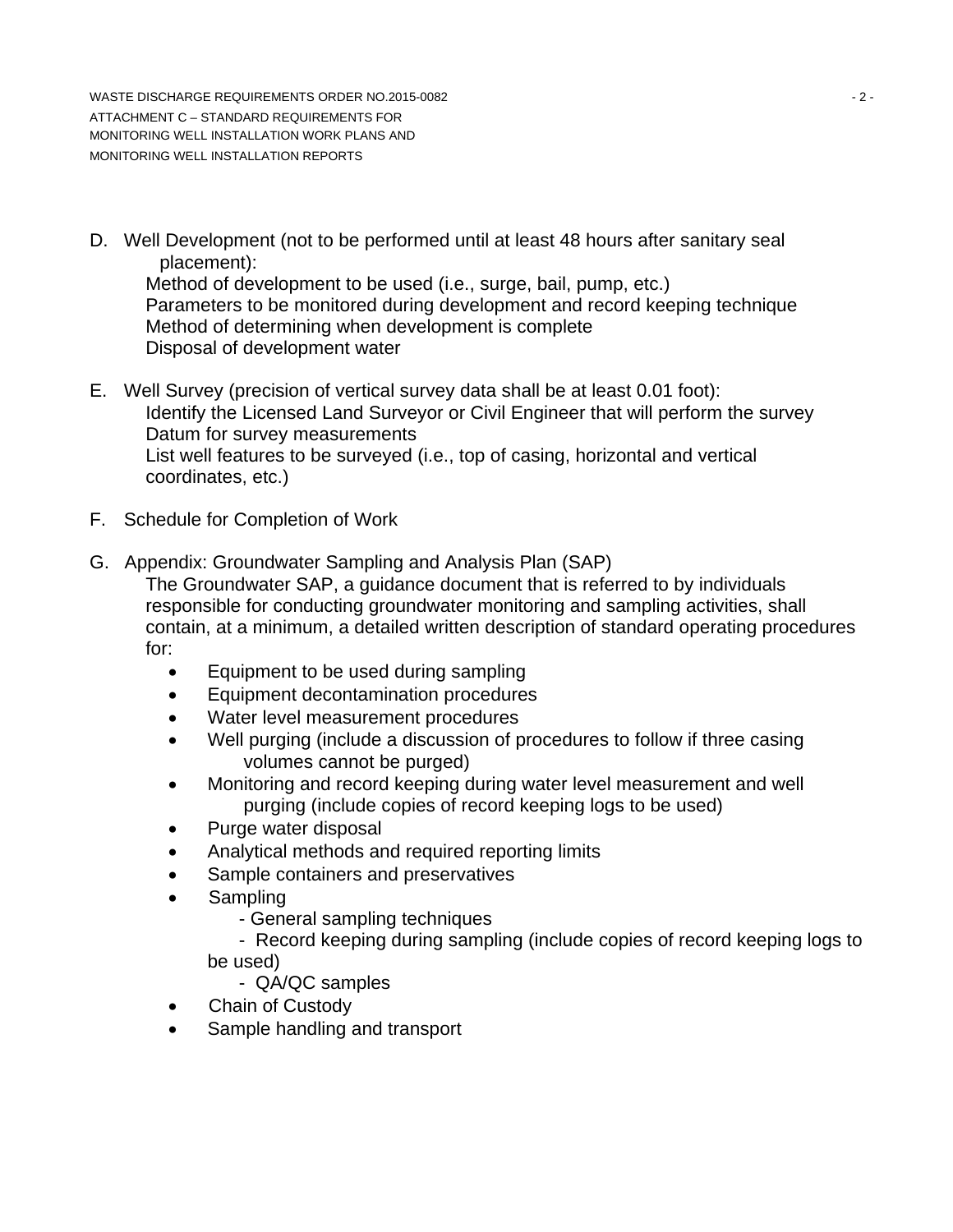D. Well Development (not to be performed until at least 48 hours after sanitary seal placement):
   Method of development to be used (i.e., surge, bail, pump, etc.)
   Parameters to be monitored during development and record keeping technique
   Method of determining when development is complete
   Disposal of development water

E. Well Survey (precision of vertical survey data shall be at least 0.01 foot):
   Identify the Licensed Land Surveyor or Civil Engineer that will perform the survey
   Datum for survey measurements
   List well features to be surveyed (i.e., top of casing, horizontal and vertical coordinates, etc.)

F. Schedule for Completion of Work

G. Appendix: Groundwater Sampling and Analysis Plan (SAP)
   The Groundwater SAP, a guidance document that is referred to by individuals responsible for conducting groundwater monitoring and sampling activities, shall contain, at a minimum, a detailed written description of standard operating procedures for:

   - Equipment to be used during sampling
   - Equipment decontamination procedures
   - Water level measurement procedures
   - Well purging (include a discussion of procedures to follow if three casing volumes cannot be purged)
   - Monitoring and record keeping during water level measurement and well purging (include copies of record keeping logs to be used)
   - Purge water disposal
   - Analytical methods and required reporting limits
   - Sample containers and preservatives
   - Sampling
     - General sampling techniques
     - Record keeping during sampling (include copies of record keeping logs to be used)
     - QA/QC samples
   - Chain of Custody
   - Sample handling and transport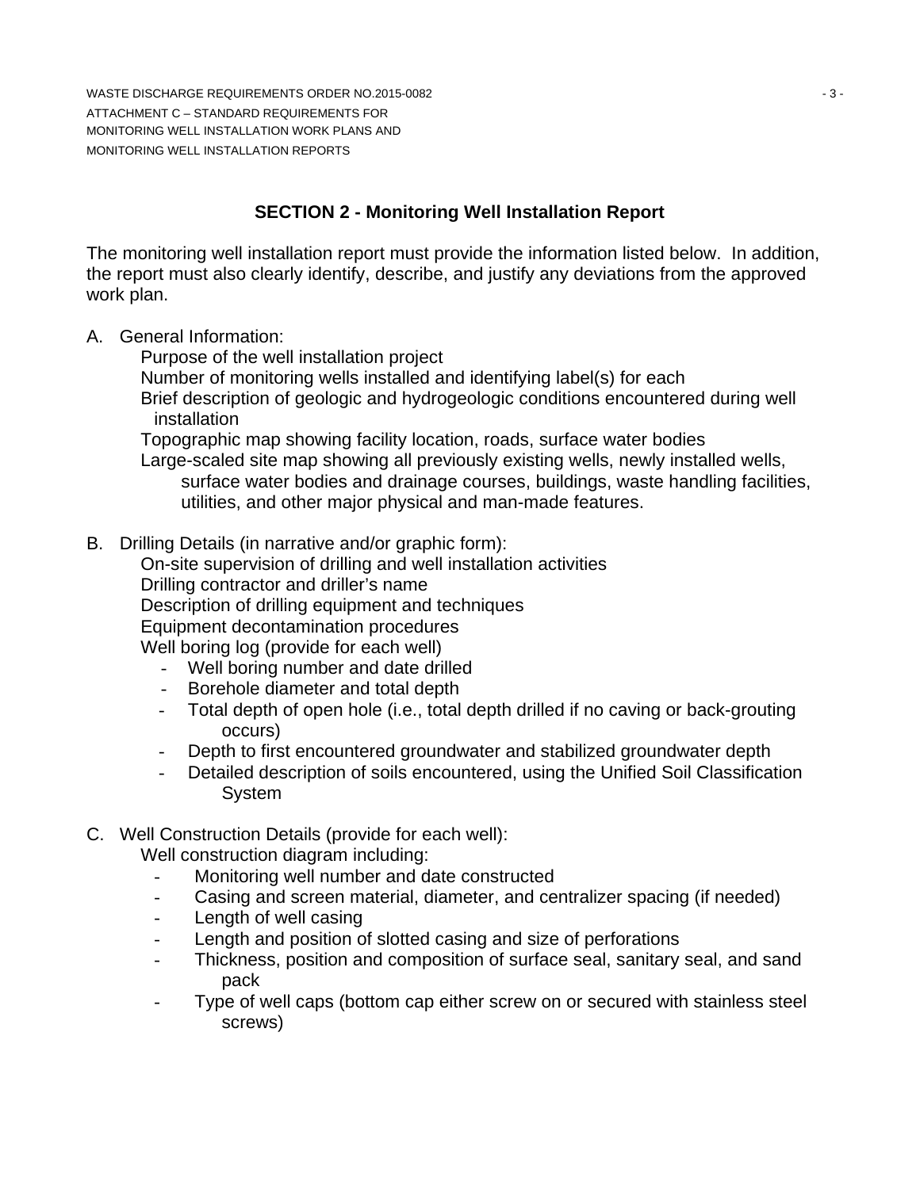## SECTION 2 - Monitoring Well Installation Report

The monitoring well installation report must provide the information listed below. In addition, the report must also clearly identify, describe, and justify any deviations from the approved work plan.

A. General Information:
    Purpose of the well installation project
    Number of monitoring wells installed and identifying label(s) for each
    Brief description of geologic and hydrogeologic conditions encountered during well installation
    Topographic map showing facility location, roads, surface water bodies
    Large-scaled site map showing all previously existing wells, newly installed wells, surface water bodies and drainage courses, buildings, waste handling facilities, utilities, and other major physical and man-made features.

B. Drilling Details (in narrative and/or graphic form):
    On-site supervision of drilling and well installation activities
    Drilling contractor and driller's name
    Description of drilling equipment and techniques
    Equipment decontamination procedures
    Well boring log (provide for each well)
    - Well boring number and date drilled
    - Borehole diameter and total depth
    - Total depth of open hole (i.e., total depth drilled if no caving or back-grouting occurs)
    - Depth to first encountered groundwater and stabilized groundwater depth
    - Detailed description of soils encountered, using the Unified Soil Classification System

C. Well Construction Details (provide for each well):
    Well construction diagram including:
    - Monitoring well number and date constructed
    - Casing and screen material, diameter, and centralizer spacing (if needed)
    - Length of well casing
    - Length and position of slotted casing and size of perforations
    - Thickness, position and composition of surface seal, sanitary seal, and sand pack
    - Type of well caps (bottom cap either screw on or secured with stainless steel screws)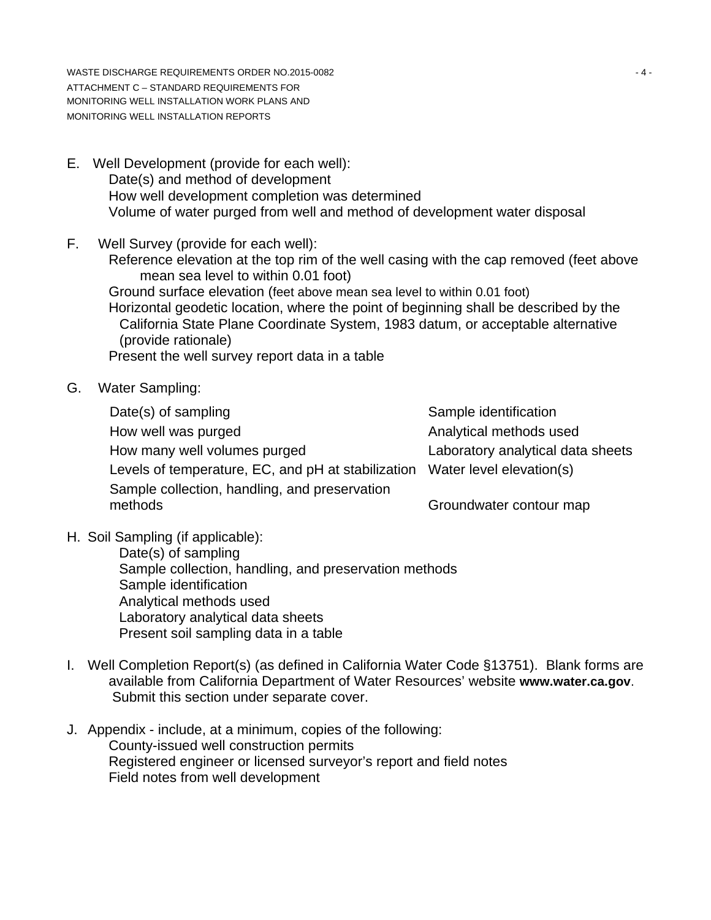E. Well Development (provide for each well):

Date(s) and method of development
How well development completion was determined
Volume of water purged from well and method of development water disposal

F. Well Survey (provide for each well):

Reference elevation at the top rim of the well casing with the cap removed (feet above mean sea level to within 0.01 foot)
Ground surface elevation (feet above mean sea level to within 0.01 foot)
Horizontal geodetic location, where the point of beginning shall be described by the California State Plane Coordinate System, 1983 datum, or acceptable alternative (provide rationale)
Present the well survey report data in a table

G. Water Sampling:

| | |
|---|---|
| Date(s) of sampling | Sample identification |
| How well was purged | Analytical methods used |
| How many well volumes purged | Laboratory analytical data sheets |
| Levels of temperature, EC, and pH at stabilization | Water level elevation(s) |
| Sample collection, handling, and preservation methods | Groundwater contour map |

H. Soil Sampling (if applicable):

Date(s) of sampling
Sample collection, handling, and preservation methods
Sample identification
Analytical methods used
Laboratory analytical data sheets
Present soil sampling data in a table

I. Well Completion Report(s) (as defined in California Water Code §13751). Blank forms are available from California Department of Water Resources' website **www.water.ca.gov**. Submit this section under separate cover.

J. Appendix - include, at a minimum, copies of the following:

County-issued well construction permits
Registered engineer or licensed surveyor's report and field notes
Field notes from well development